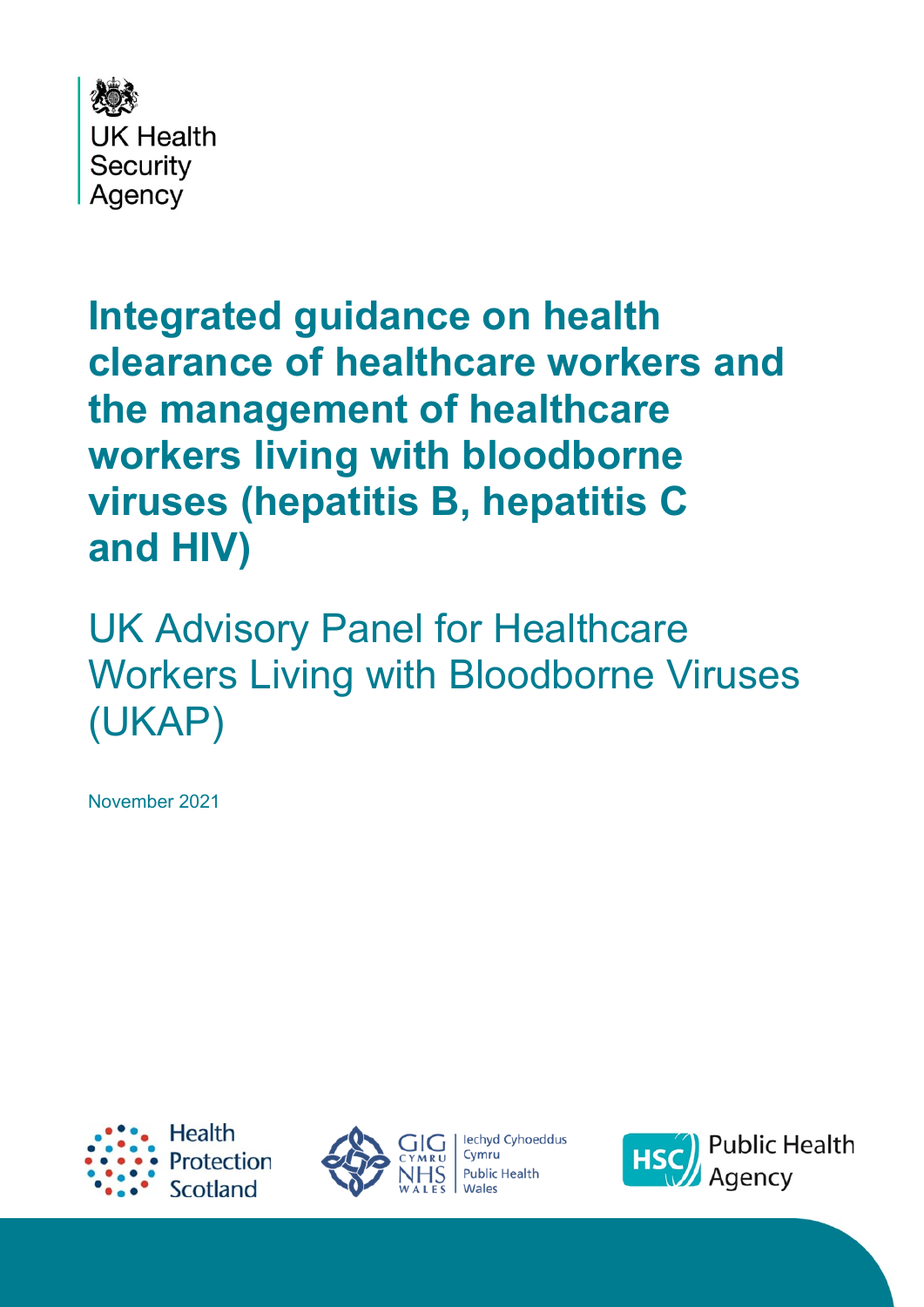UK Health Security Agency

# Integrated guidance on health clearance of healthcare workers and the management of healthcare workers living with bloodborne viruses (hepatitis B, hepatitis C and HIV)

## UK Advisory Panel for Healthcare Workers Living with Bloodborne Viruses (UKAP)

November 2021

Health Protection Scotland

GIG CYMRU NHS WALES Iechyd Cyhoeddus Cymru Public Health Wales

HSC Public Health Agency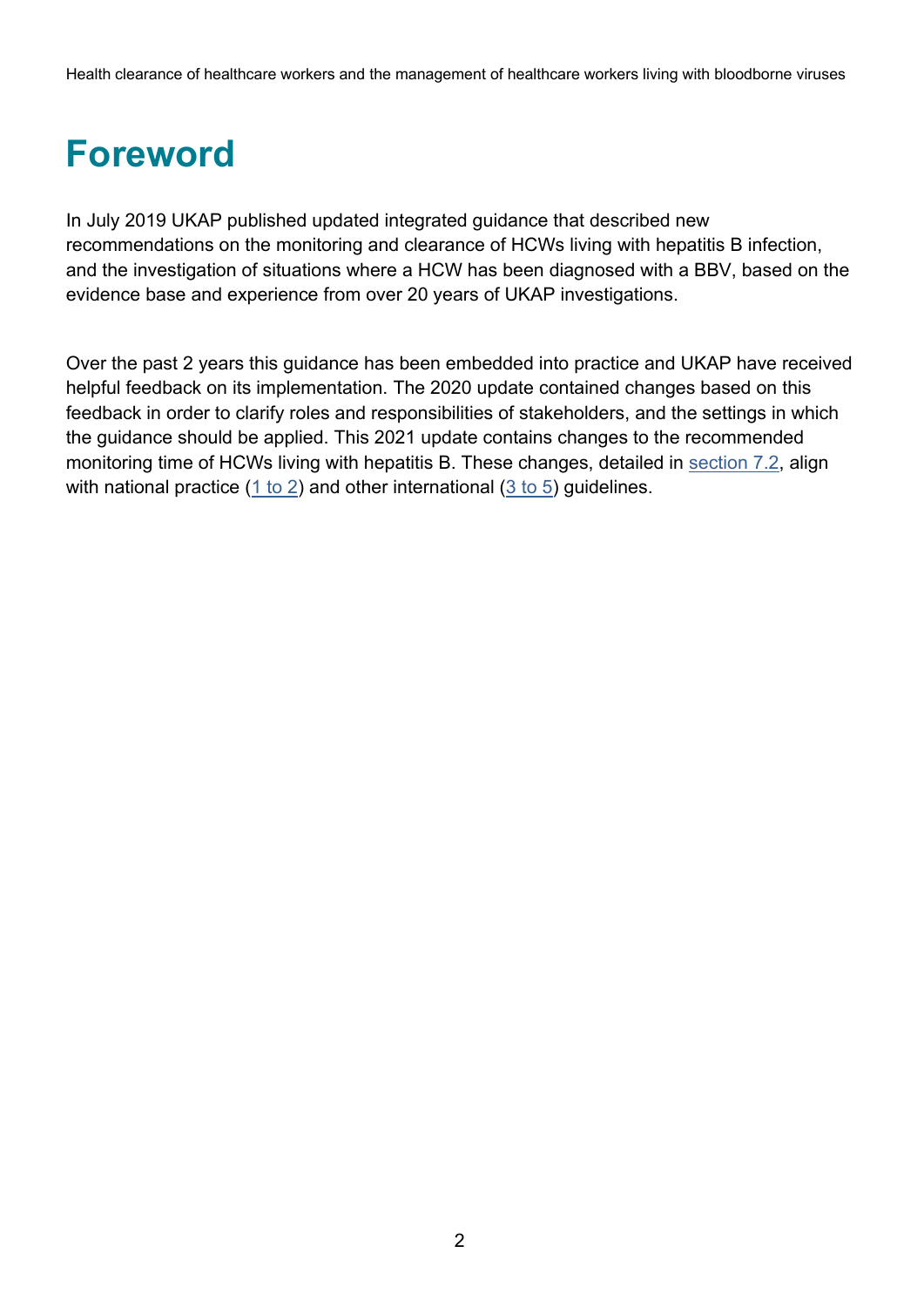# Foreword

In July 2019 UKAP published updated integrated guidance that described new recommendations on the monitoring and clearance of HCWs living with hepatitis B infection, and the investigation of situations where a HCW has been diagnosed with a BBV, based on the evidence base and experience from over 20 years of UKAP investigations.

Over the past 2 years this guidance has been embedded into practice and UKAP have received helpful feedback on its implementation. The 2020 update contained changes based on this feedback in order to clarify roles and responsibilities of stakeholders, and the settings in which the guidance should be applied. This 2021 update contains changes to the recommended monitoring time of HCWs living with hepatitis B. These changes, detailed in section 7.2, align with national practice (1 to 2) and other international (3 to 5) guidelines.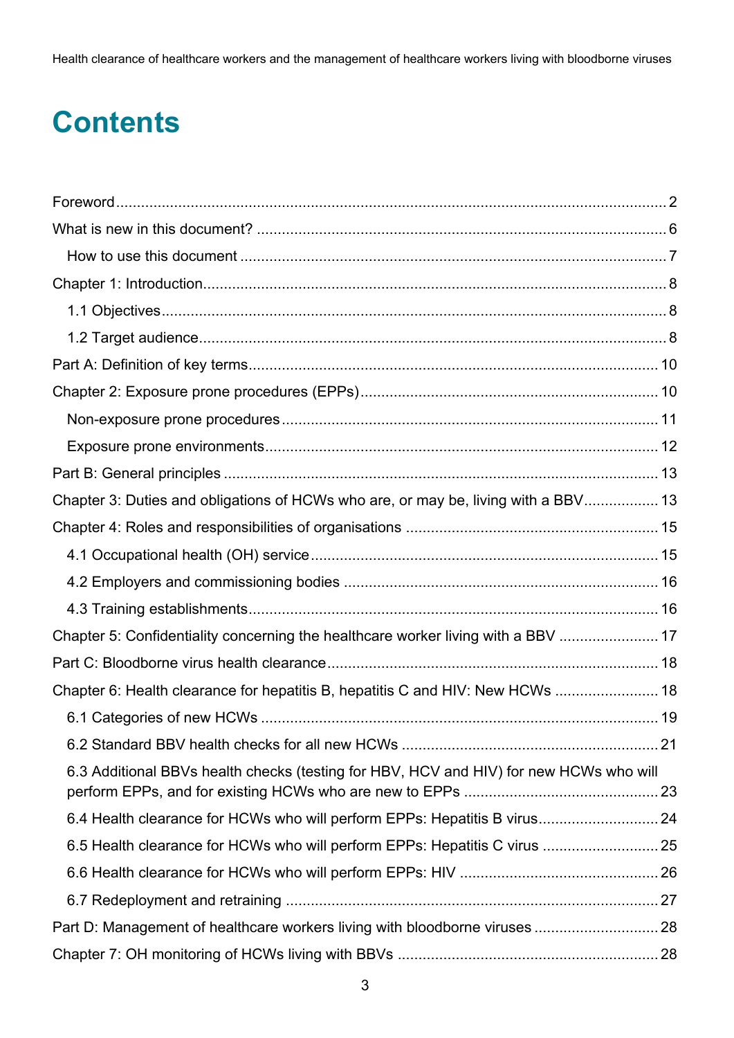# Contents

Foreword ..... 2

What is new in this document? ..... 6

- How to use this document ..... 7

Chapter 1: Introduction ..... 8

- 1.1 Objectives ..... 8
- 1.2 Target audience ..... 8

Part A: Definition of key terms ..... 10

Chapter 2: Exposure prone procedures (EPPs) ..... 10

- Non-exposure prone procedures ..... 11
- Exposure prone environments ..... 12

Part B: General principles ..... 13

Chapter 3: Duties and obligations of HCWs who are, or may be, living with a BBV ..... 13

Chapter 4: Roles and responsibilities of organisations ..... 15

- 4.1 Occupational health (OH) service ..... 15
- 4.2 Employers and commissioning bodies ..... 16
- 4.3 Training establishments ..... 16

Chapter 5: Confidentiality concerning the healthcare worker living with a BBV ..... 17

Part C: Bloodborne virus health clearance ..... 18

Chapter 6: Health clearance for hepatitis B, hepatitis C and HIV: New HCWs ..... 18

- 6.1 Categories of new HCWs ..... 19
- 6.2 Standard BBV health checks for all new HCWs ..... 21
- 6.3 Additional BBVs health checks (testing for HBV, HCV and HIV) for new HCWs who will perform EPPs, and for existing HCWs who are new to EPPs ..... 23
- 6.4 Health clearance for HCWs who will perform EPPs: Hepatitis B virus ..... 24
- 6.5 Health clearance for HCWs who will perform EPPs: Hepatitis C virus ..... 25
- 6.6 Health clearance for HCWs who will perform EPPs: HIV ..... 26
- 6.7 Redeployment and retraining ..... 27

Part D: Management of healthcare workers living with bloodborne viruses ..... 28

Chapter 7: OH monitoring of HCWs living with BBVs ..... 28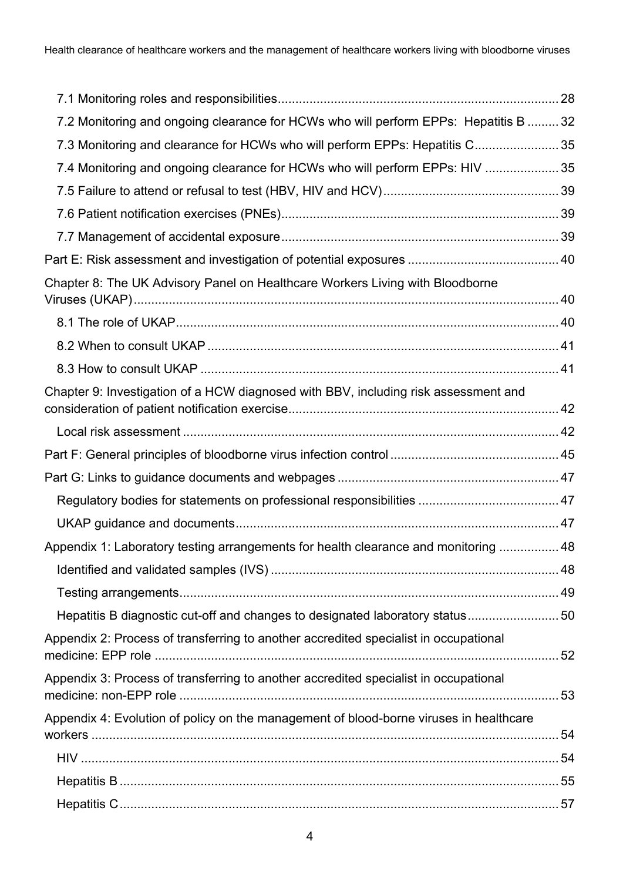- 7.1 Monitoring roles and responsibilities ..... 28
- 7.2 Monitoring and ongoing clearance for HCWs who will perform EPPs: Hepatitis B ..... 32
- 7.3 Monitoring and clearance for HCWs who will perform EPPs: Hepatitis C ..... 35
- 7.4 Monitoring and ongoing clearance for HCWs who will perform EPPs: HIV ..... 35
- 7.5 Failure to attend or refusal to test (HBV, HIV and HCV) ..... 39
- 7.6 Patient notification exercises (PNEs) ..... 39
- 7.7 Management of accidental exposure ..... 39

Part E: Risk assessment and investigation of potential exposures ..... 40

Chapter 8: The UK Advisory Panel on Healthcare Workers Living with Bloodborne Viruses (UKAP) ..... 40

- 8.1 The role of UKAP ..... 40
- 8.2 When to consult UKAP ..... 41
- 8.3 How to consult UKAP ..... 41

Chapter 9: Investigation of a HCW diagnosed with BBV, including risk assessment and consideration of patient notification exercise ..... 42

- Local risk assessment ..... 42

Part F: General principles of bloodborne virus infection control ..... 45

Part G: Links to guidance documents and webpages ..... 47

- Regulatory bodies for statements on professional responsibilities ..... 47
- UKAP guidance and documents ..... 47

Appendix 1: Laboratory testing arrangements for health clearance and monitoring ..... 48

- Identified and validated samples (IVS) ..... 48
- Testing arrangements ..... 49
- Hepatitis B diagnostic cut-off and changes to designated laboratory status ..... 50

Appendix 2: Process of transferring to another accredited specialist in occupational medicine: EPP role ..... 52

Appendix 3: Process of transferring to another accredited specialist in occupational medicine: non-EPP role ..... 53

Appendix 4: Evolution of policy on the management of blood-borne viruses in healthcare workers ..... 54

- HIV ..... 54
- Hepatitis B ..... 55
- Hepatitis C ..... 57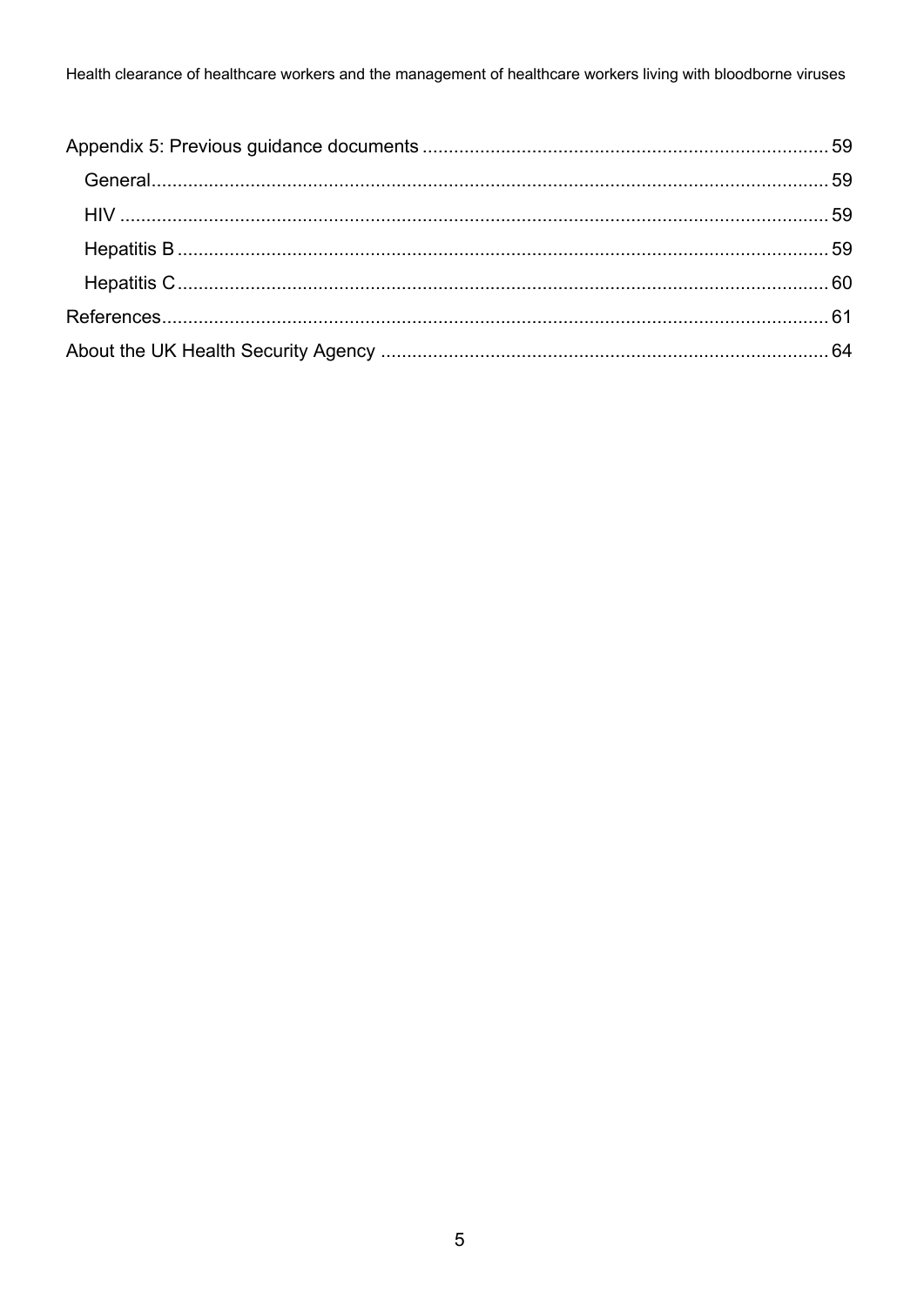Appendix 5: Previous guidance documents ..... 59

- General ..... 59
- HIV ..... 59
- Hepatitis B ..... 59
- Hepatitis C ..... 60

References ..... 61

About the UK Health Security Agency ..... 64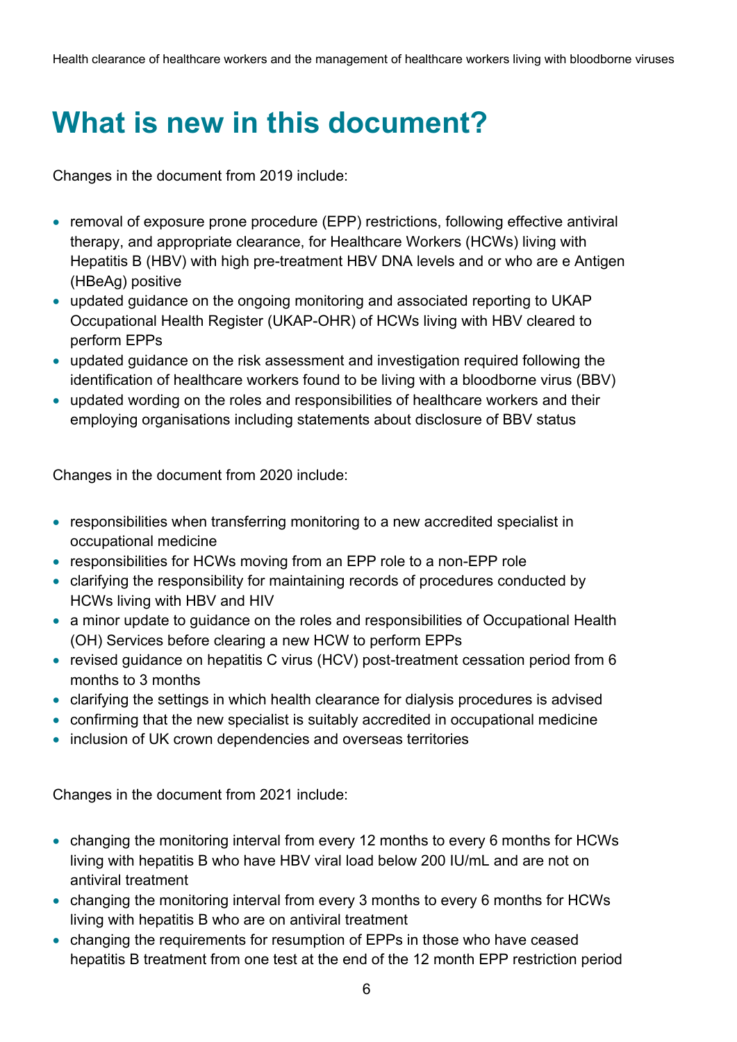# What is new in this document?

Changes in the document from 2019 include:

- removal of exposure prone procedure (EPP) restrictions, following effective antiviral therapy, and appropriate clearance, for Healthcare Workers (HCWs) living with Hepatitis B (HBV) with high pre-treatment HBV DNA levels and or who are e Antigen (HBeAg) positive
- updated guidance on the ongoing monitoring and associated reporting to UKAP Occupational Health Register (UKAP-OHR) of HCWs living with HBV cleared to perform EPPs
- updated guidance on the risk assessment and investigation required following the identification of healthcare workers found to be living with a bloodborne virus (BBV)
- updated wording on the roles and responsibilities of healthcare workers and their employing organisations including statements about disclosure of BBV status

Changes in the document from 2020 include:

- responsibilities when transferring monitoring to a new accredited specialist in occupational medicine
- responsibilities for HCWs moving from an EPP role to a non-EPP role
- clarifying the responsibility for maintaining records of procedures conducted by HCWs living with HBV and HIV
- a minor update to guidance on the roles and responsibilities of Occupational Health (OH) Services before clearing a new HCW to perform EPPs
- revised guidance on hepatitis C virus (HCV) post-treatment cessation period from 6 months to 3 months
- clarifying the settings in which health clearance for dialysis procedures is advised
- confirming that the new specialist is suitably accredited in occupational medicine
- inclusion of UK crown dependencies and overseas territories

Changes in the document from 2021 include:

- changing the monitoring interval from every 12 months to every 6 months for HCWs living with hepatitis B who have HBV viral load below 200 IU/mL and are not on antiviral treatment
- changing the monitoring interval from every 3 months to every 6 months for HCWs living with hepatitis B who are on antiviral treatment
- changing the requirements for resumption of EPPs in those who have ceased hepatitis B treatment from one test at the end of the 12 month EPP restriction period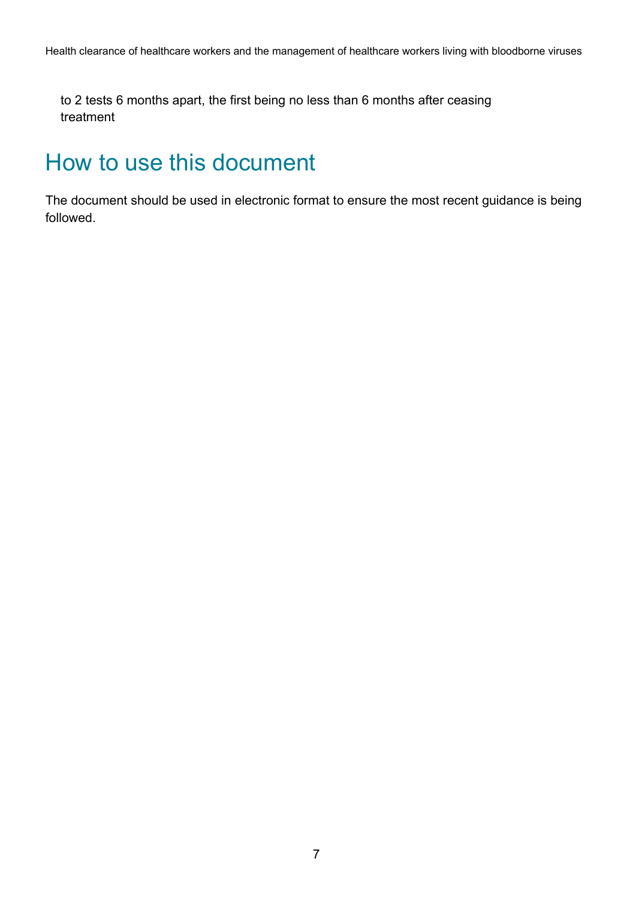to 2 tests 6 months apart, the first being no less than 6 months after ceasing treatment

## How to use this document

The document should be used in electronic format to ensure the most recent guidance is being followed.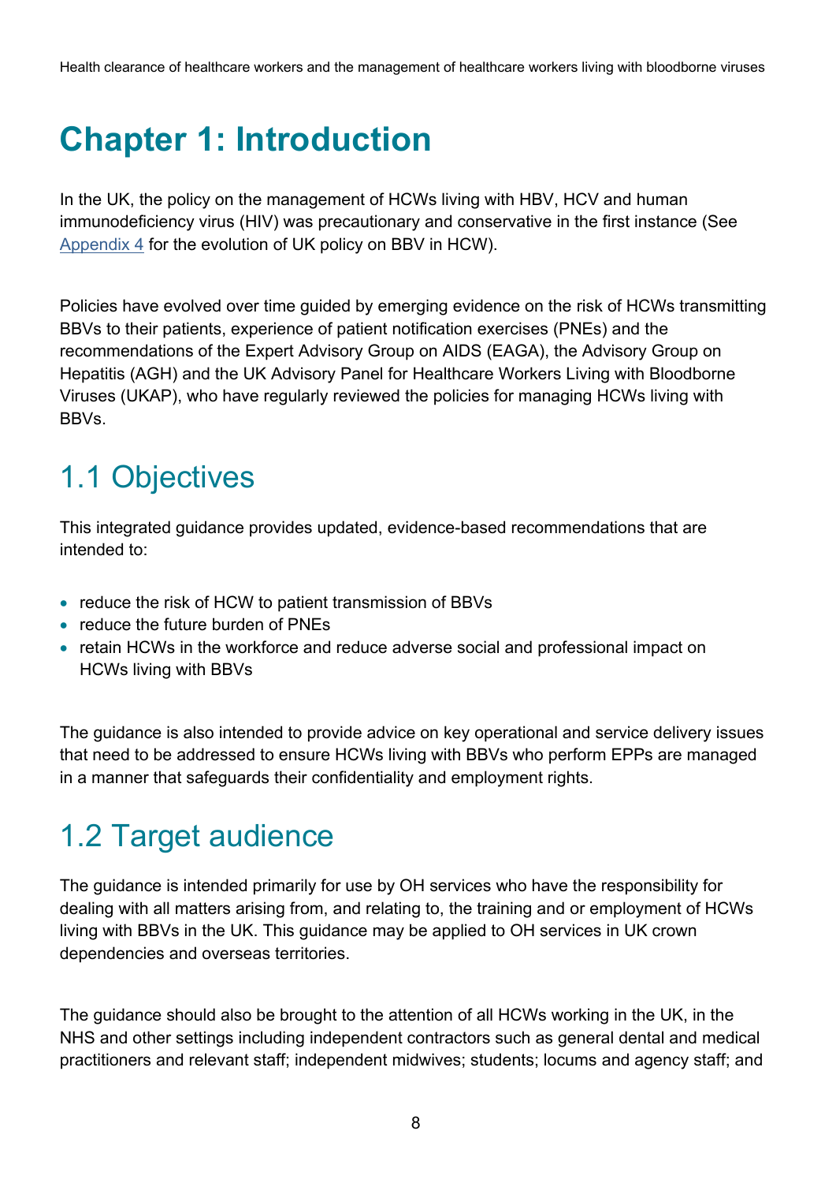# Chapter 1: Introduction

In the UK, the policy on the management of HCWs living with HBV, HCV and human immunodeficiency virus (HIV) was precautionary and conservative in the first instance (See Appendix 4 for the evolution of UK policy on BBV in HCW).

Policies have evolved over time guided by emerging evidence on the risk of HCWs transmitting BBVs to their patients, experience of patient notification exercises (PNEs) and the recommendations of the Expert Advisory Group on AIDS (EAGA), the Advisory Group on Hepatitis (AGH) and the UK Advisory Panel for Healthcare Workers Living with Bloodborne Viruses (UKAP), who have regularly reviewed the policies for managing HCWs living with BBVs.

## 1.1 Objectives

This integrated guidance provides updated, evidence-based recommendations that are intended to:

- reduce the risk of HCW to patient transmission of BBVs
- reduce the future burden of PNEs
- retain HCWs in the workforce and reduce adverse social and professional impact on HCWs living with BBVs

The guidance is also intended to provide advice on key operational and service delivery issues that need to be addressed to ensure HCWs living with BBVs who perform EPPs are managed in a manner that safeguards their confidentiality and employment rights.

## 1.2 Target audience

The guidance is intended primarily for use by OH services who have the responsibility for dealing with all matters arising from, and relating to, the training and or employment of HCWs living with BBVs in the UK. This guidance may be applied to OH services in UK crown dependencies and overseas territories.

The guidance should also be brought to the attention of all HCWs working in the UK, in the NHS and other settings including independent contractors such as general dental and medical practitioners and relevant staff; independent midwives; students; locums and agency staff; and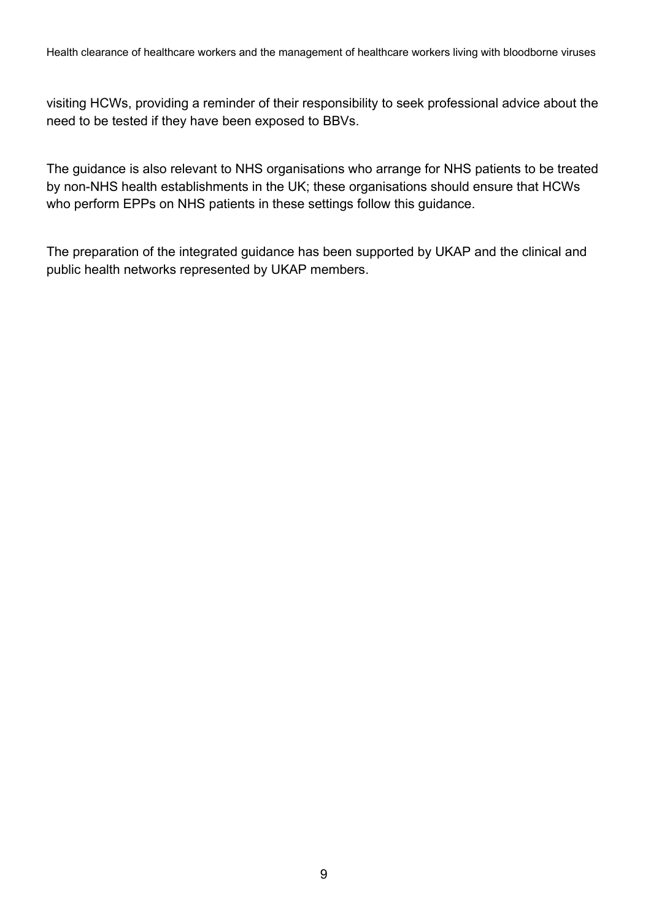visiting HCWs, providing a reminder of their responsibility to seek professional advice about the need to be tested if they have been exposed to BBVs.

The guidance is also relevant to NHS organisations who arrange for NHS patients to be treated by non-NHS health establishments in the UK; these organisations should ensure that HCWs who perform EPPs on NHS patients in these settings follow this guidance.

The preparation of the integrated guidance has been supported by UKAP and the clinical and public health networks represented by UKAP members.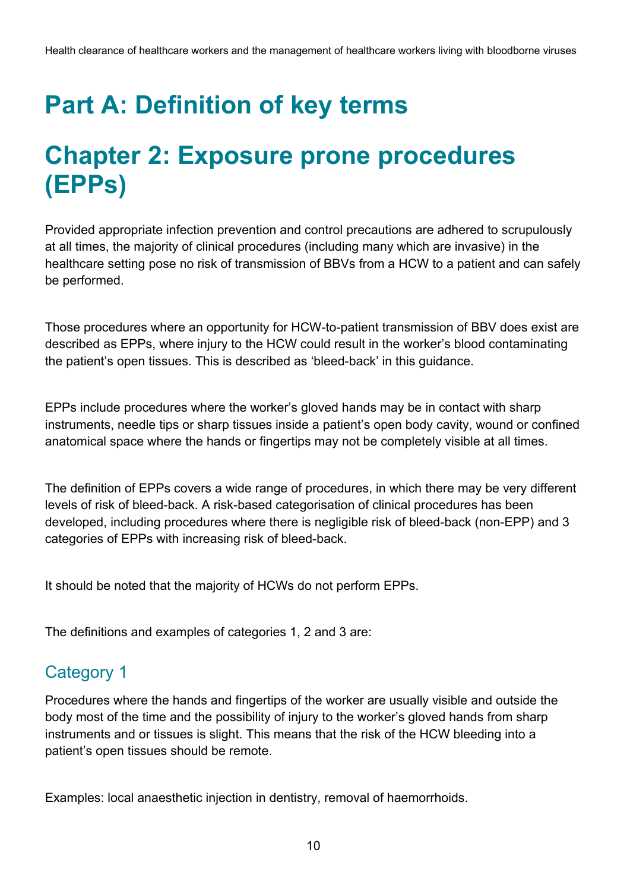# Part A: Definition of key terms

# Chapter 2: Exposure prone procedures (EPPs)

Provided appropriate infection prevention and control precautions are adhered to scrupulously at all times, the majority of clinical procedures (including many which are invasive) in the healthcare setting pose no risk of transmission of BBVs from a HCW to a patient and can safely be performed.

Those procedures where an opportunity for HCW-to-patient transmission of BBV does exist are described as EPPs, where injury to the HCW could result in the worker's blood contaminating the patient's open tissues. This is described as 'bleed-back' in this guidance.

EPPs include procedures where the worker's gloved hands may be in contact with sharp instruments, needle tips or sharp tissues inside a patient's open body cavity, wound or confined anatomical space where the hands or fingertips may not be completely visible at all times.

The definition of EPPs covers a wide range of procedures, in which there may be very different levels of risk of bleed-back. A risk-based categorisation of clinical procedures has been developed, including procedures where there is negligible risk of bleed-back (non-EPP) and 3 categories of EPPs with increasing risk of bleed-back.

It should be noted that the majority of HCWs do not perform EPPs.

The definitions and examples of categories 1, 2 and 3 are:

## Category 1

Procedures where the hands and fingertips of the worker are usually visible and outside the body most of the time and the possibility of injury to the worker's gloved hands from sharp instruments and or tissues is slight. This means that the risk of the HCW bleeding into a patient's open tissues should be remote.

Examples: local anaesthetic injection in dentistry, removal of haemorrhoids.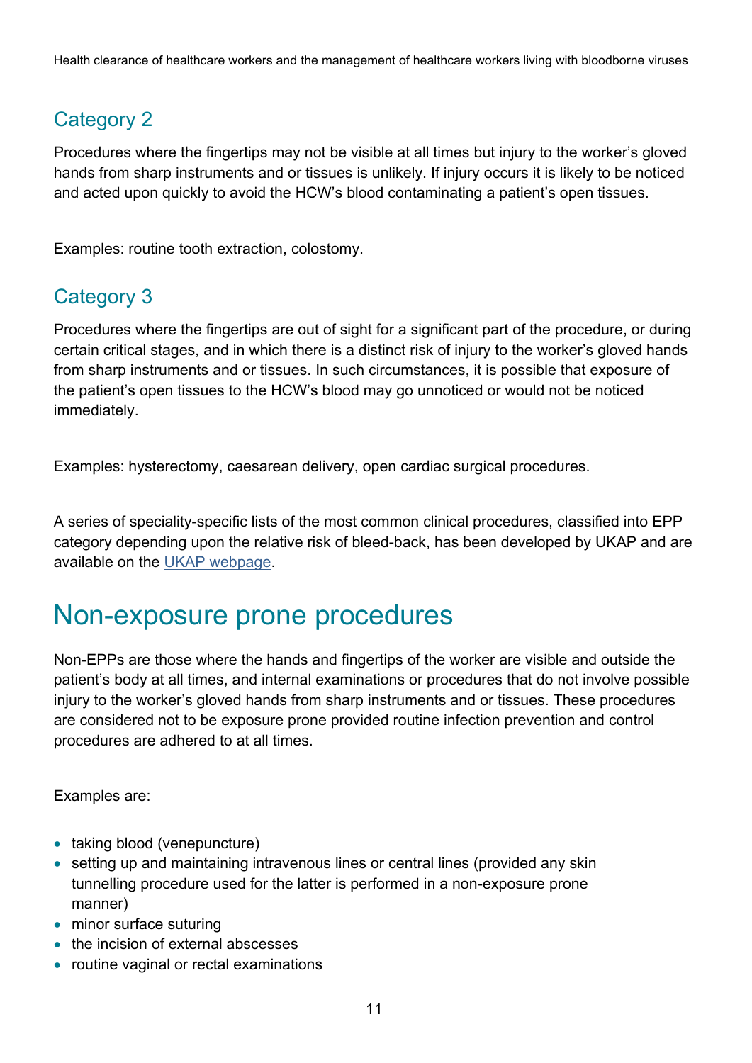### Category 2

Procedures where the fingertips may not be visible at all times but injury to the worker's gloved hands from sharp instruments and or tissues is unlikely. If injury occurs it is likely to be noticed and acted upon quickly to avoid the HCW's blood contaminating a patient's open tissues.

Examples: routine tooth extraction, colostomy.

### Category 3

Procedures where the fingertips are out of sight for a significant part of the procedure, or during certain critical stages, and in which there is a distinct risk of injury to the worker's gloved hands from sharp instruments and or tissues. In such circumstances, it is possible that exposure of the patient's open tissues to the HCW's blood may go unnoticed or would not be noticed immediately.

Examples: hysterectomy, caesarean delivery, open cardiac surgical procedures.

A series of speciality-specific lists of the most common clinical procedures, classified into EPP category depending upon the relative risk of bleed-back, has been developed by UKAP and are available on the UKAP webpage.

## Non-exposure prone procedures

Non-EPPs are those where the hands and fingertips of the worker are visible and outside the patient's body at all times, and internal examinations or procedures that do not involve possible injury to the worker's gloved hands from sharp instruments and or tissues. These procedures are considered not to be exposure prone provided routine infection prevention and control procedures are adhered to at all times.

Examples are:

- taking blood (venepuncture)
- setting up and maintaining intravenous lines or central lines (provided any skin tunnelling procedure used for the latter is performed in a non-exposure prone manner)
- minor surface suturing
- the incision of external abscesses
- routine vaginal or rectal examinations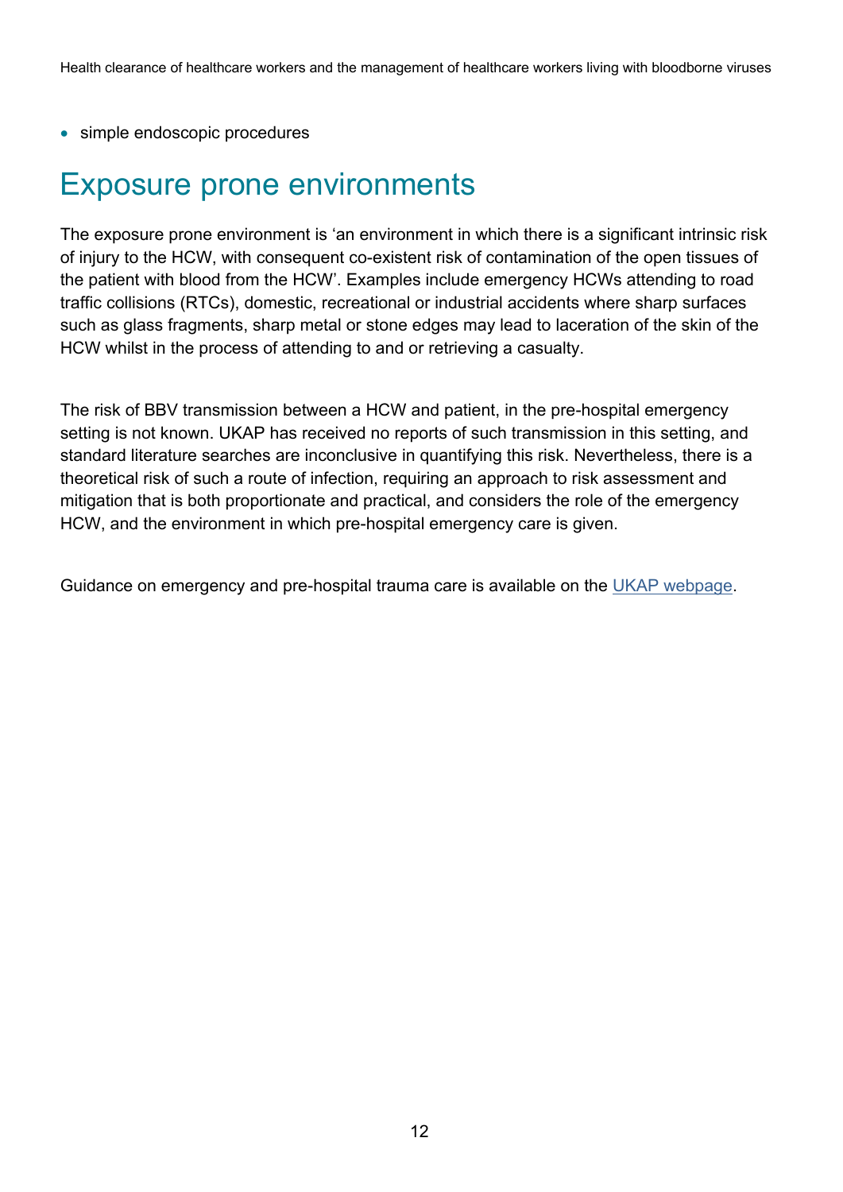- simple endoscopic procedures

## Exposure prone environments

The exposure prone environment is 'an environment in which there is a significant intrinsic risk of injury to the HCW, with consequent co-existent risk of contamination of the open tissues of the patient with blood from the HCW'. Examples include emergency HCWs attending to road traffic collisions (RTCs), domestic, recreational or industrial accidents where sharp surfaces such as glass fragments, sharp metal or stone edges may lead to laceration of the skin of the HCW whilst in the process of attending to and or retrieving a casualty.

The risk of BBV transmission between a HCW and patient, in the pre-hospital emergency setting is not known. UKAP has received no reports of such transmission in this setting, and standard literature searches are inconclusive in quantifying this risk. Nevertheless, there is a theoretical risk of such a route of infection, requiring an approach to risk assessment and mitigation that is both proportionate and practical, and considers the role of the emergency HCW, and the environment in which pre-hospital emergency care is given.

Guidance on emergency and pre-hospital trauma care is available on the UKAP webpage.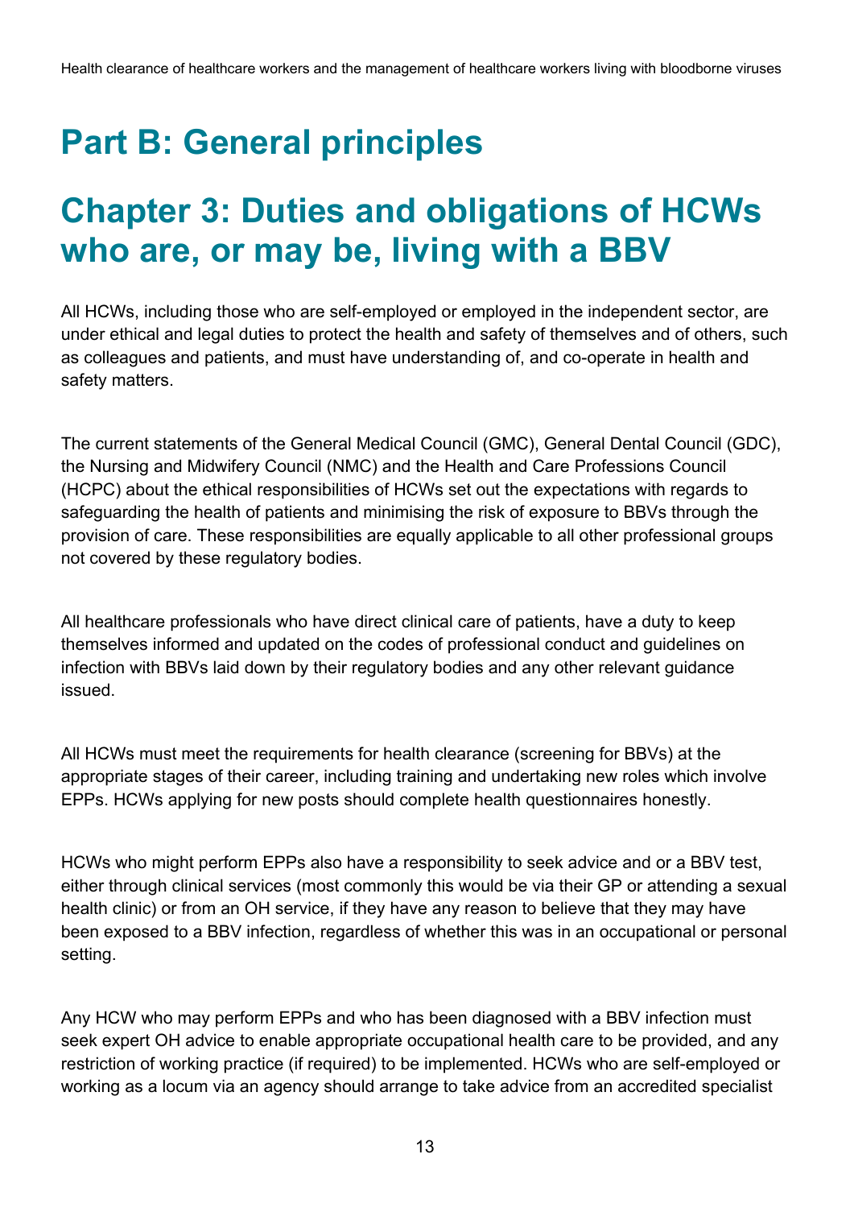# Part B: General principles

## Chapter 3: Duties and obligations of HCWs who are, or may be, living with a BBV

All HCWs, including those who are self-employed or employed in the independent sector, are under ethical and legal duties to protect the health and safety of themselves and of others, such as colleagues and patients, and must have understanding of, and co-operate in health and safety matters.

The current statements of the General Medical Council (GMC), General Dental Council (GDC), the Nursing and Midwifery Council (NMC) and the Health and Care Professions Council (HCPC) about the ethical responsibilities of HCWs set out the expectations with regards to safeguarding the health of patients and minimising the risk of exposure to BBVs through the provision of care. These responsibilities are equally applicable to all other professional groups not covered by these regulatory bodies.

All healthcare professionals who have direct clinical care of patients, have a duty to keep themselves informed and updated on the codes of professional conduct and guidelines on infection with BBVs laid down by their regulatory bodies and any other relevant guidance issued.

All HCWs must meet the requirements for health clearance (screening for BBVs) at the appropriate stages of their career, including training and undertaking new roles which involve EPPs. HCWs applying for new posts should complete health questionnaires honestly.

HCWs who might perform EPPs also have a responsibility to seek advice and or a BBV test, either through clinical services (most commonly this would be via their GP or attending a sexual health clinic) or from an OH service, if they have any reason to believe that they may have been exposed to a BBV infection, regardless of whether this was in an occupational or personal setting.

Any HCW who may perform EPPs and who has been diagnosed with a BBV infection must seek expert OH advice to enable appropriate occupational health care to be provided, and any restriction of working practice (if required) to be implemented. HCWs who are self-employed or working as a locum via an agency should arrange to take advice from an accredited specialist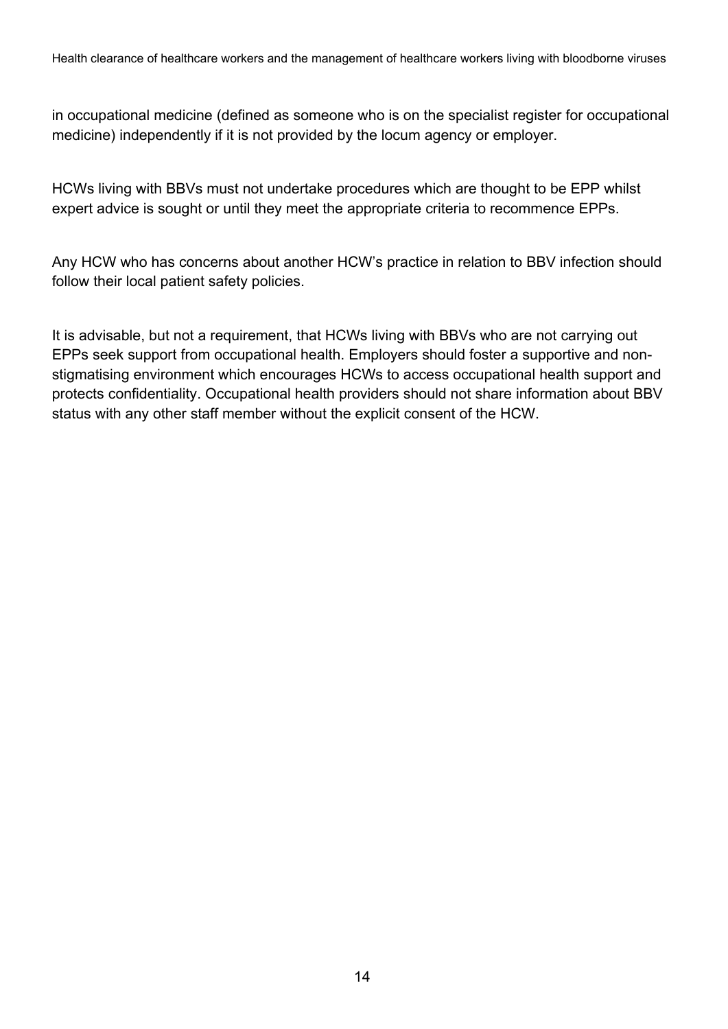in occupational medicine (defined as someone who is on the specialist register for occupational medicine) independently if it is not provided by the locum agency or employer.

HCWs living with BBVs must not undertake procedures which are thought to be EPP whilst expert advice is sought or until they meet the appropriate criteria to recommence EPPs.

Any HCW who has concerns about another HCW's practice in relation to BBV infection should follow their local patient safety policies.

It is advisable, but not a requirement, that HCWs living with BBVs who are not carrying out EPPs seek support from occupational health. Employers should foster a supportive and non-stigmatising environment which encourages HCWs to access occupational health support and protects confidentiality. Occupational health providers should not share information about BBV status with any other staff member without the explicit consent of the HCW.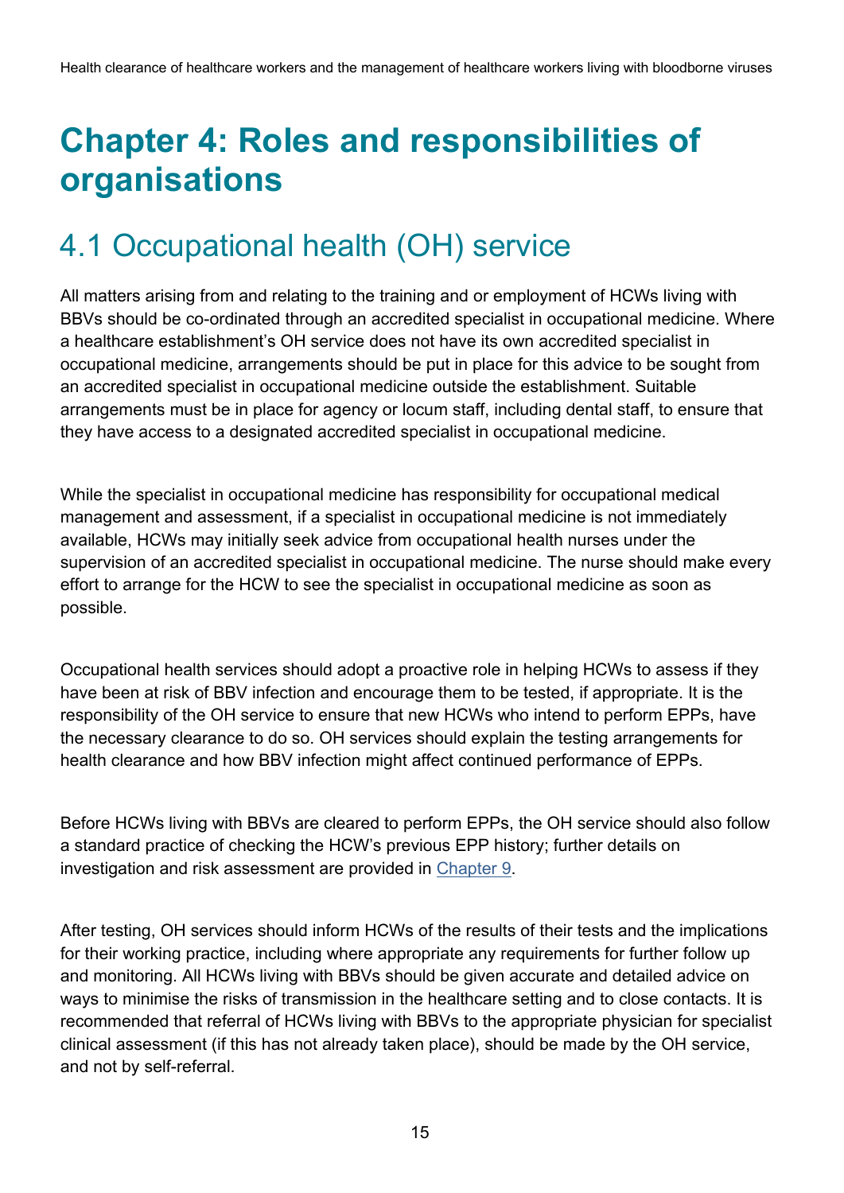# Chapter 4: Roles and responsibilities of organisations

## 4.1 Occupational health (OH) service

All matters arising from and relating to the training and or employment of HCWs living with BBVs should be co-ordinated through an accredited specialist in occupational medicine. Where a healthcare establishment's OH service does not have its own accredited specialist in occupational medicine, arrangements should be put in place for this advice to be sought from an accredited specialist in occupational medicine outside the establishment. Suitable arrangements must be in place for agency or locum staff, including dental staff, to ensure that they have access to a designated accredited specialist in occupational medicine.

While the specialist in occupational medicine has responsibility for occupational medical management and assessment, if a specialist in occupational medicine is not immediately available, HCWs may initially seek advice from occupational health nurses under the supervision of an accredited specialist in occupational medicine. The nurse should make every effort to arrange for the HCW to see the specialist in occupational medicine as soon as possible.

Occupational health services should adopt a proactive role in helping HCWs to assess if they have been at risk of BBV infection and encourage them to be tested, if appropriate. It is the responsibility of the OH service to ensure that new HCWs who intend to perform EPPs, have the necessary clearance to do so. OH services should explain the testing arrangements for health clearance and how BBV infection might affect continued performance of EPPs.

Before HCWs living with BBVs are cleared to perform EPPs, the OH service should also follow a standard practice of checking the HCW's previous EPP history; further details on investigation and risk assessment are provided in Chapter 9.

After testing, OH services should inform HCWs of the results of their tests and the implications for their working practice, including where appropriate any requirements for further follow up and monitoring. All HCWs living with BBVs should be given accurate and detailed advice on ways to minimise the risks of transmission in the healthcare setting and to close contacts. It is recommended that referral of HCWs living with BBVs to the appropriate physician for specialist clinical assessment (if this has not already taken place), should be made by the OH service, and not by self-referral.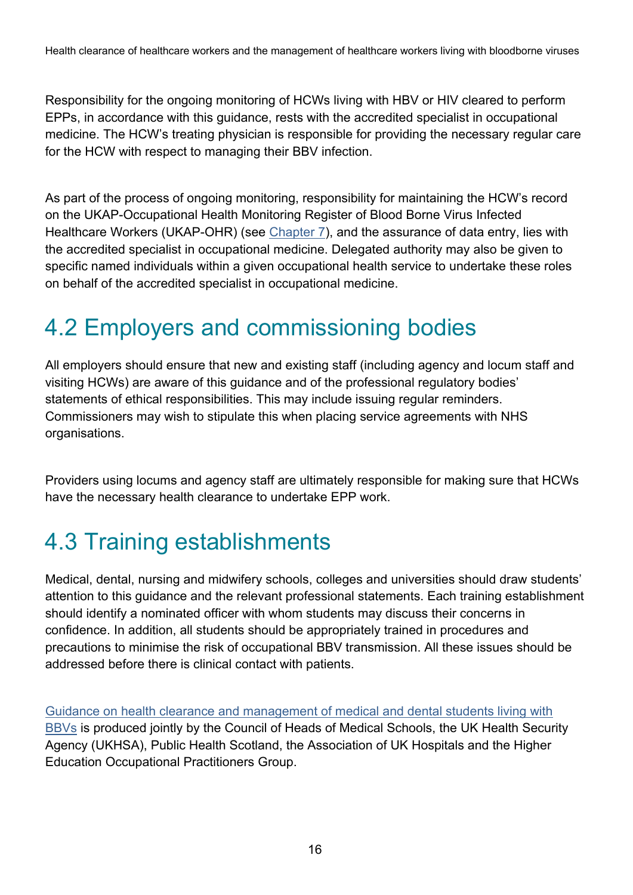Responsibility for the ongoing monitoring of HCWs living with HBV or HIV cleared to perform EPPs, in accordance with this guidance, rests with the accredited specialist in occupational medicine. The HCW's treating physician is responsible for providing the necessary regular care for the HCW with respect to managing their BBV infection.

As part of the process of ongoing monitoring, responsibility for maintaining the HCW's record on the UKAP-Occupational Health Monitoring Register of Blood Borne Virus Infected Healthcare Workers (UKAP-OHR) (see Chapter 7), and the assurance of data entry, lies with the accredited specialist in occupational medicine. Delegated authority may also be given to specific named individuals within a given occupational health service to undertake these roles on behalf of the accredited specialist in occupational medicine.

## 4.2 Employers and commissioning bodies

All employers should ensure that new and existing staff (including agency and locum staff and visiting HCWs) are aware of this guidance and of the professional regulatory bodies' statements of ethical responsibilities. This may include issuing regular reminders. Commissioners may wish to stipulate this when placing service agreements with NHS organisations.

Providers using locums and agency staff are ultimately responsible for making sure that HCWs have the necessary health clearance to undertake EPP work.

## 4.3 Training establishments

Medical, dental, nursing and midwifery schools, colleges and universities should draw students' attention to this guidance and the relevant professional statements. Each training establishment should identify a nominated officer with whom students may discuss their concerns in confidence. In addition, all students should be appropriately trained in procedures and precautions to minimise the risk of occupational BBV transmission. All these issues should be addressed before there is clinical contact with patients.

Guidance on health clearance and management of medical and dental students living with BBVs is produced jointly by the Council of Heads of Medical Schools, the UK Health Security Agency (UKHSA), Public Health Scotland, the Association of UK Hospitals and the Higher Education Occupational Practitioners Group.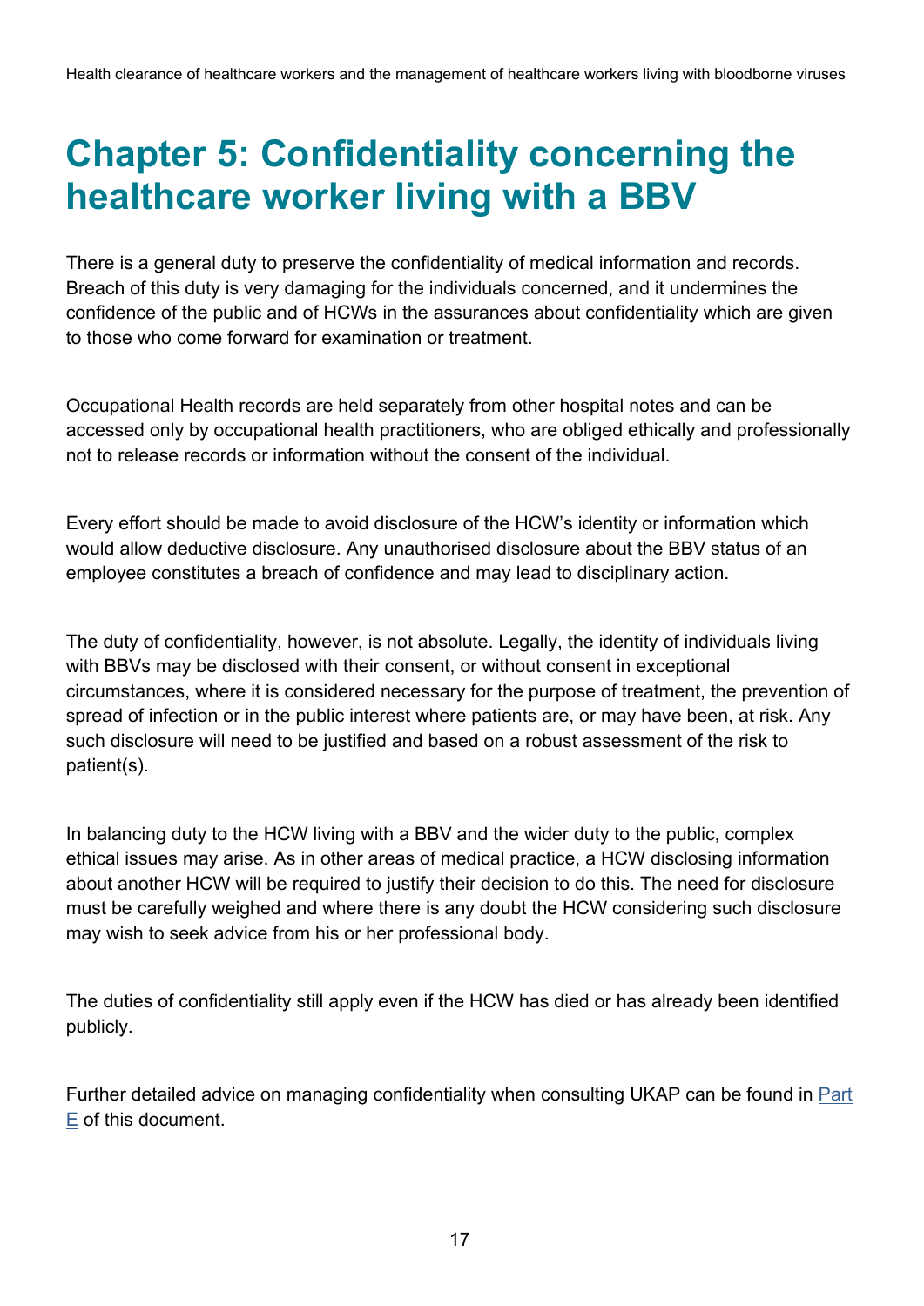# Chapter 5: Confidentiality concerning the healthcare worker living with a BBV

There is a general duty to preserve the confidentiality of medical information and records. Breach of this duty is very damaging for the individuals concerned, and it undermines the confidence of the public and of HCWs in the assurances about confidentiality which are given to those who come forward for examination or treatment.

Occupational Health records are held separately from other hospital notes and can be accessed only by occupational health practitioners, who are obliged ethically and professionally not to release records or information without the consent of the individual.

Every effort should be made to avoid disclosure of the HCW's identity or information which would allow deductive disclosure. Any unauthorised disclosure about the BBV status of an employee constitutes a breach of confidence and may lead to disciplinary action.

The duty of confidentiality, however, is not absolute. Legally, the identity of individuals living with BBVs may be disclosed with their consent, or without consent in exceptional circumstances, where it is considered necessary for the purpose of treatment, the prevention of spread of infection or in the public interest where patients are, or may have been, at risk. Any such disclosure will need to be justified and based on a robust assessment of the risk to patient(s).

In balancing duty to the HCW living with a BBV and the wider duty to the public, complex ethical issues may arise. As in other areas of medical practice, a HCW disclosing information about another HCW will be required to justify their decision to do this. The need for disclosure must be carefully weighed and where there is any doubt the HCW considering such disclosure may wish to seek advice from his or her professional body.

The duties of confidentiality still apply even if the HCW has died or has already been identified publicly.

Further detailed advice on managing confidentiality when consulting UKAP can be found in Part E of this document.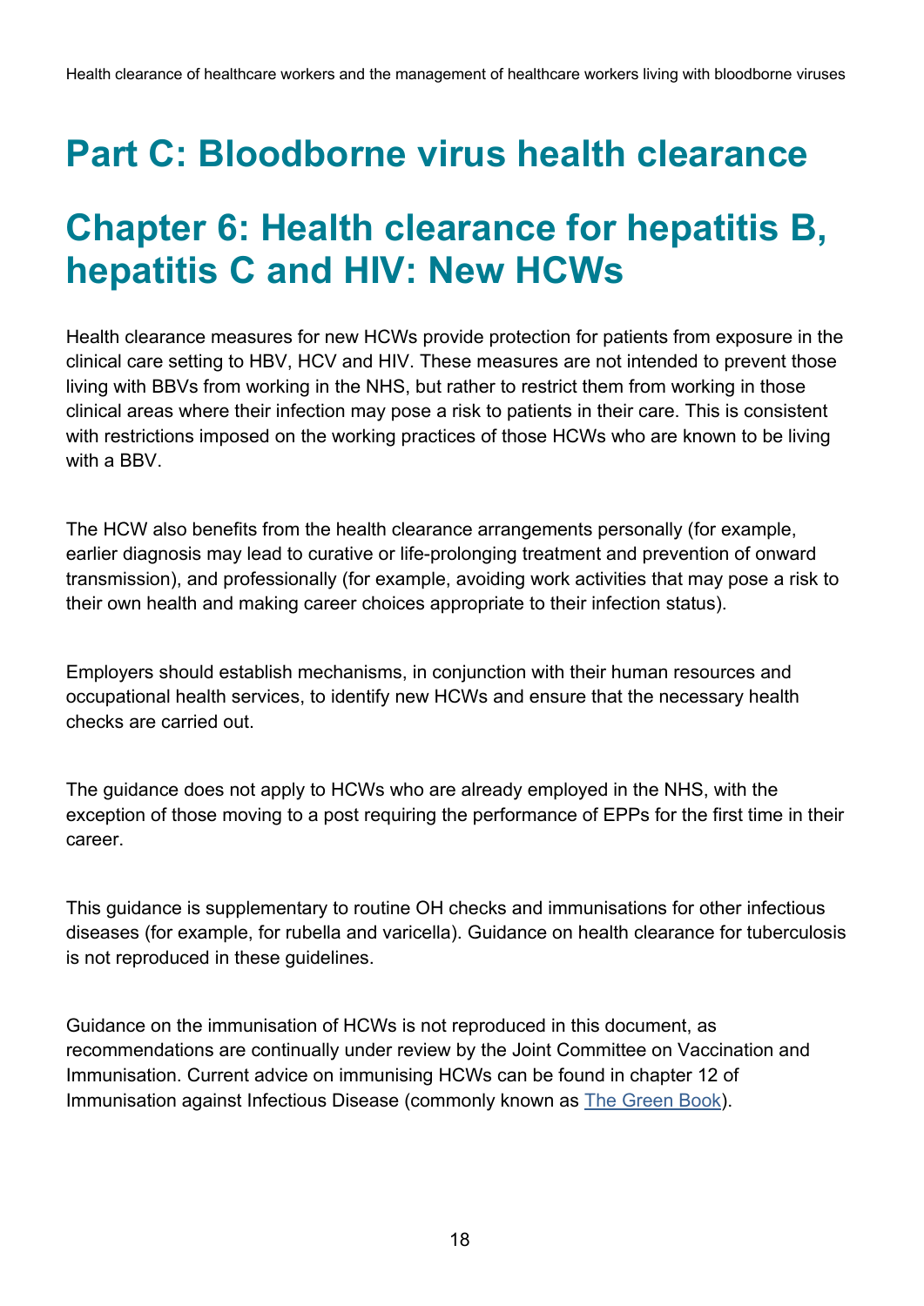# Part C: Bloodborne virus health clearance

# Chapter 6: Health clearance for hepatitis B, hepatitis C and HIV: New HCWs

Health clearance measures for new HCWs provide protection for patients from exposure in the clinical care setting to HBV, HCV and HIV. These measures are not intended to prevent those living with BBVs from working in the NHS, but rather to restrict them from working in those clinical areas where their infection may pose a risk to patients in their care. This is consistent with restrictions imposed on the working practices of those HCWs who are known to be living with a BBV.

The HCW also benefits from the health clearance arrangements personally (for example, earlier diagnosis may lead to curative or life-prolonging treatment and prevention of onward transmission), and professionally (for example, avoiding work activities that may pose a risk to their own health and making career choices appropriate to their infection status).

Employers should establish mechanisms, in conjunction with their human resources and occupational health services, to identify new HCWs and ensure that the necessary health checks are carried out.

The guidance does not apply to HCWs who are already employed in the NHS, with the exception of those moving to a post requiring the performance of EPPs for the first time in their career.

This guidance is supplementary to routine OH checks and immunisations for other infectious diseases (for example, for rubella and varicella). Guidance on health clearance for tuberculosis is not reproduced in these guidelines.

Guidance on the immunisation of HCWs is not reproduced in this document, as recommendations are continually under review by the Joint Committee on Vaccination and Immunisation. Current advice on immunising HCWs can be found in chapter 12 of Immunisation against Infectious Disease (commonly known as The Green Book).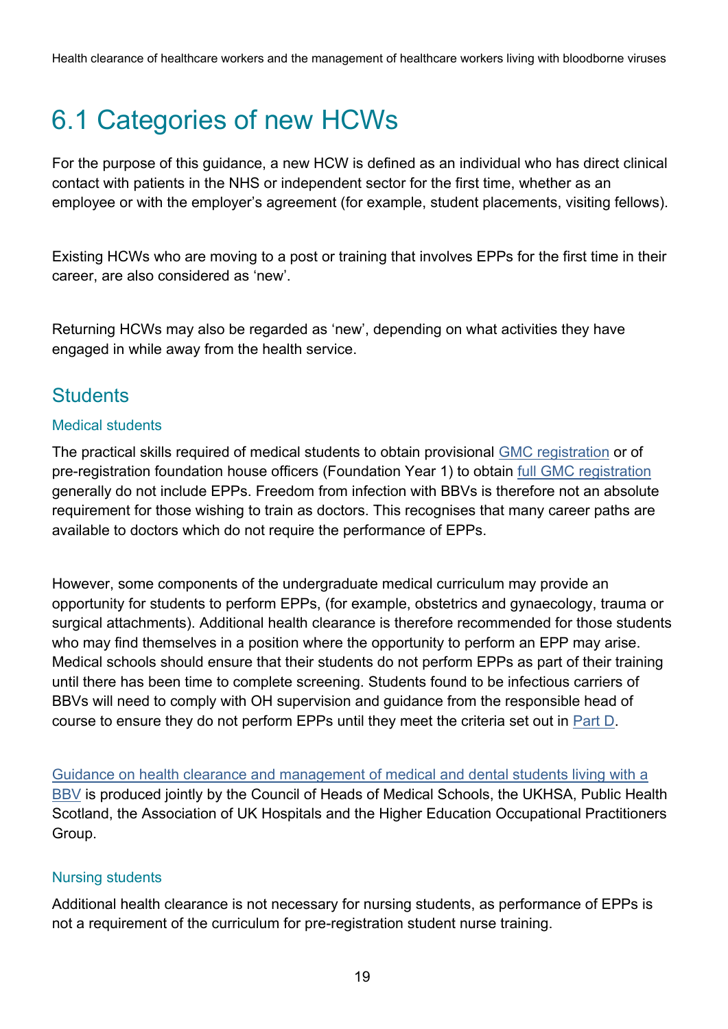## 6.1 Categories of new HCWs

For the purpose of this guidance, a new HCW is defined as an individual who has direct clinical contact with patients in the NHS or independent sector for the first time, whether as an employee or with the employer's agreement (for example, student placements, visiting fellows).

Existing HCWs who are moving to a post or training that involves EPPs for the first time in their career, are also considered as 'new'.

Returning HCWs may also be regarded as 'new', depending on what activities they have engaged in while away from the health service.

### Students

#### Medical students

The practical skills required of medical students to obtain provisional GMC registration or of pre-registration foundation house officers (Foundation Year 1) to obtain full GMC registration generally do not include EPPs. Freedom from infection with BBVs is therefore not an absolute requirement for those wishing to train as doctors. This recognises that many career paths are available to doctors which do not require the performance of EPPs.

However, some components of the undergraduate medical curriculum may provide an opportunity for students to perform EPPs, (for example, obstetrics and gynaecology, trauma or surgical attachments). Additional health clearance is therefore recommended for those students who may find themselves in a position where the opportunity to perform an EPP may arise. Medical schools should ensure that their students do not perform EPPs as part of their training until there has been time to complete screening. Students found to be infectious carriers of BBVs will need to comply with OH supervision and guidance from the responsible head of course to ensure they do not perform EPPs until they meet the criteria set out in Part D.

Guidance on health clearance and management of medical and dental students living with a BBV is produced jointly by the Council of Heads of Medical Schools, the UKHSA, Public Health Scotland, the Association of UK Hospitals and the Higher Education Occupational Practitioners Group.

#### Nursing students

Additional health clearance is not necessary for nursing students, as performance of EPPs is not a requirement of the curriculum for pre-registration student nurse training.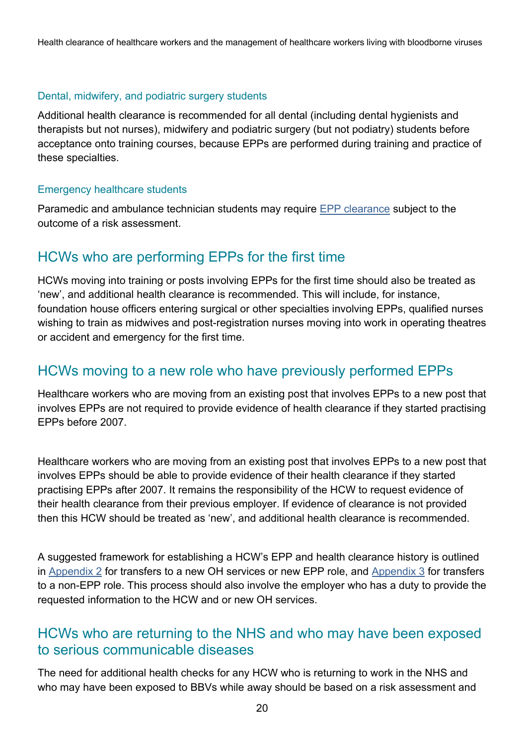### Dental, midwifery, and podiatric surgery students

Additional health clearance is recommended for all dental (including dental hygienists and therapists but not nurses), midwifery and podiatric surgery (but not podiatry) students before acceptance onto training courses, because EPPs are performed during training and practice of these specialties.

### Emergency healthcare students

Paramedic and ambulance technician students may require EPP clearance subject to the outcome of a risk assessment.

## HCWs who are performing EPPs for the first time

HCWs moving into training or posts involving EPPs for the first time should also be treated as 'new', and additional health clearance is recommended. This will include, for instance, foundation house officers entering surgical or other specialties involving EPPs, qualified nurses wishing to train as midwives and post-registration nurses moving into work in operating theatres or accident and emergency for the first time.

## HCWs moving to a new role who have previously performed EPPs

Healthcare workers who are moving from an existing post that involves EPPs to a new post that involves EPPs are not required to provide evidence of health clearance if they started practising EPPs before 2007.

Healthcare workers who are moving from an existing post that involves EPPs to a new post that involves EPPs should be able to provide evidence of their health clearance if they started practising EPPs after 2007. It remains the responsibility of the HCW to request evidence of their health clearance from their previous employer. If evidence of clearance is not provided then this HCW should be treated as 'new', and additional health clearance is recommended.

A suggested framework for establishing a HCW's EPP and health clearance history is outlined in Appendix 2 for transfers to a new OH services or new EPP role, and Appendix 3 for transfers to a non-EPP role. This process should also involve the employer who has a duty to provide the requested information to the HCW and or new OH services.

## HCWs who are returning to the NHS and who may have been exposed to serious communicable diseases

The need for additional health checks for any HCW who is returning to work in the NHS and who may have been exposed to BBVs while away should be based on a risk assessment and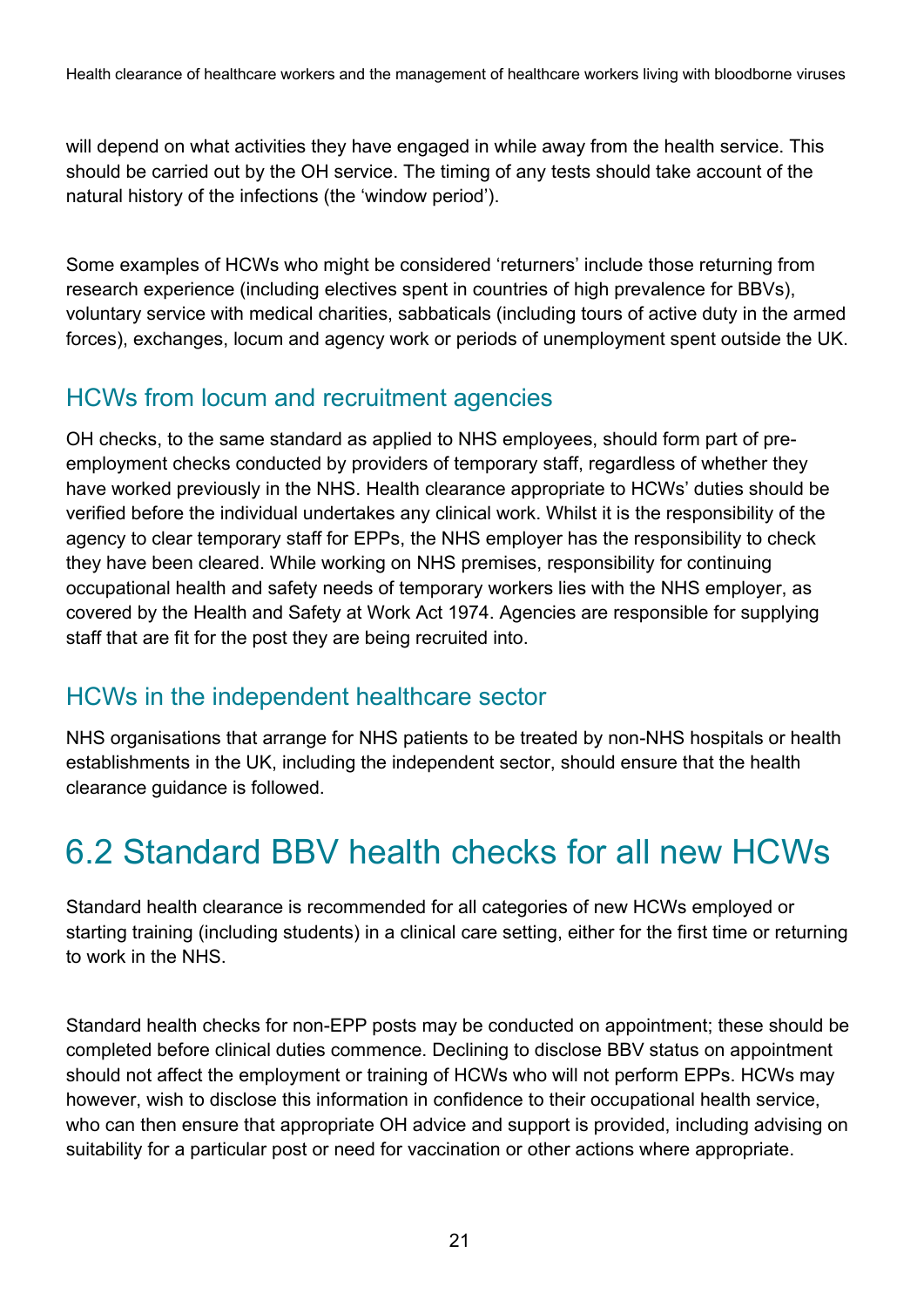will depend on what activities they have engaged in while away from the health service. This should be carried out by the OH service. The timing of any tests should take account of the natural history of the infections (the 'window period').

Some examples of HCWs who might be considered 'returners' include those returning from research experience (including electives spent in countries of high prevalence for BBVs), voluntary service with medical charities, sabbaticals (including tours of active duty in the armed forces), exchanges, locum and agency work or periods of unemployment spent outside the UK.

## HCWs from locum and recruitment agencies

OH checks, to the same standard as applied to NHS employees, should form part of pre-employment checks conducted by providers of temporary staff, regardless of whether they have worked previously in the NHS. Health clearance appropriate to HCWs' duties should be verified before the individual undertakes any clinical work. Whilst it is the responsibility of the agency to clear temporary staff for EPPs, the NHS employer has the responsibility to check they have been cleared. While working on NHS premises, responsibility for continuing occupational health and safety needs of temporary workers lies with the NHS employer, as covered by the Health and Safety at Work Act 1974. Agencies are responsible for supplying staff that are fit for the post they are being recruited into.

## HCWs in the independent healthcare sector

NHS organisations that arrange for NHS patients to be treated by non-NHS hospitals or health establishments in the UK, including the independent sector, should ensure that the health clearance guidance is followed.

# 6.2 Standard BBV health checks for all new HCWs

Standard health clearance is recommended for all categories of new HCWs employed or starting training (including students) in a clinical care setting, either for the first time or returning to work in the NHS.

Standard health checks for non-EPP posts may be conducted on appointment; these should be completed before clinical duties commence. Declining to disclose BBV status on appointment should not affect the employment or training of HCWs who will not perform EPPs. HCWs may however, wish to disclose this information in confidence to their occupational health service, who can then ensure that appropriate OH advice and support is provided, including advising on suitability for a particular post or need for vaccination or other actions where appropriate.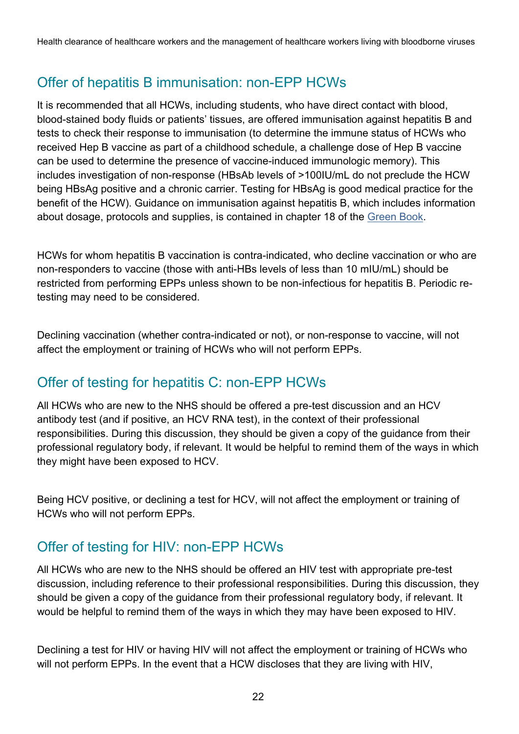## Offer of hepatitis B immunisation: non-EPP HCWs

It is recommended that all HCWs, including students, who have direct contact with blood, blood-stained body fluids or patients' tissues, are offered immunisation against hepatitis B and tests to check their response to immunisation (to determine the immune status of HCWs who received Hep B vaccine as part of a childhood schedule, a challenge dose of Hep B vaccine can be used to determine the presence of vaccine-induced immunologic memory). This includes investigation of non-response (HBsAb levels of >100IU/mL do not preclude the HCW being HBsAg positive and a chronic carrier. Testing for HBsAg is good medical practice for the benefit of the HCW). Guidance on immunisation against hepatitis B, which includes information about dosage, protocols and supplies, is contained in chapter 18 of the Green Book.

HCWs for whom hepatitis B vaccination is contra-indicated, who decline vaccination or who are non-responders to vaccine (those with anti-HBs levels of less than 10 mIU/mL) should be restricted from performing EPPs unless shown to be non-infectious for hepatitis B. Periodic re-testing may need to be considered.

Declining vaccination (whether contra-indicated or not), or non-response to vaccine, will not affect the employment or training of HCWs who will not perform EPPs.

## Offer of testing for hepatitis C: non-EPP HCWs

All HCWs who are new to the NHS should be offered a pre-test discussion and an HCV antibody test (and if positive, an HCV RNA test), in the context of their professional responsibilities. During this discussion, they should be given a copy of the guidance from their professional regulatory body, if relevant. It would be helpful to remind them of the ways in which they might have been exposed to HCV.

Being HCV positive, or declining a test for HCV, will not affect the employment or training of HCWs who will not perform EPPs.

## Offer of testing for HIV: non-EPP HCWs

All HCWs who are new to the NHS should be offered an HIV test with appropriate pre-test discussion, including reference to their professional responsibilities. During this discussion, they should be given a copy of the guidance from their professional regulatory body, if relevant. It would be helpful to remind them of the ways in which they may have been exposed to HIV.

Declining a test for HIV or having HIV will not affect the employment or training of HCWs who will not perform EPPs. In the event that a HCW discloses that they are living with HIV,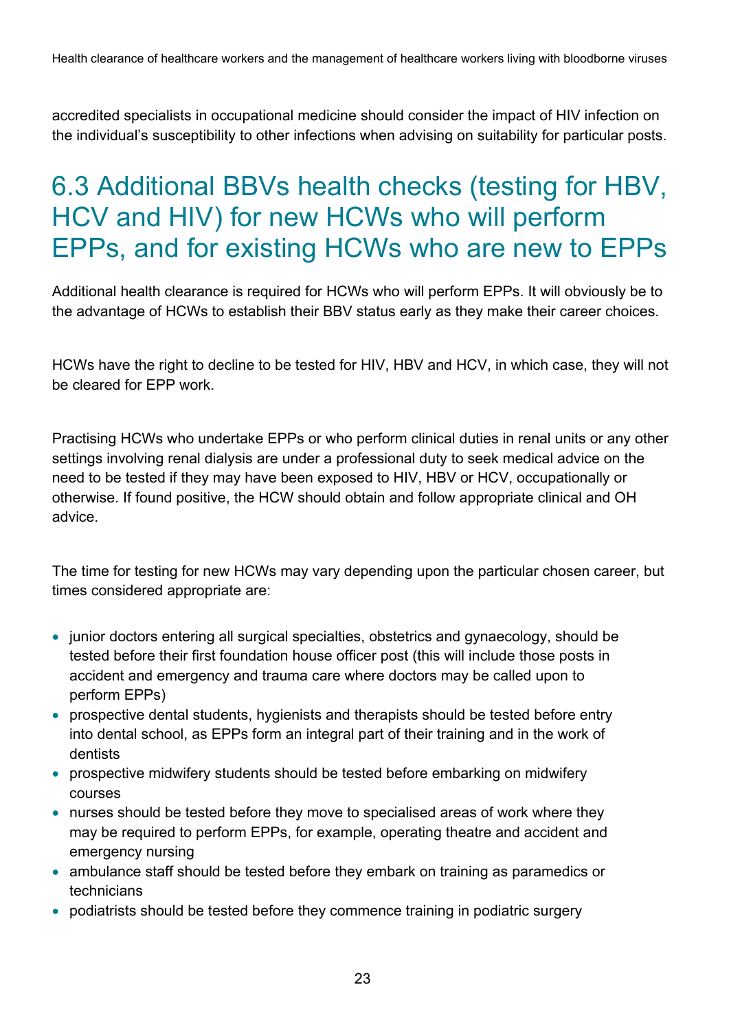accredited specialists in occupational medicine should consider the impact of HIV infection on the individual's susceptibility to other infections when advising on suitability for particular posts.

## 6.3 Additional BBVs health checks (testing for HBV, HCV and HIV) for new HCWs who will perform EPPs, and for existing HCWs who are new to EPPs

Additional health clearance is required for HCWs who will perform EPPs. It will obviously be to the advantage of HCWs to establish their BBV status early as they make their career choices.

HCWs have the right to decline to be tested for HIV, HBV and HCV, in which case, they will not be cleared for EPP work.

Practising HCWs who undertake EPPs or who perform clinical duties in renal units or any other settings involving renal dialysis are under a professional duty to seek medical advice on the need to be tested if they may have been exposed to HIV, HBV or HCV, occupationally or otherwise. If found positive, the HCW should obtain and follow appropriate clinical and OH advice.

The time for testing for new HCWs may vary depending upon the particular chosen career, but times considered appropriate are:

- junior doctors entering all surgical specialties, obstetrics and gynaecology, should be tested before their first foundation house officer post (this will include those posts in accident and emergency and trauma care where doctors may be called upon to perform EPPs)
- prospective dental students, hygienists and therapists should be tested before entry into dental school, as EPPs form an integral part of their training and in the work of dentists
- prospective midwifery students should be tested before embarking on midwifery courses
- nurses should be tested before they move to specialised areas of work where they may be required to perform EPPs, for example, operating theatre and accident and emergency nursing
- ambulance staff should be tested before they embark on training as paramedics or technicians
- podiatrists should be tested before they commence training in podiatric surgery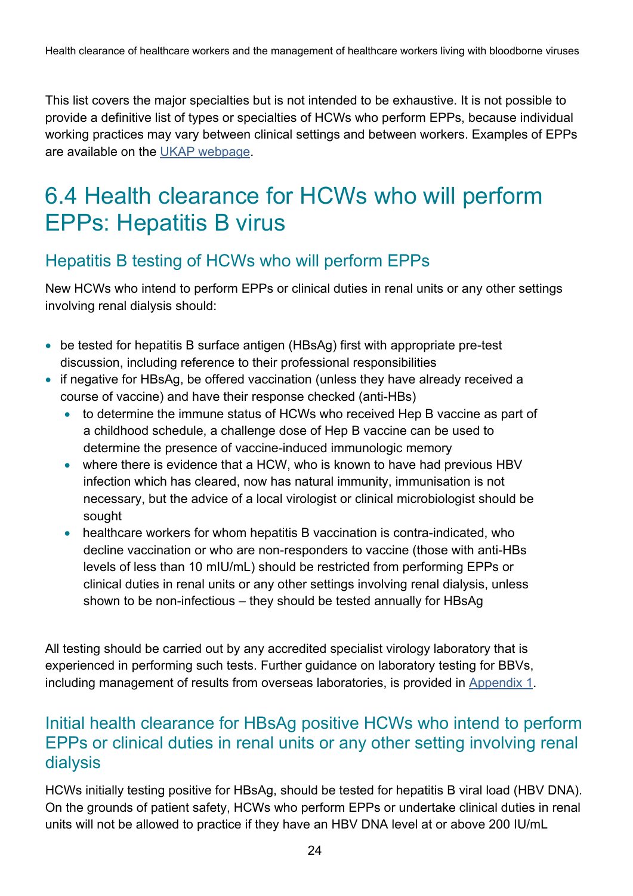This list covers the major specialties but is not intended to be exhaustive. It is not possible to provide a definitive list of types or specialties of HCWs who perform EPPs, because individual working practices may vary between clinical settings and between workers. Examples of EPPs are available on the [UKAP webpage](UKAP webpage).

# 6.4 Health clearance for HCWs who will perform EPPs: Hepatitis B virus

## Hepatitis B testing of HCWs who will perform EPPs

New HCWs who intend to perform EPPs or clinical duties in renal units or any other settings involving renal dialysis should:

- be tested for hepatitis B surface antigen (HBsAg) first with appropriate pre-test discussion, including reference to their professional responsibilities
- if negative for HBsAg, be offered vaccination (unless they have already received a course of vaccine) and have their response checked (anti-HBs)
  - to determine the immune status of HCWs who received Hep B vaccine as part of a childhood schedule, a challenge dose of Hep B vaccine can be used to determine the presence of vaccine-induced immunologic memory
  - where there is evidence that a HCW, who is known to have had previous HBV infection which has cleared, now has natural immunity, immunisation is not necessary, but the advice of a local virologist or clinical microbiologist should be sought
  - healthcare workers for whom hepatitis B vaccination is contra-indicated, who decline vaccination or who are non-responders to vaccine (those with anti-HBs levels of less than 10 mIU/mL) should be restricted from performing EPPs or clinical duties in renal units or any other settings involving renal dialysis, unless shown to be non-infectious – they should be tested annually for HBsAg

All testing should be carried out by any accredited specialist virology laboratory that is experienced in performing such tests. Further guidance on laboratory testing for BBVs, including management of results from overseas laboratories, is provided in [Appendix 1](Appendix 1).

## Initial health clearance for HBsAg positive HCWs who intend to perform EPPs or clinical duties in renal units or any other setting involving renal dialysis

HCWs initially testing positive for HBsAg, should be tested for hepatitis B viral load (HBV DNA). On the grounds of patient safety, HCWs who perform EPPs or undertake clinical duties in renal units will not be allowed to practice if they have an HBV DNA level at or above 200 IU/mL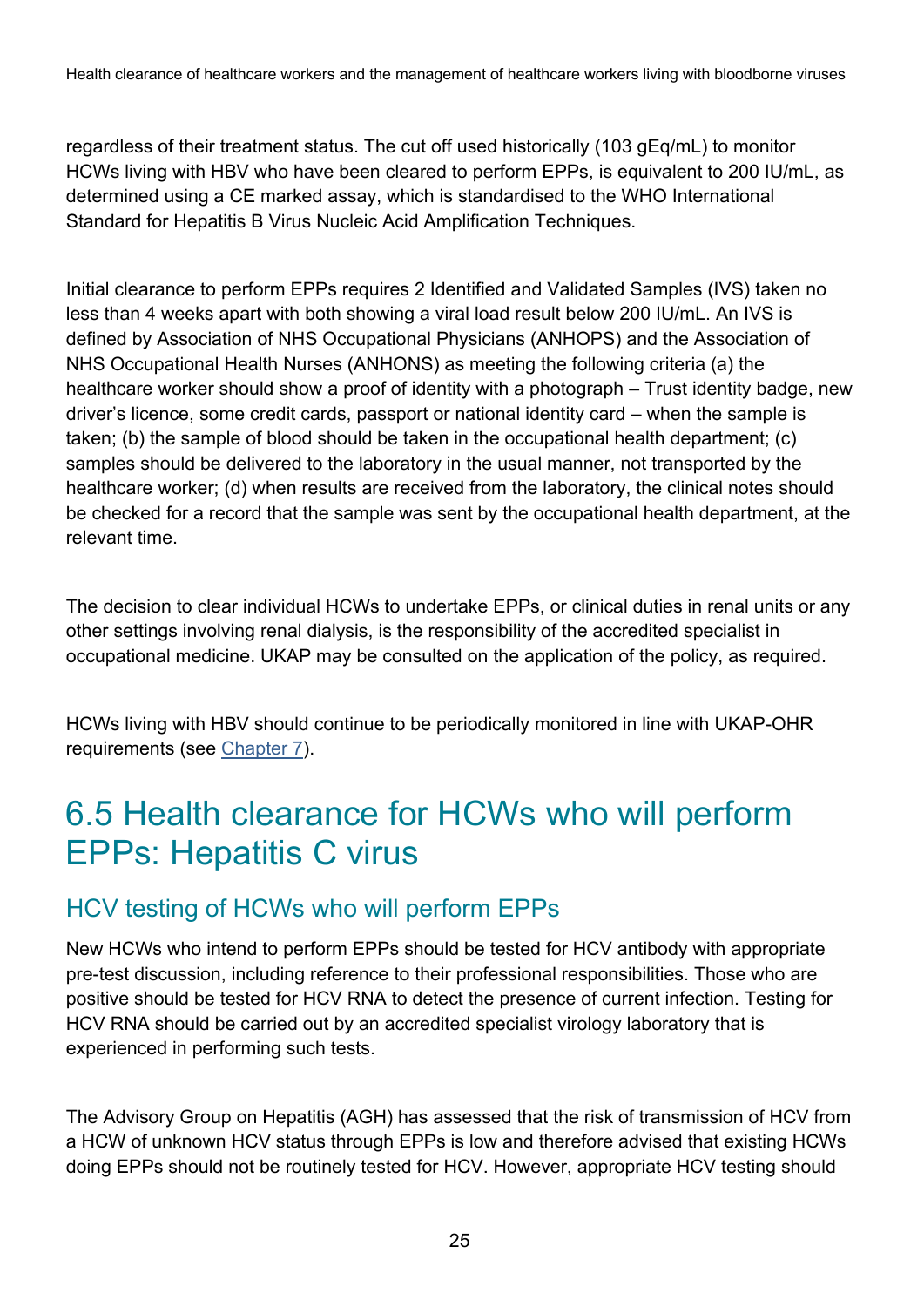regardless of their treatment status. The cut off used historically (103 gEq/mL) to monitor HCWs living with HBV who have been cleared to perform EPPs, is equivalent to 200 IU/mL, as determined using a CE marked assay, which is standardised to the WHO International Standard for Hepatitis B Virus Nucleic Acid Amplification Techniques.

Initial clearance to perform EPPs requires 2 Identified and Validated Samples (IVS) taken no less than 4 weeks apart with both showing a viral load result below 200 IU/mL. An IVS is defined by Association of NHS Occupational Physicians (ANHOPS) and the Association of NHS Occupational Health Nurses (ANHONS) as meeting the following criteria (a) the healthcare worker should show a proof of identity with a photograph – Trust identity badge, new driver's licence, some credit cards, passport or national identity card – when the sample is taken; (b) the sample of blood should be taken in the occupational health department; (c) samples should be delivered to the laboratory in the usual manner, not transported by the healthcare worker; (d) when results are received from the laboratory, the clinical notes should be checked for a record that the sample was sent by the occupational health department, at the relevant time.

The decision to clear individual HCWs to undertake EPPs, or clinical duties in renal units or any other settings involving renal dialysis, is the responsibility of the accredited specialist in occupational medicine. UKAP may be consulted on the application of the policy, as required.

HCWs living with HBV should continue to be periodically monitored in line with UKAP-OHR requirements (see Chapter 7).

## 6.5 Health clearance for HCWs who will perform EPPs: Hepatitis C virus

### HCV testing of HCWs who will perform EPPs

New HCWs who intend to perform EPPs should be tested for HCV antibody with appropriate pre-test discussion, including reference to their professional responsibilities. Those who are positive should be tested for HCV RNA to detect the presence of current infection. Testing for HCV RNA should be carried out by an accredited specialist virology laboratory that is experienced in performing such tests.

The Advisory Group on Hepatitis (AGH) has assessed that the risk of transmission of HCV from a HCW of unknown HCV status through EPPs is low and therefore advised that existing HCWs doing EPPs should not be routinely tested for HCV. However, appropriate HCV testing should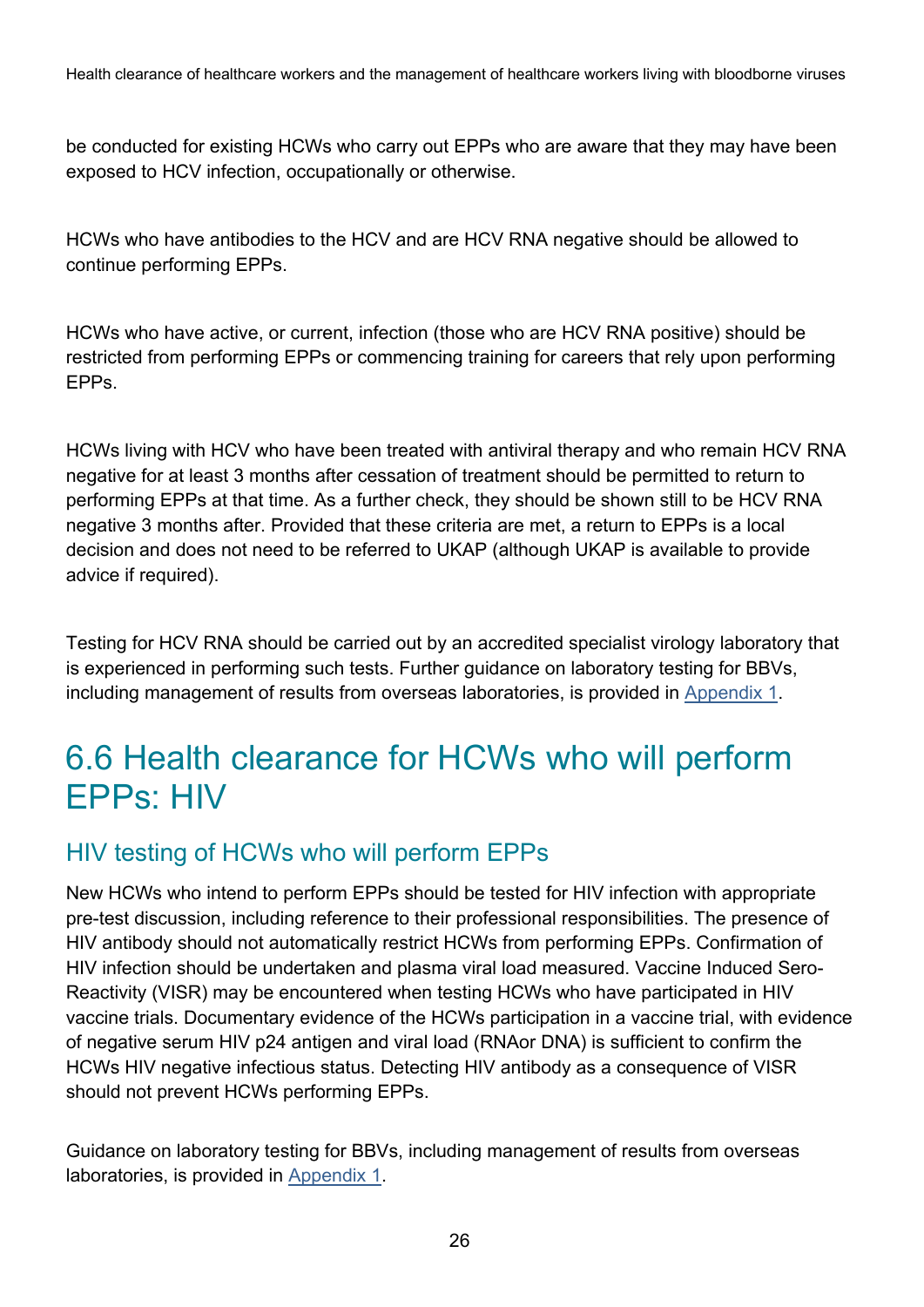be conducted for existing HCWs who carry out EPPs who are aware that they may have been exposed to HCV infection, occupationally or otherwise.

HCWs who have antibodies to the HCV and are HCV RNA negative should be allowed to continue performing EPPs.

HCWs who have active, or current, infection (those who are HCV RNA positive) should be restricted from performing EPPs or commencing training for careers that rely upon performing EPPs.

HCWs living with HCV who have been treated with antiviral therapy and who remain HCV RNA negative for at least 3 months after cessation of treatment should be permitted to return to performing EPPs at that time. As a further check, they should be shown still to be HCV RNA negative 3 months after. Provided that these criteria are met, a return to EPPs is a local decision and does not need to be referred to UKAP (although UKAP is available to provide advice if required).

Testing for HCV RNA should be carried out by an accredited specialist virology laboratory that is experienced in performing such tests. Further guidance on laboratory testing for BBVs, including management of results from overseas laboratories, is provided in [Appendix 1](#).

## 6.6 Health clearance for HCWs who will perform EPPs: HIV

### HIV testing of HCWs who will perform EPPs

New HCWs who intend to perform EPPs should be tested for HIV infection with appropriate pre-test discussion, including reference to their professional responsibilities. The presence of HIV antibody should not automatically restrict HCWs from performing EPPs. Confirmation of HIV infection should be undertaken and plasma viral load measured. Vaccine Induced Sero-Reactivity (VISR) may be encountered when testing HCWs who have participated in HIV vaccine trials. Documentary evidence of the HCWs participation in a vaccine trial, with evidence of negative serum HIV p24 antigen and viral load (RNAor DNA) is sufficient to confirm the HCWs HIV negative infectious status. Detecting HIV antibody as a consequence of VISR should not prevent HCWs performing EPPs.

Guidance on laboratory testing for BBVs, including management of results from overseas laboratories, is provided in [Appendix 1](#).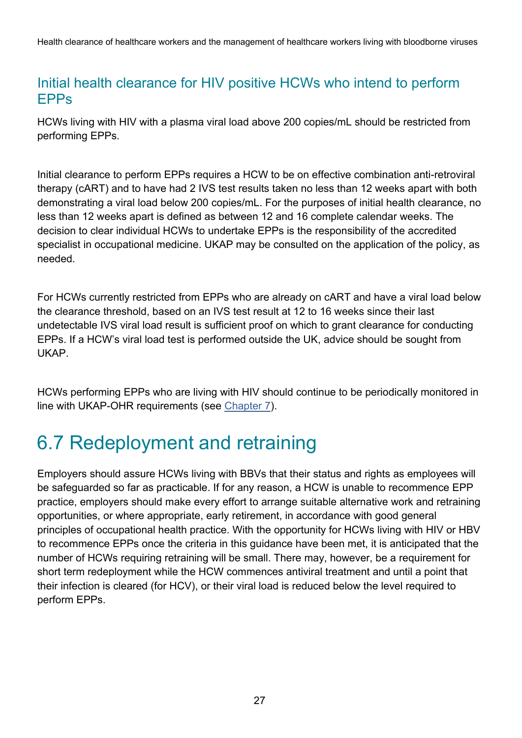### Initial health clearance for HIV positive HCWs who intend to perform EPPs

HCWs living with HIV with a plasma viral load above 200 copies/mL should be restricted from performing EPPs.

Initial clearance to perform EPPs requires a HCW to be on effective combination anti-retroviral therapy (cART) and to have had 2 IVS test results taken no less than 12 weeks apart with both demonstrating a viral load below 200 copies/mL. For the purposes of initial health clearance, no less than 12 weeks apart is defined as between 12 and 16 complete calendar weeks. The decision to clear individual HCWs to undertake EPPs is the responsibility of the accredited specialist in occupational medicine. UKAP may be consulted on the application of the policy, as needed.

For HCWs currently restricted from EPPs who are already on cART and have a viral load below the clearance threshold, based on an IVS test result at 12 to 16 weeks since their last undetectable IVS viral load result is sufficient proof on which to grant clearance for conducting EPPs. If a HCW's viral load test is performed outside the UK, advice should be sought from UKAP.

HCWs performing EPPs who are living with HIV should continue to be periodically monitored in line with UKAP-OHR requirements (see Chapter 7).

## 6.7 Redeployment and retraining

Employers should assure HCWs living with BBVs that their status and rights as employees will be safeguarded so far as practicable. If for any reason, a HCW is unable to recommence EPP practice, employers should make every effort to arrange suitable alternative work and retraining opportunities, or where appropriate, early retirement, in accordance with good general principles of occupational health practice. With the opportunity for HCWs living with HIV or HBV to recommence EPPs once the criteria in this guidance have been met, it is anticipated that the number of HCWs requiring retraining will be small. There may, however, be a requirement for short term redeployment while the HCW commences antiviral treatment and until a point that their infection is cleared (for HCV), or their viral load is reduced below the level required to perform EPPs.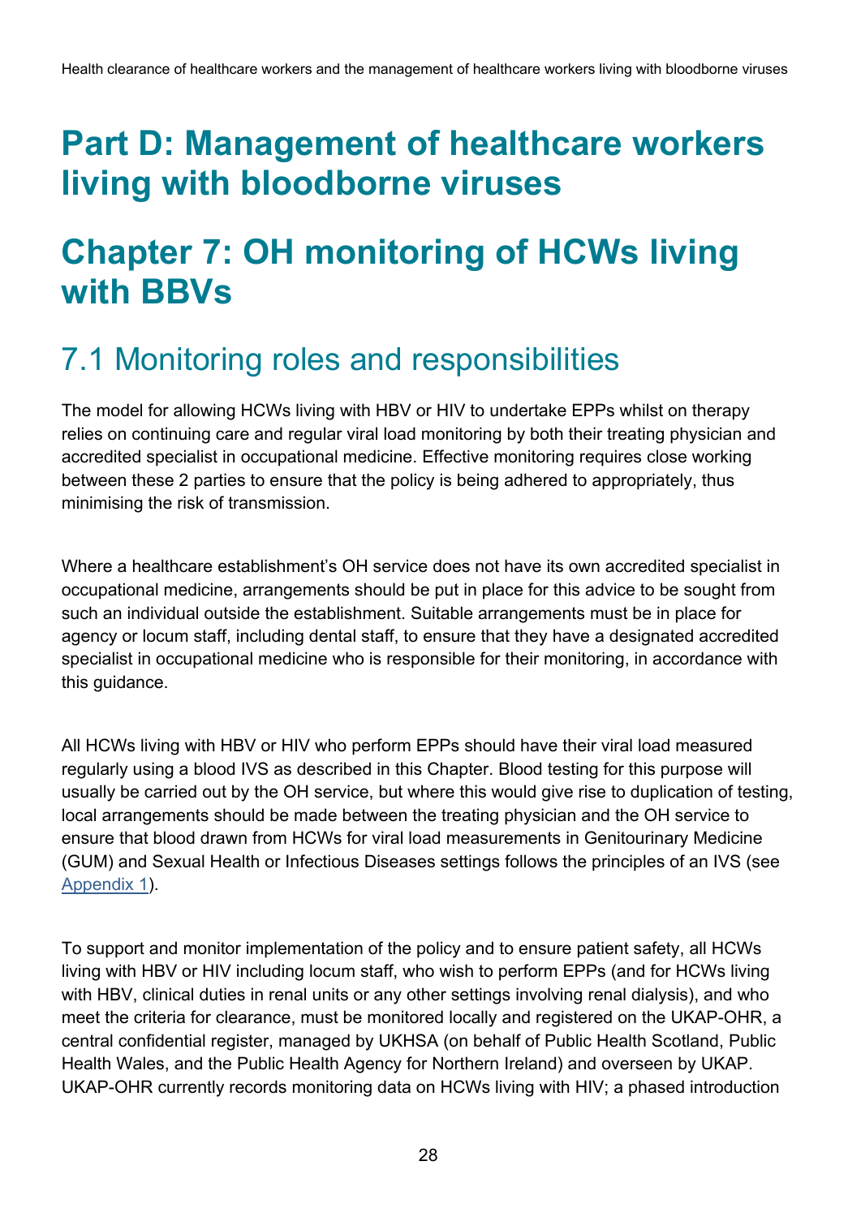# Part D: Management of healthcare workers living with bloodborne viruses

# Chapter 7: OH monitoring of HCWs living with BBVs

## 7.1 Monitoring roles and responsibilities

The model for allowing HCWs living with HBV or HIV to undertake EPPs whilst on therapy relies on continuing care and regular viral load monitoring by both their treating physician and accredited specialist in occupational medicine. Effective monitoring requires close working between these 2 parties to ensure that the policy is being adhered to appropriately, thus minimising the risk of transmission.

Where a healthcare establishment's OH service does not have its own accredited specialist in occupational medicine, arrangements should be put in place for this advice to be sought from such an individual outside the establishment. Suitable arrangements must be in place for agency or locum staff, including dental staff, to ensure that they have a designated accredited specialist in occupational medicine who is responsible for their monitoring, in accordance with this guidance.

All HCWs living with HBV or HIV who perform EPPs should have their viral load measured regularly using a blood IVS as described in this Chapter. Blood testing for this purpose will usually be carried out by the OH service, but where this would give rise to duplication of testing, local arrangements should be made between the treating physician and the OH service to ensure that blood drawn from HCWs for viral load measurements in Genitourinary Medicine (GUM) and Sexual Health or Infectious Diseases settings follows the principles of an IVS (see Appendix 1).

To support and monitor implementation of the policy and to ensure patient safety, all HCWs living with HBV or HIV including locum staff, who wish to perform EPPs (and for HCWs living with HBV, clinical duties in renal units or any other settings involving renal dialysis), and who meet the criteria for clearance, must be monitored locally and registered on the UKAP-OHR, a central confidential register, managed by UKHSA (on behalf of Public Health Scotland, Public Health Wales, and the Public Health Agency for Northern Ireland) and overseen by UKAP. UKAP-OHR currently records monitoring data on HCWs living with HIV; a phased introduction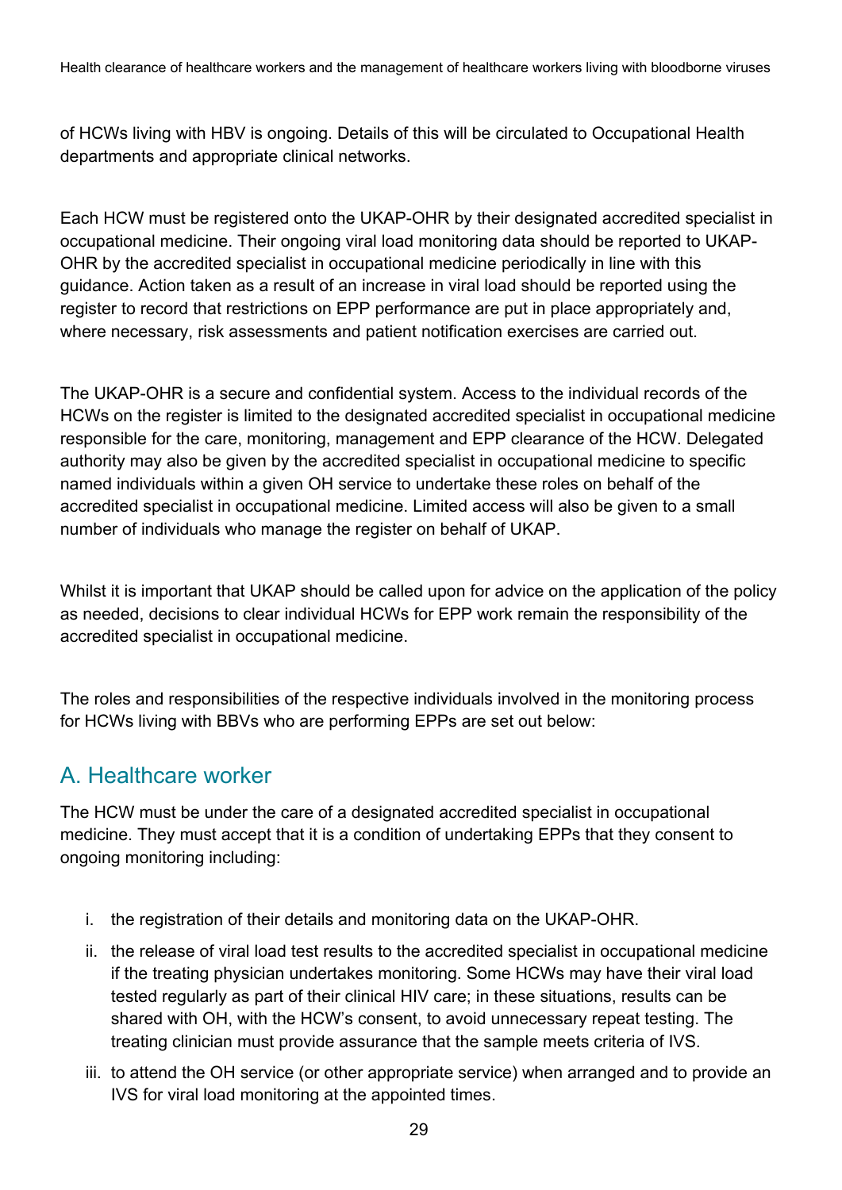of HCWs living with HBV is ongoing. Details of this will be circulated to Occupational Health departments and appropriate clinical networks.

Each HCW must be registered onto the UKAP-OHR by their designated accredited specialist in occupational medicine. Their ongoing viral load monitoring data should be reported to UKAP-OHR by the accredited specialist in occupational medicine periodically in line with this guidance. Action taken as a result of an increase in viral load should be reported using the register to record that restrictions on EPP performance are put in place appropriately and, where necessary, risk assessments and patient notification exercises are carried out.

The UKAP-OHR is a secure and confidential system. Access to the individual records of the HCWs on the register is limited to the designated accredited specialist in occupational medicine responsible for the care, monitoring, management and EPP clearance of the HCW. Delegated authority may also be given by the accredited specialist in occupational medicine to specific named individuals within a given OH service to undertake these roles on behalf of the accredited specialist in occupational medicine. Limited access will also be given to a small number of individuals who manage the register on behalf of UKAP.

Whilst it is important that UKAP should be called upon for advice on the application of the policy as needed, decisions to clear individual HCWs for EPP work remain the responsibility of the accredited specialist in occupational medicine.

The roles and responsibilities of the respective individuals involved in the monitoring process for HCWs living with BBVs who are performing EPPs are set out below:

## A. Healthcare worker

The HCW must be under the care of a designated accredited specialist in occupational medicine. They must accept that it is a condition of undertaking EPPs that they consent to ongoing monitoring including:

i. the registration of their details and monitoring data on the UKAP-OHR.
ii. the release of viral load test results to the accredited specialist in occupational medicine if the treating physician undertakes monitoring. Some HCWs may have their viral load tested regularly as part of their clinical HIV care; in these situations, results can be shared with OH, with the HCW's consent, to avoid unnecessary repeat testing. The treating clinician must provide assurance that the sample meets criteria of IVS.
iii. to attend the OH service (or other appropriate service) when arranged and to provide an IVS for viral load monitoring at the appointed times.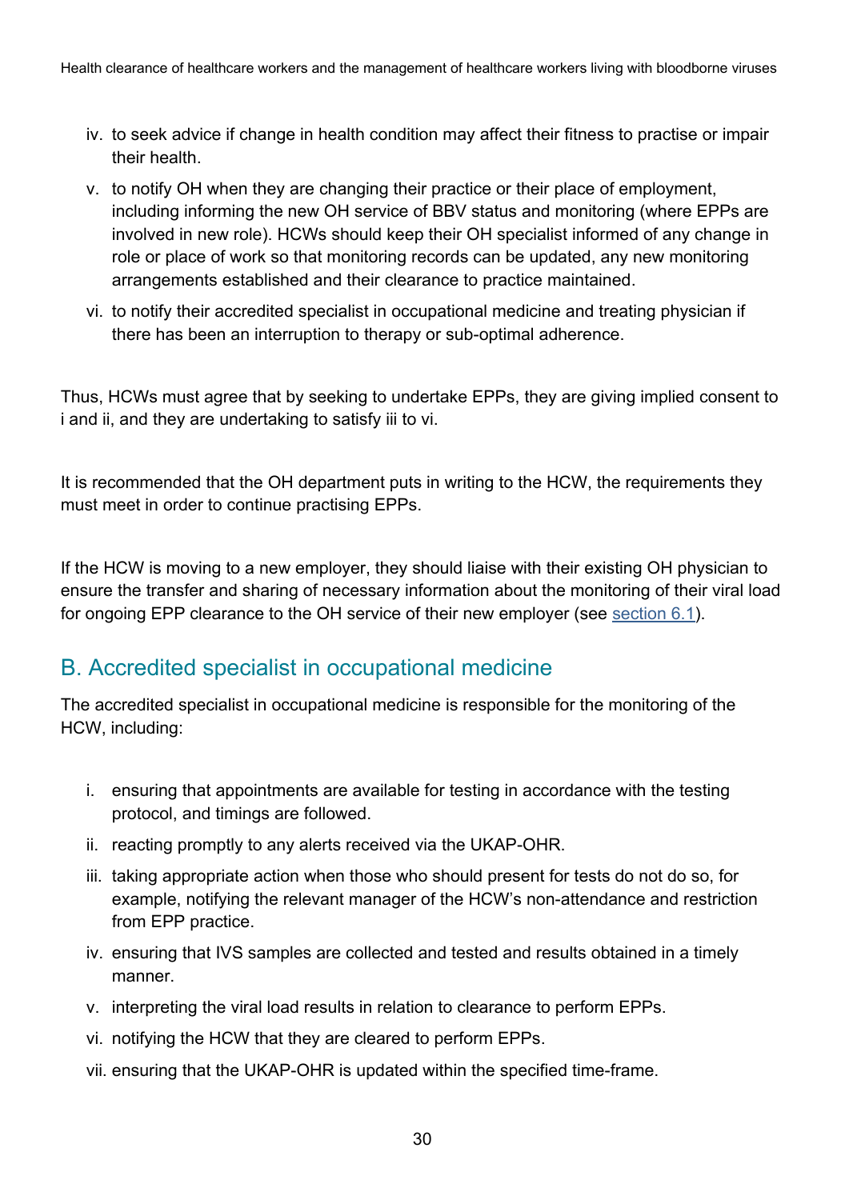iv. to seek advice if change in health condition may affect their fitness to practise or impair their health.
v. to notify OH when they are changing their practice or their place of employment, including informing the new OH service of BBV status and monitoring (where EPPs are involved in new role). HCWs should keep their OH specialist informed of any change in role or place of work so that monitoring records can be updated, any new monitoring arrangements established and their clearance to practice maintained.
vi. to notify their accredited specialist in occupational medicine and treating physician if there has been an interruption to therapy or sub-optimal adherence.

Thus, HCWs must agree that by seeking to undertake EPPs, they are giving implied consent to i and ii, and they are undertaking to satisfy iii to vi.

It is recommended that the OH department puts in writing to the HCW, the requirements they must meet in order to continue practising EPPs.

If the HCW is moving to a new employer, they should liaise with their existing OH physician to ensure the transfer and sharing of necessary information about the monitoring of their viral load for ongoing EPP clearance to the OH service of their new employer (see section 6.1).

## B. Accredited specialist in occupational medicine

The accredited specialist in occupational medicine is responsible for the monitoring of the HCW, including:

i. ensuring that appointments are available for testing in accordance with the testing protocol, and timings are followed.
ii. reacting promptly to any alerts received via the UKAP-OHR.
iii. taking appropriate action when those who should present for tests do not do so, for example, notifying the relevant manager of the HCW's non-attendance and restriction from EPP practice.
iv. ensuring that IVS samples are collected and tested and results obtained in a timely manner.
v. interpreting the viral load results in relation to clearance to perform EPPs.
vi. notifying the HCW that they are cleared to perform EPPs.
vii. ensuring that the UKAP-OHR is updated within the specified time-frame.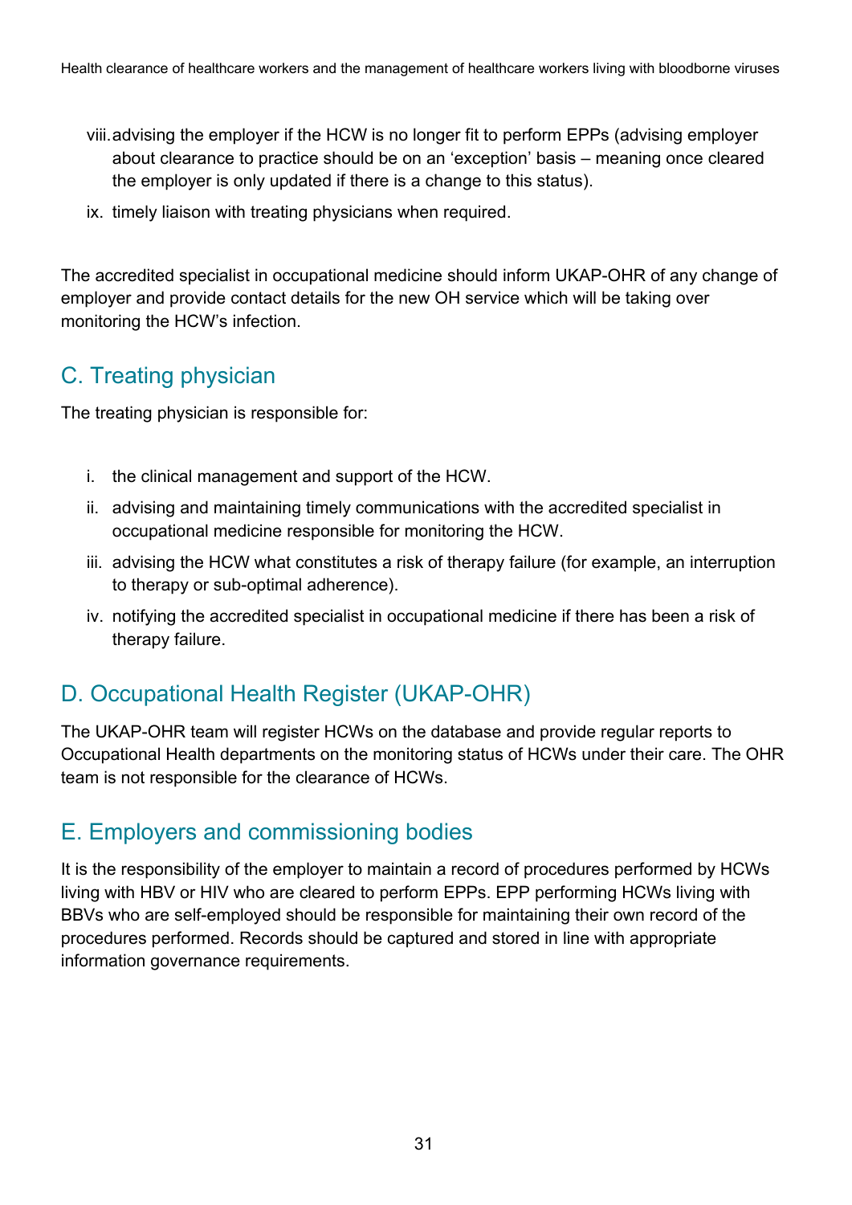viii. advising the employer if the HCW is no longer fit to perform EPPs (advising employer about clearance to practice should be on an 'exception' basis – meaning once cleared the employer is only updated if there is a change to this status).

ix. timely liaison with treating physicians when required.

The accredited specialist in occupational medicine should inform UKAP-OHR of any change of employer and provide contact details for the new OH service which will be taking over monitoring the HCW's infection.

## C. Treating physician

The treating physician is responsible for:

i. the clinical management and support of the HCW.

ii. advising and maintaining timely communications with the accredited specialist in occupational medicine responsible for monitoring the HCW.

iii. advising the HCW what constitutes a risk of therapy failure (for example, an interruption to therapy or sub-optimal adherence).

iv. notifying the accredited specialist in occupational medicine if there has been a risk of therapy failure.

## D. Occupational Health Register (UKAP-OHR)

The UKAP-OHR team will register HCWs on the database and provide regular reports to Occupational Health departments on the monitoring status of HCWs under their care. The OHR team is not responsible for the clearance of HCWs.

## E. Employers and commissioning bodies

It is the responsibility of the employer to maintain a record of procedures performed by HCWs living with HBV or HIV who are cleared to perform EPPs. EPP performing HCWs living with BBVs who are self-employed should be responsible for maintaining their own record of the procedures performed. Records should be captured and stored in line with appropriate information governance requirements.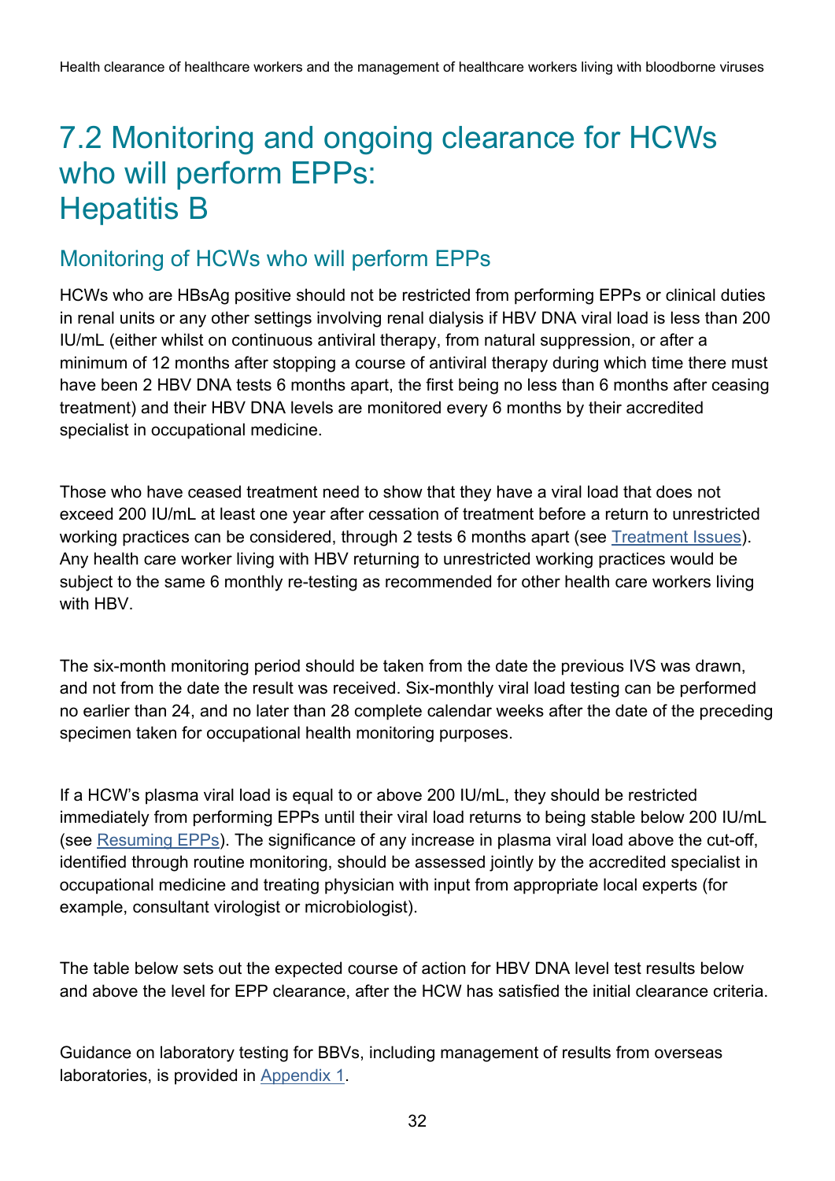# 7.2 Monitoring and ongoing clearance for HCWs who will perform EPPs: Hepatitis B

## Monitoring of HCWs who will perform EPPs

HCWs who are HBsAg positive should not be restricted from performing EPPs or clinical duties in renal units or any other settings involving renal dialysis if HBV DNA viral load is less than 200 IU/mL (either whilst on continuous antiviral therapy, from natural suppression, or after a minimum of 12 months after stopping a course of antiviral therapy during which time there must have been 2 HBV DNA tests 6 months apart, the first being no less than 6 months after ceasing treatment) and their HBV DNA levels are monitored every 6 months by their accredited specialist in occupational medicine.

Those who have ceased treatment need to show that they have a viral load that does not exceed 200 IU/mL at least one year after cessation of treatment before a return to unrestricted working practices can be considered, through 2 tests 6 months apart (see Treatment Issues). Any health care worker living with HBV returning to unrestricted working practices would be subject to the same 6 monthly re-testing as recommended for other health care workers living with HBV.

The six-month monitoring period should be taken from the date the previous IVS was drawn, and not from the date the result was received. Six-monthly viral load testing can be performed no earlier than 24, and no later than 28 complete calendar weeks after the date of the preceding specimen taken for occupational health monitoring purposes.

If a HCW's plasma viral load is equal to or above 200 IU/mL, they should be restricted immediately from performing EPPs until their viral load returns to being stable below 200 IU/mL (see Resuming EPPs). The significance of any increase in plasma viral load above the cut-off, identified through routine monitoring, should be assessed jointly by the accredited specialist in occupational medicine and treating physician with input from appropriate local experts (for example, consultant virologist or microbiologist).

The table below sets out the expected course of action for HBV DNA level test results below and above the level for EPP clearance, after the HCW has satisfied the initial clearance criteria.

Guidance on laboratory testing for BBVs, including management of results from overseas laboratories, is provided in Appendix 1.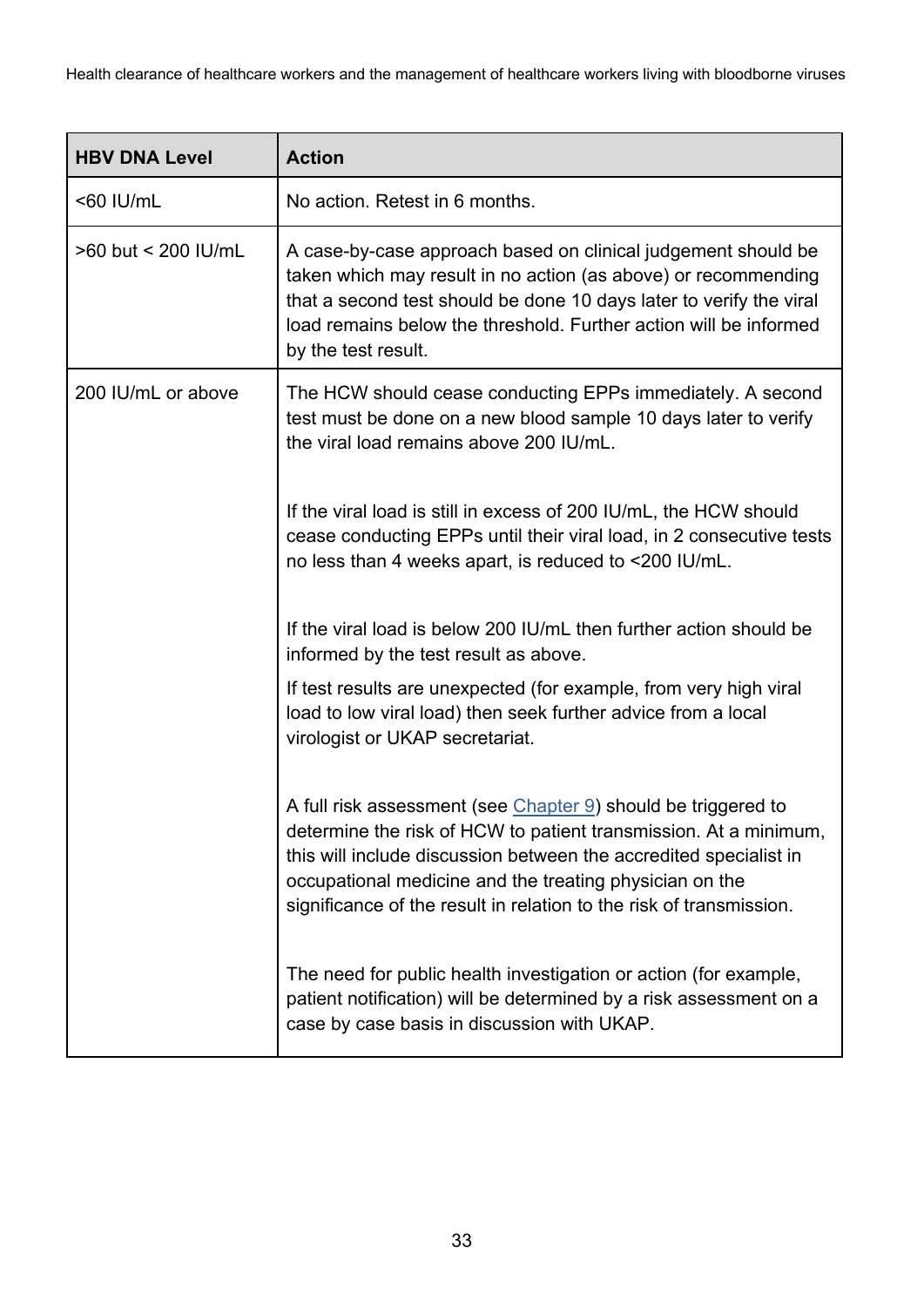| HBV DNA Level | Action |
|---|---|
| <60 IU/mL | No action. Retest in 6 months. |
| >60 but < 200 IU/mL | A case-by-case approach based on clinical judgement should be taken which may result in no action (as above) or recommending that a second test should be done 10 days later to verify the viral load remains below the threshold. Further action will be informed by the test result. |
| 200 IU/mL or above | The HCW should cease conducting EPPs immediately. A second test must be done on a new blood sample 10 days later to verify the viral load remains above 200 IU/mL.<br><br>If the viral load is still in excess of 200 IU/mL, the HCW should cease conducting EPPs until their viral load, in 2 consecutive tests no less than 4 weeks apart, is reduced to <200 IU/mL.<br><br>If the viral load is below 200 IU/mL then further action should be informed by the test result as above.<br><br>If test results are unexpected (for example, from very high viral load to low viral load) then seek further advice from a local virologist or UKAP secretariat.<br><br>A full risk assessment (see Chapter 9) should be triggered to determine the risk of HCW to patient transmission. At a minimum, this will include discussion between the accredited specialist in occupational medicine and the treating physician on the significance of the result in relation to the risk of transmission.<br><br>The need for public health investigation or action (for example, patient notification) will be determined by a risk assessment on a case by case basis in discussion with UKAP. |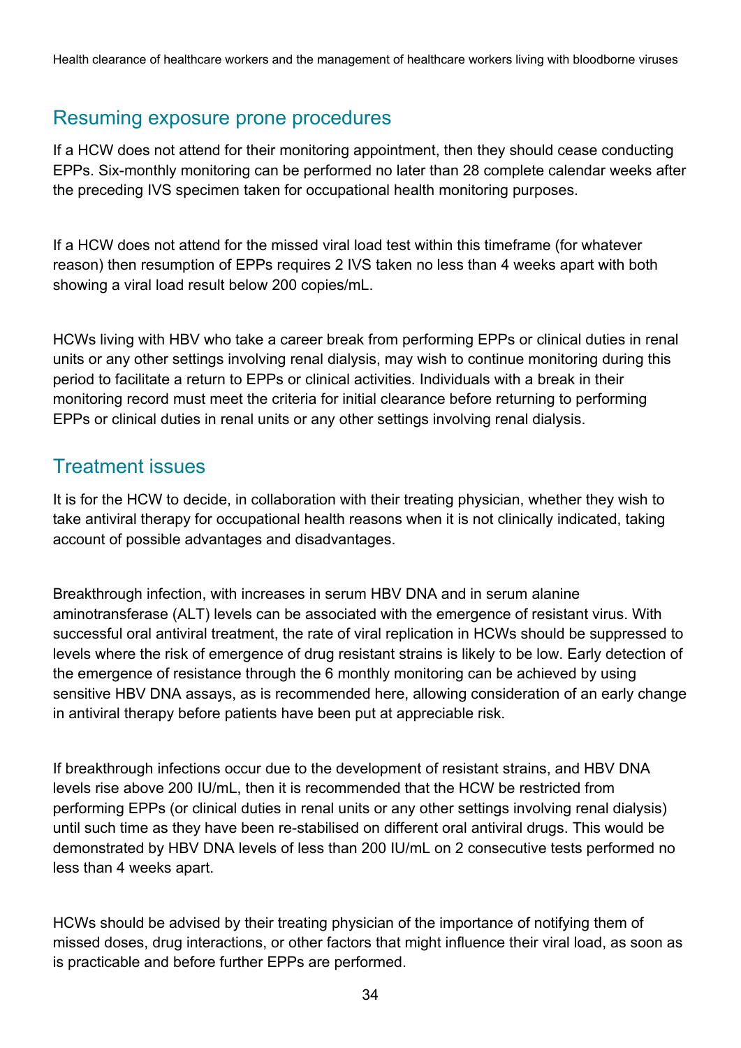## Resuming exposure prone procedures

If a HCW does not attend for their monitoring appointment, then they should cease conducting EPPs. Six-monthly monitoring can be performed no later than 28 complete calendar weeks after the preceding IVS specimen taken for occupational health monitoring purposes.

If a HCW does not attend for the missed viral load test within this timeframe (for whatever reason) then resumption of EPPs requires 2 IVS taken no less than 4 weeks apart with both showing a viral load result below 200 copies/mL.

HCWs living with HBV who take a career break from performing EPPs or clinical duties in renal units or any other settings involving renal dialysis, may wish to continue monitoring during this period to facilitate a return to EPPs or clinical activities. Individuals with a break in their monitoring record must meet the criteria for initial clearance before returning to performing EPPs or clinical duties in renal units or any other settings involving renal dialysis.

## Treatment issues

It is for the HCW to decide, in collaboration with their treating physician, whether they wish to take antiviral therapy for occupational health reasons when it is not clinically indicated, taking account of possible advantages and disadvantages.

Breakthrough infection, with increases in serum HBV DNA and in serum alanine aminotransferase (ALT) levels can be associated with the emergence of resistant virus. With successful oral antiviral treatment, the rate of viral replication in HCWs should be suppressed to levels where the risk of emergence of drug resistant strains is likely to be low. Early detection of the emergence of resistance through the 6 monthly monitoring can be achieved by using sensitive HBV DNA assays, as is recommended here, allowing consideration of an early change in antiviral therapy before patients have been put at appreciable risk.

If breakthrough infections occur due to the development of resistant strains, and HBV DNA levels rise above 200 IU/mL, then it is recommended that the HCW be restricted from performing EPPs (or clinical duties in renal units or any other settings involving renal dialysis) until such time as they have been re-stabilised on different oral antiviral drugs. This would be demonstrated by HBV DNA levels of less than 200 IU/mL on 2 consecutive tests performed no less than 4 weeks apart.

HCWs should be advised by their treating physician of the importance of notifying them of missed doses, drug interactions, or other factors that might influence their viral load, as soon as is practicable and before further EPPs are performed.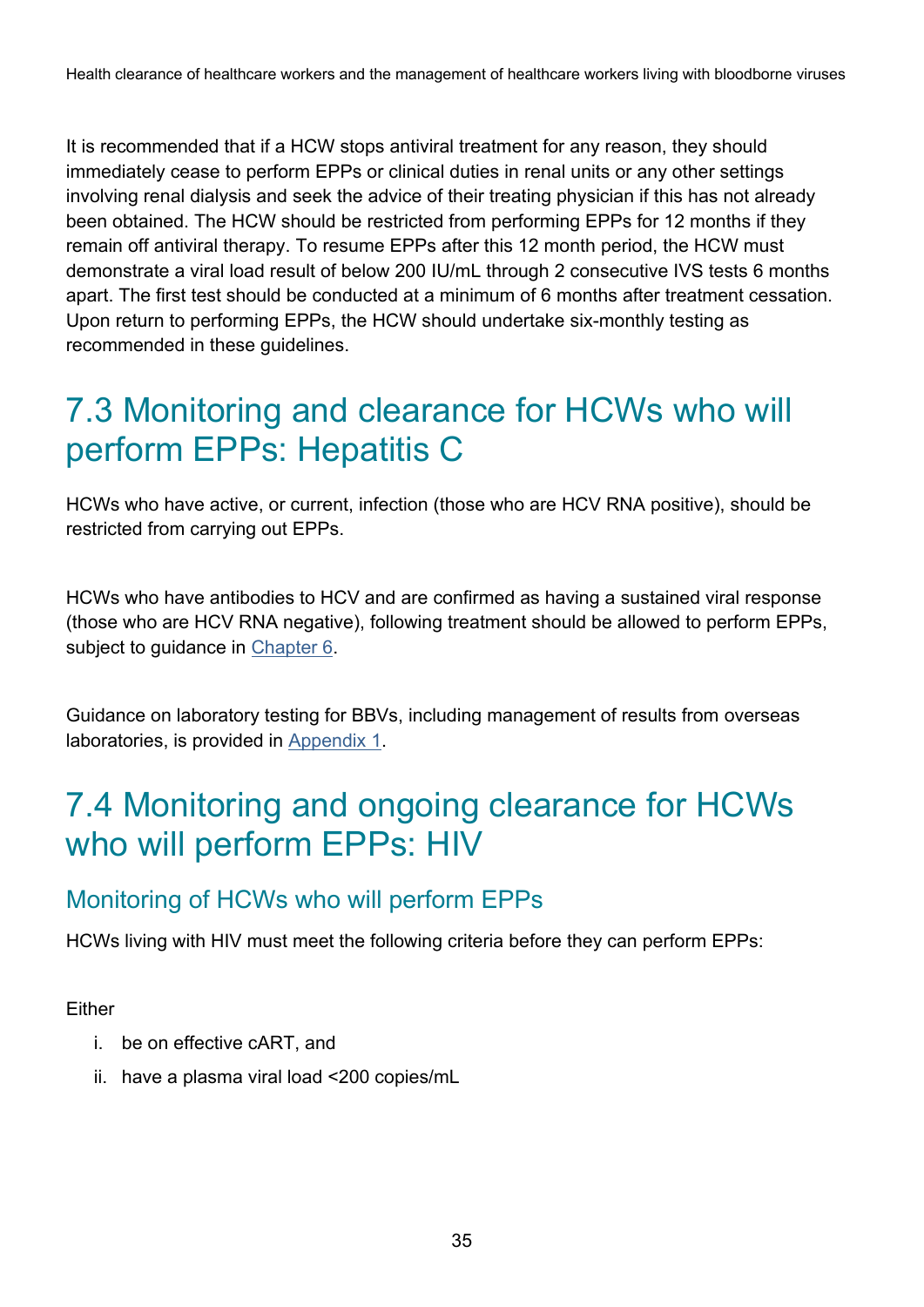It is recommended that if a HCW stops antiviral treatment for any reason, they should immediately cease to perform EPPs or clinical duties in renal units or any other settings involving renal dialysis and seek the advice of their treating physician if this has not already been obtained. The HCW should be restricted from performing EPPs for 12 months if they remain off antiviral therapy. To resume EPPs after this 12 month period, the HCW must demonstrate a viral load result of below 200 IU/mL through 2 consecutive IVS tests 6 months apart. The first test should be conducted at a minimum of 6 months after treatment cessation. Upon return to performing EPPs, the HCW should undertake six-monthly testing as recommended in these guidelines.

## 7.3 Monitoring and clearance for HCWs who will perform EPPs: Hepatitis C

HCWs who have active, or current, infection (those who are HCV RNA positive), should be restricted from carrying out EPPs.

HCWs who have antibodies to HCV and are confirmed as having a sustained viral response (those who are HCV RNA negative), following treatment should be allowed to perform EPPs, subject to guidance in Chapter 6.

Guidance on laboratory testing for BBVs, including management of results from overseas laboratories, is provided in Appendix 1.

## 7.4 Monitoring and ongoing clearance for HCWs who will perform EPPs: HIV

### Monitoring of HCWs who will perform EPPs

HCWs living with HIV must meet the following criteria before they can perform EPPs:

Either

i. be on effective cART, and
ii. have a plasma viral load <200 copies/mL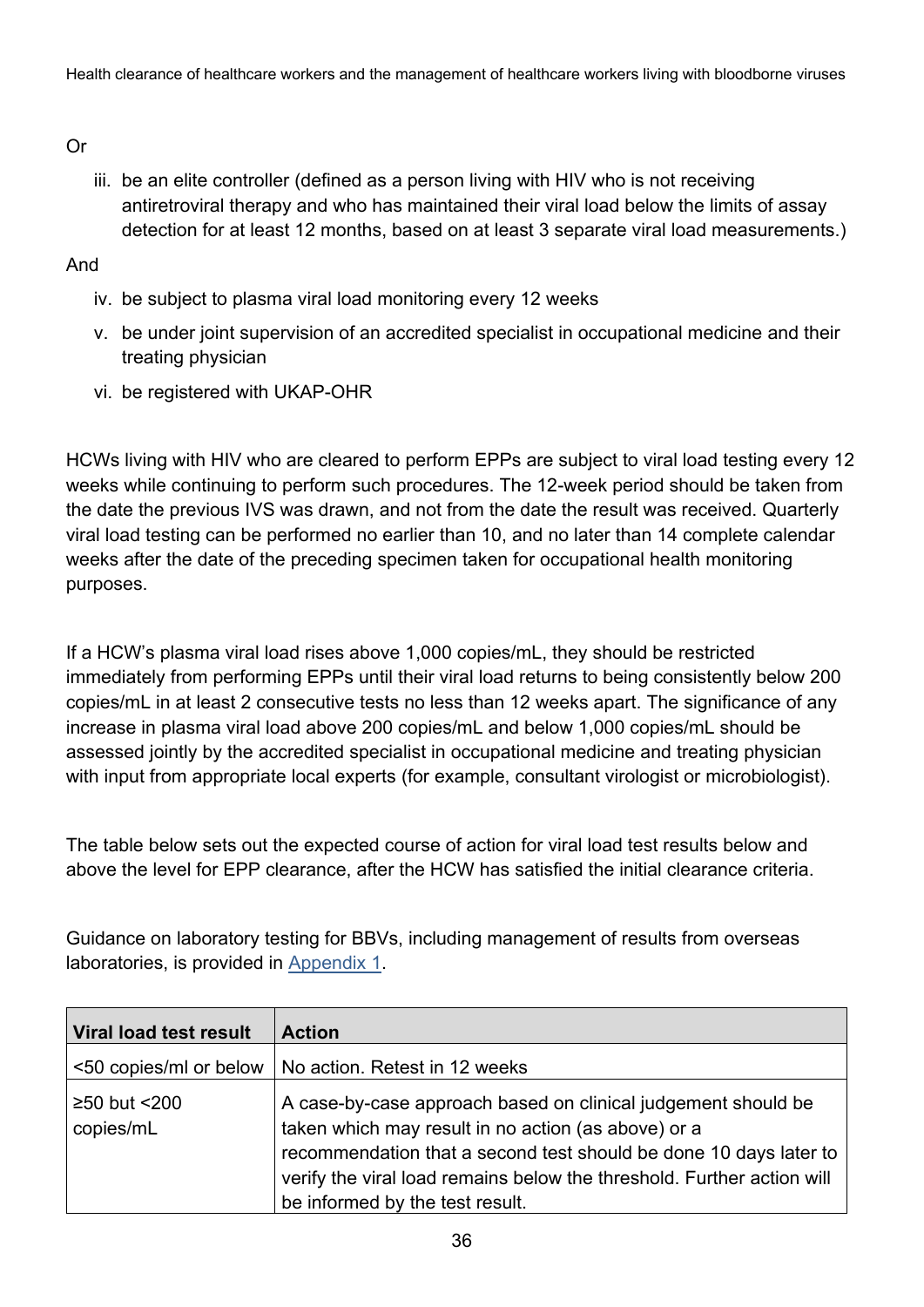Or

iii. be an elite controller (defined as a person living with HIV who is not receiving antiretroviral therapy and who has maintained their viral load below the limits of assay detection for at least 12 months, based on at least 3 separate viral load measurements.)

And

iv. be subject to plasma viral load monitoring every 12 weeks
v. be under joint supervision of an accredited specialist in occupational medicine and their treating physician
vi. be registered with UKAP-OHR

HCWs living with HIV who are cleared to perform EPPs are subject to viral load testing every 12 weeks while continuing to perform such procedures. The 12-week period should be taken from the date the previous IVS was drawn, and not from the date the result was received. Quarterly viral load testing can be performed no earlier than 10, and no later than 14 complete calendar weeks after the date of the preceding specimen taken for occupational health monitoring purposes.

If a HCW's plasma viral load rises above 1,000 copies/mL, they should be restricted immediately from performing EPPs until their viral load returns to being consistently below 200 copies/mL in at least 2 consecutive tests no less than 12 weeks apart. The significance of any increase in plasma viral load above 200 copies/mL and below 1,000 copies/mL should be assessed jointly by the accredited specialist in occupational medicine and treating physician with input from appropriate local experts (for example, consultant virologist or microbiologist).

The table below sets out the expected course of action for viral load test results below and above the level for EPP clearance, after the HCW has satisfied the initial clearance criteria.

Guidance on laboratory testing for BBVs, including management of results from overseas laboratories, is provided in Appendix 1.

| Viral load test result | Action |
|---|---|
| <50 copies/ml or below | No action. Retest in 12 weeks |
| ≥50 but <200 copies/mL | A case-by-case approach based on clinical judgement should be taken which may result in no action (as above) or a recommendation that a second test should be done 10 days later to verify the viral load remains below the threshold. Further action will be informed by the test result. |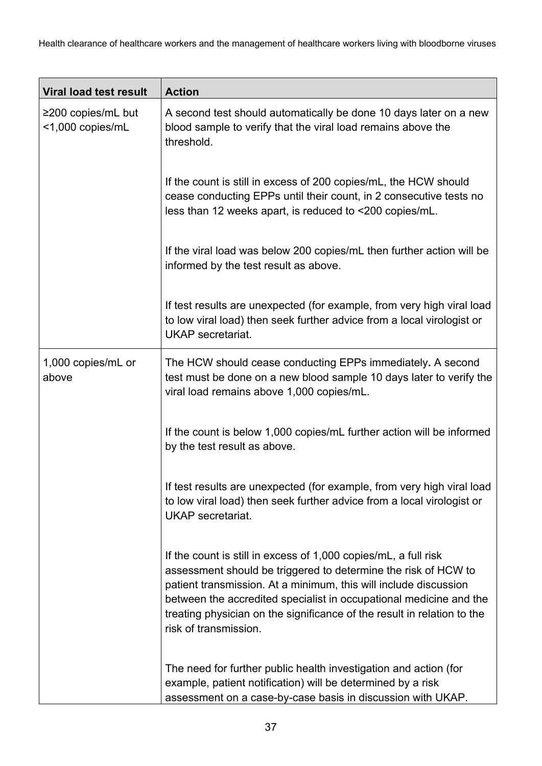| Viral load test result | Action |
|---|---|
| ≥200 copies/mL but <1,000 copies/mL | A second test should automatically be done 10 days later on a new blood sample to verify that the viral load remains above the threshold.<br><br>If the count is still in excess of 200 copies/mL, the HCW should cease conducting EPPs until their count, in 2 consecutive tests no less than 12 weeks apart, is reduced to <200 copies/mL.<br><br>If the viral load was below 200 copies/mL then further action will be informed by the test result as above.<br><br>If test results are unexpected (for example, from very high viral load to low viral load) then seek further advice from a local virologist or UKAP secretariat. |
| 1,000 copies/mL or above | The HCW should cease conducting EPPs immediately**.** A second test must be done on a new blood sample 10 days later to verify the viral load remains above 1,000 copies/mL.<br><br>If the count is below 1,000 copies/mL further action will be informed by the test result as above.<br><br>If test results are unexpected (for example, from very high viral load to low viral load) then seek further advice from a local virologist or UKAP secretariat.<br><br>If the count is still in excess of 1,000 copies/mL, a full risk assessment should be triggered to determine the risk of HCW to patient transmission. At a minimum, this will include discussion between the accredited specialist in occupational medicine and the treating physician on the significance of the result in relation to the risk of transmission.<br><br>The need for further public health investigation and action (for example, patient notification) will be determined by a risk assessment on a case-by-case basis in discussion with UKAP. |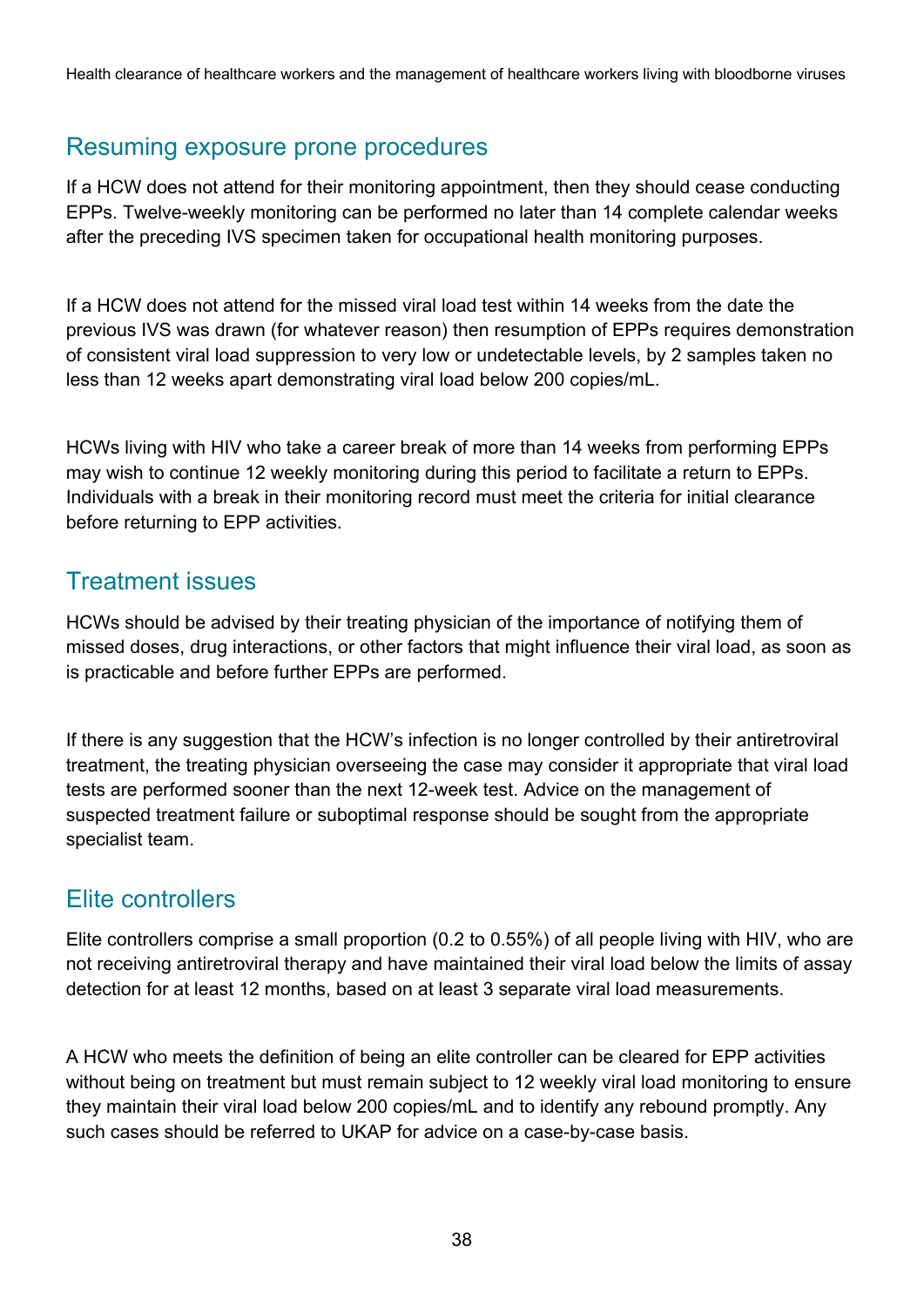## Resuming exposure prone procedures

If a HCW does not attend for their monitoring appointment, then they should cease conducting EPPs. Twelve-weekly monitoring can be performed no later than 14 complete calendar weeks after the preceding IVS specimen taken for occupational health monitoring purposes.

If a HCW does not attend for the missed viral load test within 14 weeks from the date the previous IVS was drawn (for whatever reason) then resumption of EPPs requires demonstration of consistent viral load suppression to very low or undetectable levels, by 2 samples taken no less than 12 weeks apart demonstrating viral load below 200 copies/mL.

HCWs living with HIV who take a career break of more than 14 weeks from performing EPPs may wish to continue 12 weekly monitoring during this period to facilitate a return to EPPs. Individuals with a break in their monitoring record must meet the criteria for initial clearance before returning to EPP activities.

## Treatment issues

HCWs should be advised by their treating physician of the importance of notifying them of missed doses, drug interactions, or other factors that might influence their viral load, as soon as is practicable and before further EPPs are performed.

If there is any suggestion that the HCW's infection is no longer controlled by their antiretroviral treatment, the treating physician overseeing the case may consider it appropriate that viral load tests are performed sooner than the next 12-week test. Advice on the management of suspected treatment failure or suboptimal response should be sought from the appropriate specialist team.

## Elite controllers

Elite controllers comprise a small proportion (0.2 to 0.55%) of all people living with HIV, who are not receiving antiretroviral therapy and have maintained their viral load below the limits of assay detection for at least 12 months, based on at least 3 separate viral load measurements.

A HCW who meets the definition of being an elite controller can be cleared for EPP activities without being on treatment but must remain subject to 12 weekly viral load monitoring to ensure they maintain their viral load below 200 copies/mL and to identify any rebound promptly. Any such cases should be referred to UKAP for advice on a case-by-case basis.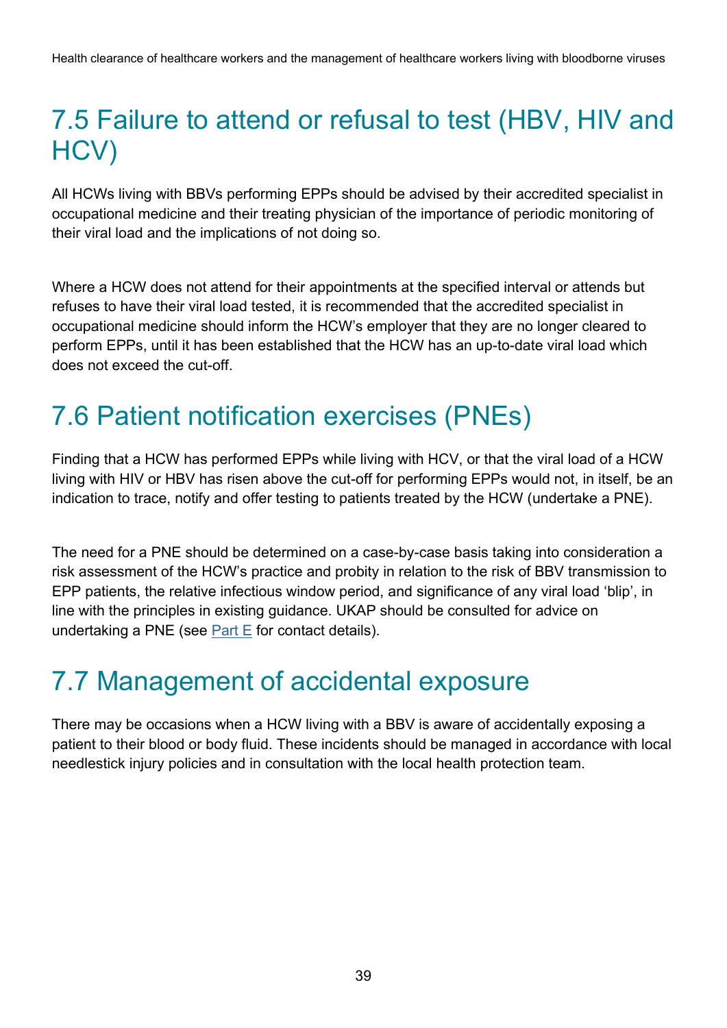## 7.5 Failure to attend or refusal to test (HBV, HIV and HCV)

All HCWs living with BBVs performing EPPs should be advised by their accredited specialist in occupational medicine and their treating physician of the importance of periodic monitoring of their viral load and the implications of not doing so.

Where a HCW does not attend for their appointments at the specified interval or attends but refuses to have their viral load tested, it is recommended that the accredited specialist in occupational medicine should inform the HCW's employer that they are no longer cleared to perform EPPs, until it has been established that the HCW has an up-to-date viral load which does not exceed the cut-off.

## 7.6 Patient notification exercises (PNEs)

Finding that a HCW has performed EPPs while living with HCV, or that the viral load of a HCW living with HIV or HBV has risen above the cut-off for performing EPPs would not, in itself, be an indication to trace, notify and offer testing to patients treated by the HCW (undertake a PNE).

The need for a PNE should be determined on a case-by-case basis taking into consideration a risk assessment of the HCW's practice and probity in relation to the risk of BBV transmission to EPP patients, the relative infectious window period, and significance of any viral load 'blip', in line with the principles in existing guidance. UKAP should be consulted for advice on undertaking a PNE (see Part E for contact details).

## 7.7 Management of accidental exposure

There may be occasions when a HCW living with a BBV is aware of accidentally exposing a patient to their blood or body fluid. These incidents should be managed in accordance with local needlestick injury policies and in consultation with the local health protection team.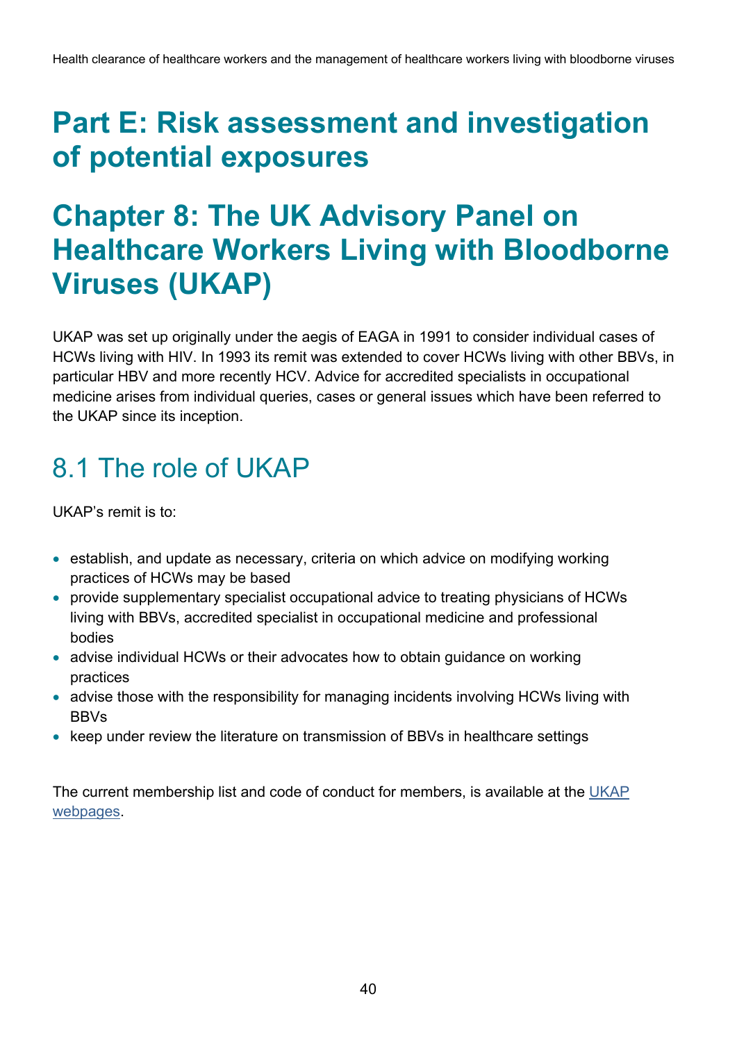# Part E: Risk assessment and investigation of potential exposures

# Chapter 8: The UK Advisory Panel on Healthcare Workers Living with Bloodborne Viruses (UKAP)

UKAP was set up originally under the aegis of EAGA in 1991 to consider individual cases of HCWs living with HIV. In 1993 its remit was extended to cover HCWs living with other BBVs, in particular HBV and more recently HCV. Advice for accredited specialists in occupational medicine arises from individual queries, cases or general issues which have been referred to the UKAP since its inception.

## 8.1 The role of UKAP

UKAP's remit is to:

- establish, and update as necessary, criteria on which advice on modifying working practices of HCWs may be based
- provide supplementary specialist occupational advice to treating physicians of HCWs living with BBVs, accredited specialist in occupational medicine and professional bodies
- advise individual HCWs or their advocates how to obtain guidance on working practices
- advise those with the responsibility for managing incidents involving HCWs living with BBVs
- keep under review the literature on transmission of BBVs in healthcare settings

The current membership list and code of conduct for members, is available at the UKAP webpages.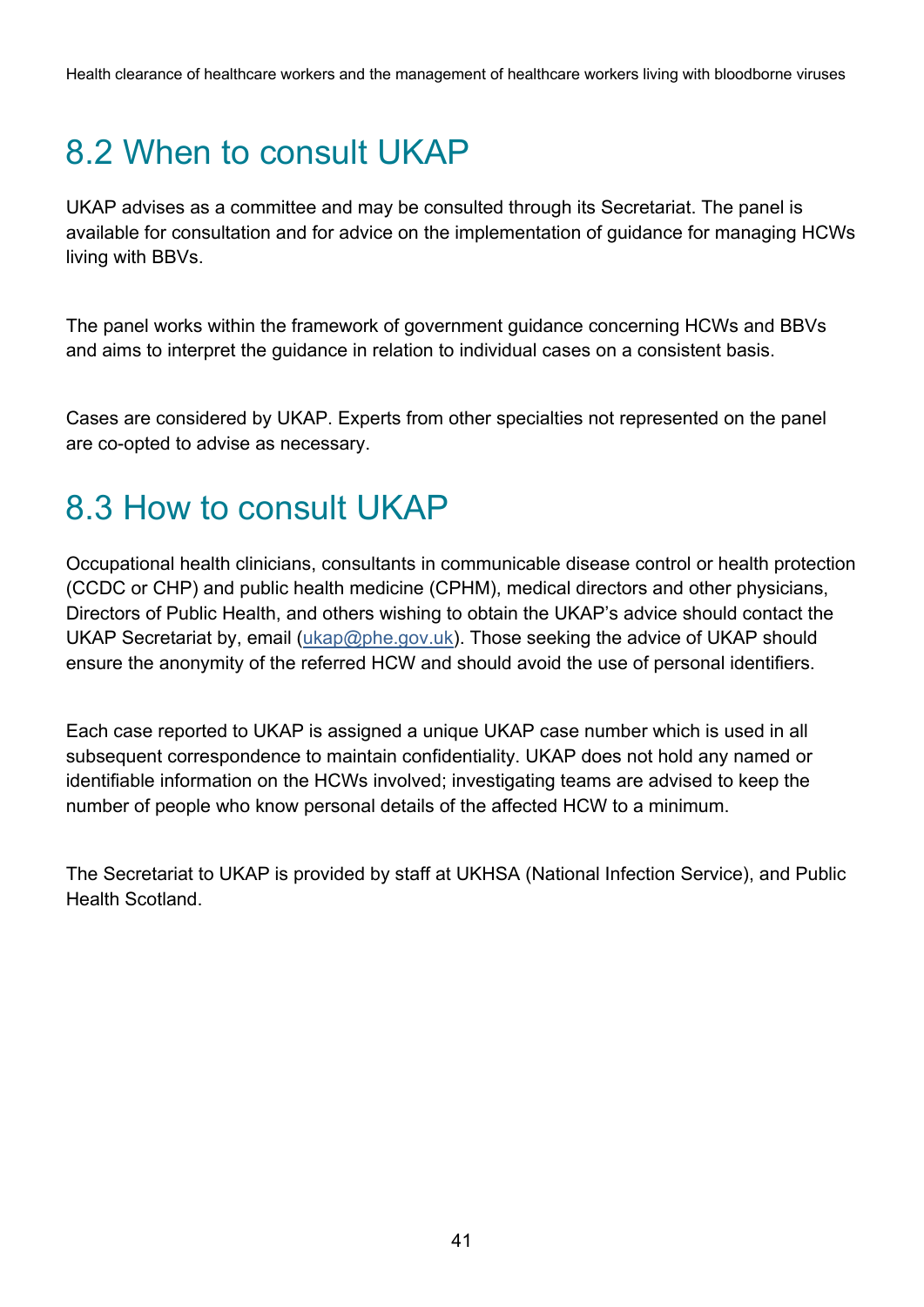## 8.2 When to consult UKAP

UKAP advises as a committee and may be consulted through its Secretariat. The panel is available for consultation and for advice on the implementation of guidance for managing HCWs living with BBVs.

The panel works within the framework of government guidance concerning HCWs and BBVs and aims to interpret the guidance in relation to individual cases on a consistent basis.

Cases are considered by UKAP. Experts from other specialties not represented on the panel are co-opted to advise as necessary.

## 8.3 How to consult UKAP

Occupational health clinicians, consultants in communicable disease control or health protection (CCDC or CHP) and public health medicine (CPHM), medical directors and other physicians, Directors of Public Health, and others wishing to obtain the UKAP's advice should contact the UKAP Secretariat by, email (ukap@phe.gov.uk). Those seeking the advice of UKAP should ensure the anonymity of the referred HCW and should avoid the use of personal identifiers.

Each case reported to UKAP is assigned a unique UKAP case number which is used in all subsequent correspondence to maintain confidentiality. UKAP does not hold any named or identifiable information on the HCWs involved; investigating teams are advised to keep the number of people who know personal details of the affected HCW to a minimum.

The Secretariat to UKAP is provided by staff at UKHSA (National Infection Service), and Public Health Scotland.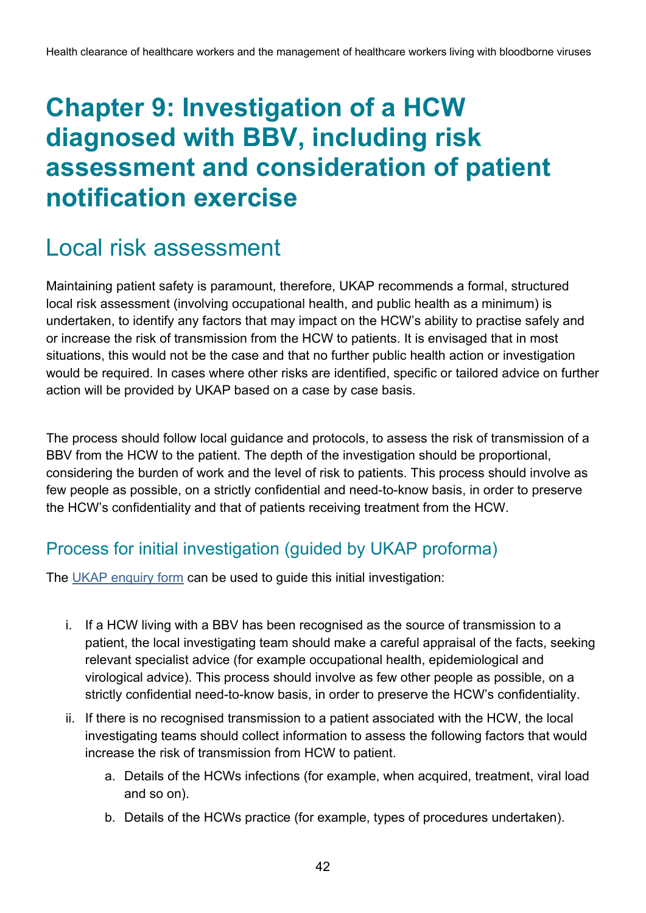# Chapter 9: Investigation of a HCW diagnosed with BBV, including risk assessment and consideration of patient notification exercise

## Local risk assessment

Maintaining patient safety is paramount, therefore, UKAP recommends a formal, structured local risk assessment (involving occupational health, and public health as a minimum) is undertaken, to identify any factors that may impact on the HCW's ability to practise safely and or increase the risk of transmission from the HCW to patients. It is envisaged that in most situations, this would not be the case and that no further public health action or investigation would be required. In cases where other risks are identified, specific or tailored advice on further action will be provided by UKAP based on a case by case basis.

The process should follow local guidance and protocols, to assess the risk of transmission of a BBV from the HCW to the patient. The depth of the investigation should be proportional, considering the burden of work and the level of risk to patients. This process should involve as few people as possible, on a strictly confidential and need-to-know basis, in order to preserve the HCW's confidentiality and that of patients receiving treatment from the HCW.

### Process for initial investigation (guided by UKAP proforma)

The [UKAP enquiry form]() can be used to guide this initial investigation:

i. If a HCW living with a BBV has been recognised as the source of transmission to a patient, the local investigating team should make a careful appraisal of the facts, seeking relevant specialist advice (for example occupational health, epidemiological and virological advice). This process should involve as few other people as possible, on a strictly confidential need-to-know basis, in order to preserve the HCW's confidentiality.

ii. If there is no recognised transmission to a patient associated with the HCW, the local investigating teams should collect information to assess the following factors that would increase the risk of transmission from HCW to patient.

    a. Details of the HCWs infections (for example, when acquired, treatment, viral load and so on).

    b. Details of the HCWs practice (for example, types of procedures undertaken).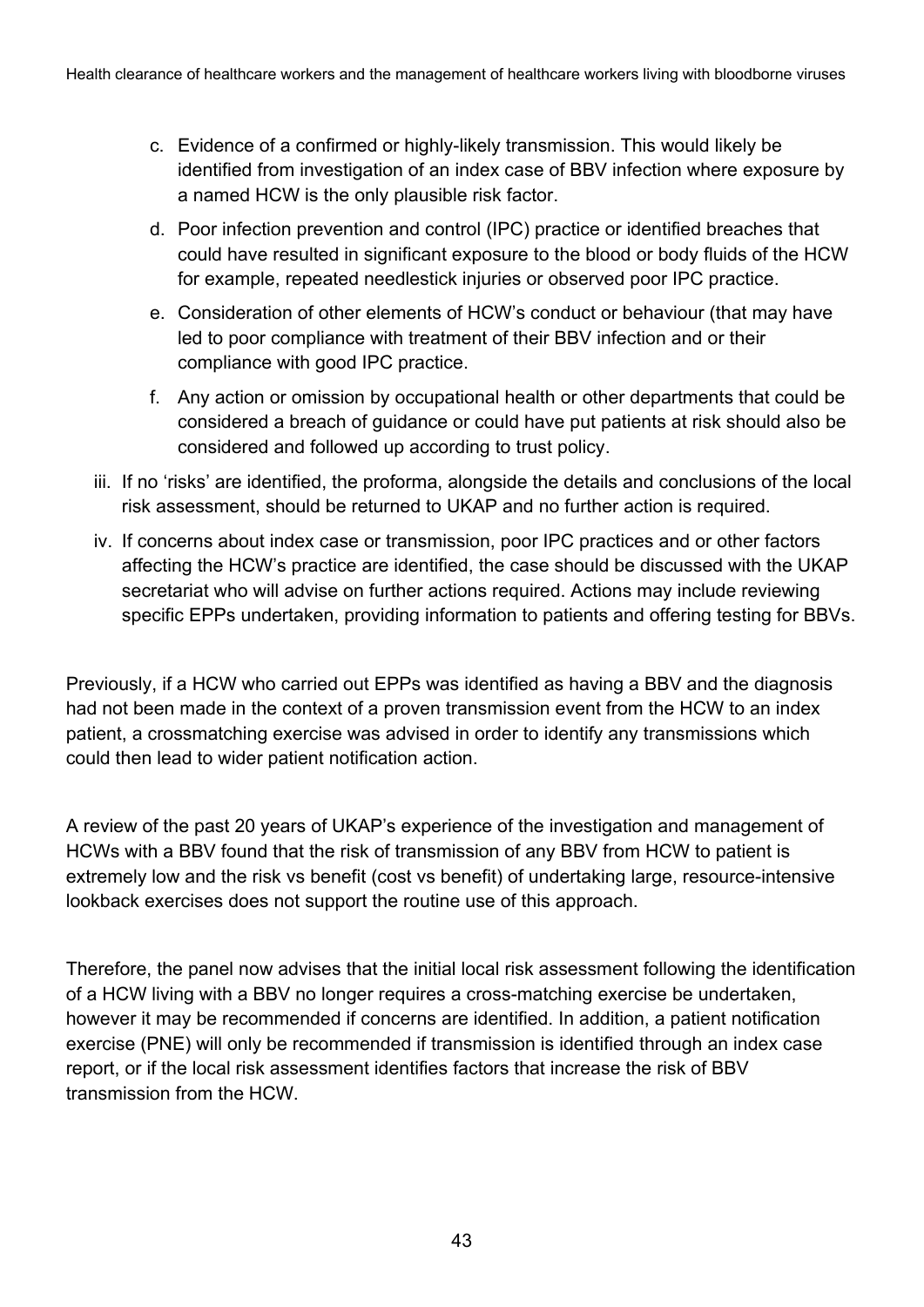c. Evidence of a confirmed or highly-likely transmission. This would likely be identified from investigation of an index case of BBV infection where exposure by a named HCW is the only plausible risk factor.

d. Poor infection prevention and control (IPC) practice or identified breaches that could have resulted in significant exposure to the blood or body fluids of the HCW for example, repeated needlestick injuries or observed poor IPC practice.

e. Consideration of other elements of HCW's conduct or behaviour (that may have led to poor compliance with treatment of their BBV infection and or their compliance with good IPC practice.

f. Any action or omission by occupational health or other departments that could be considered a breach of guidance or could have put patients at risk should also be considered and followed up according to trust policy.

iii. If no 'risks' are identified, the proforma, alongside the details and conclusions of the local risk assessment, should be returned to UKAP and no further action is required.

iv. If concerns about index case or transmission, poor IPC practices and or other factors affecting the HCW's practice are identified, the case should be discussed with the UKAP secretariat who will advise on further actions required. Actions may include reviewing specific EPPs undertaken, providing information to patients and offering testing for BBVs.

Previously, if a HCW who carried out EPPs was identified as having a BBV and the diagnosis had not been made in the context of a proven transmission event from the HCW to an index patient, a crossmatching exercise was advised in order to identify any transmissions which could then lead to wider patient notification action.

A review of the past 20 years of UKAP's experience of the investigation and management of HCWs with a BBV found that the risk of transmission of any BBV from HCW to patient is extremely low and the risk vs benefit (cost vs benefit) of undertaking large, resource-intensive lookback exercises does not support the routine use of this approach.

Therefore, the panel now advises that the initial local risk assessment following the identification of a HCW living with a BBV no longer requires a cross-matching exercise be undertaken, however it may be recommended if concerns are identified. In addition, a patient notification exercise (PNE) will only be recommended if transmission is identified through an index case report, or if the local risk assessment identifies factors that increase the risk of BBV transmission from the HCW.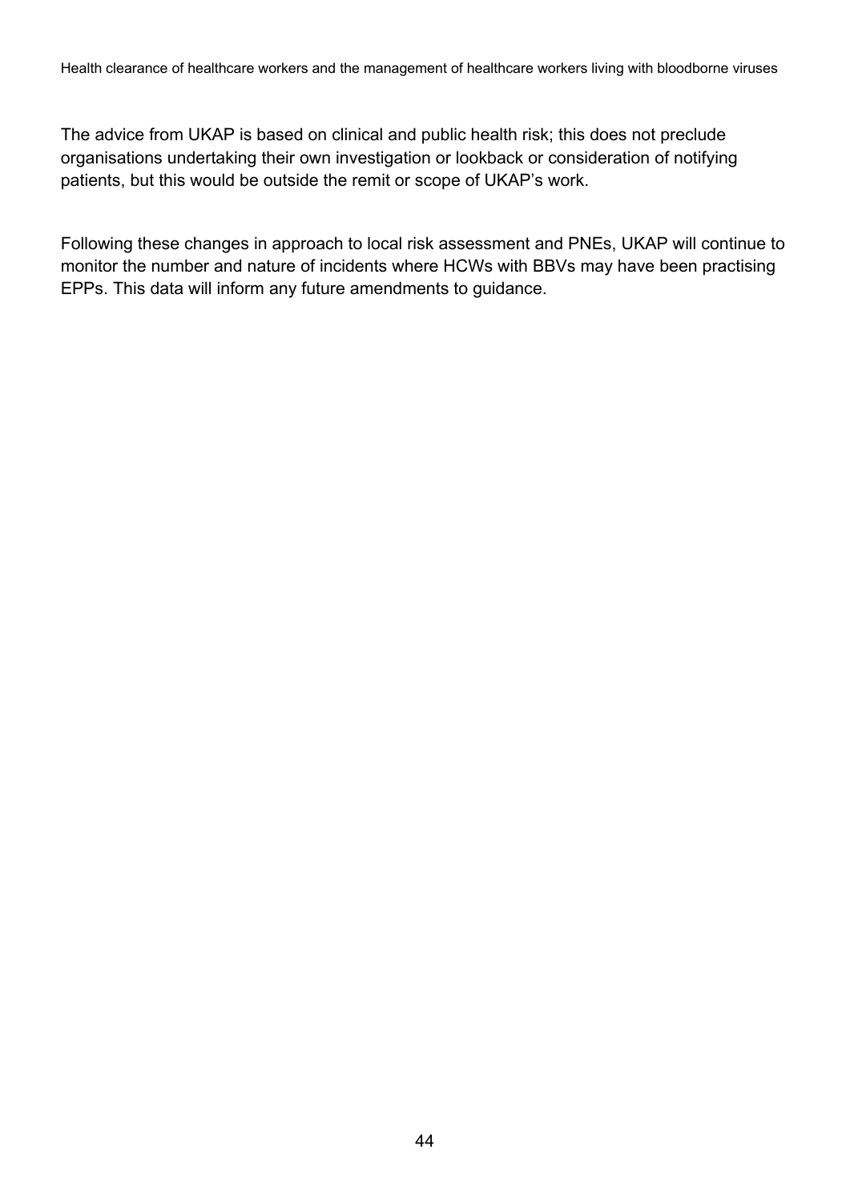The advice from UKAP is based on clinical and public health risk; this does not preclude organisations undertaking their own investigation or lookback or consideration of notifying patients, but this would be outside the remit or scope of UKAP's work.

Following these changes in approach to local risk assessment and PNEs, UKAP will continue to monitor the number and nature of incidents where HCWs with BBVs may have been practising EPPs. This data will inform any future amendments to guidance.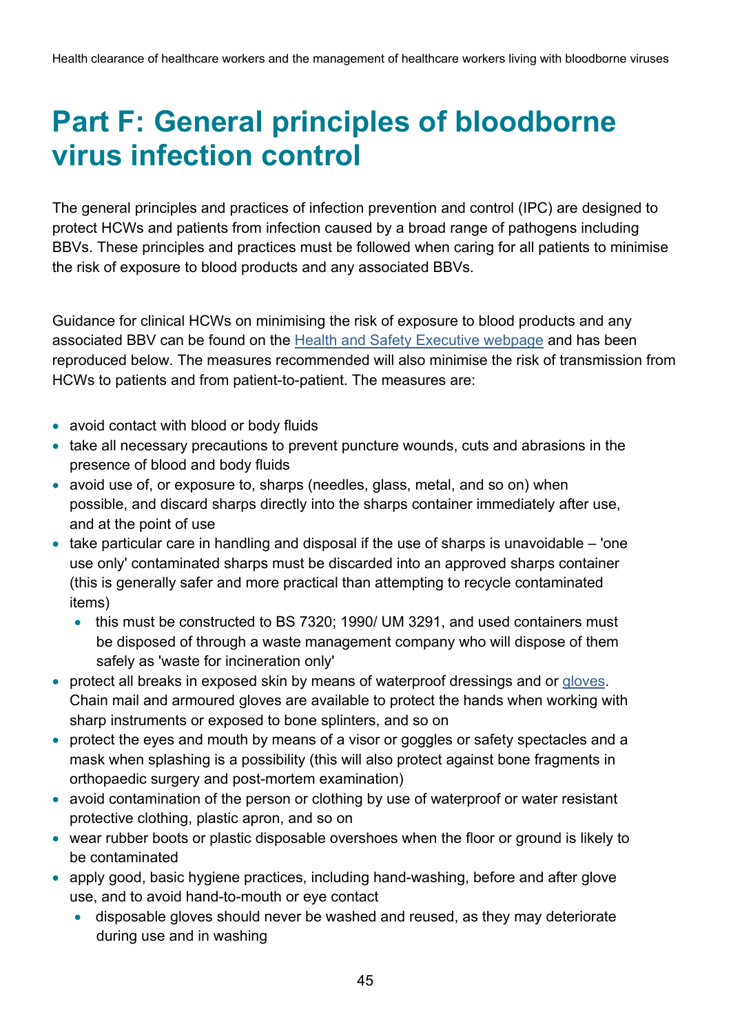# Part F: General principles of bloodborne virus infection control

The general principles and practices of infection prevention and control (IPC) are designed to protect HCWs and patients from infection caused by a broad range of pathogens including BBVs. These principles and practices must be followed when caring for all patients to minimise the risk of exposure to blood products and any associated BBVs.

Guidance for clinical HCWs on minimising the risk of exposure to blood products and any associated BBV can be found on the [Health and Safety Executive webpage]() and has been reproduced below. The measures recommended will also minimise the risk of transmission from HCWs to patients and from patient-to-patient. The measures are:

- avoid contact with blood or body fluids
- take all necessary precautions to prevent puncture wounds, cuts and abrasions in the presence of blood and body fluids
- avoid use of, or exposure to, sharps (needles, glass, metal, and so on) when possible, and discard sharps directly into the sharps container immediately after use, and at the point of use
- take particular care in handling and disposal if the use of sharps is unavoidable – 'one use only' contaminated sharps must be discarded into an approved sharps container (this is generally safer and more practical than attempting to recycle contaminated items)
  - this must be constructed to BS 7320; 1990/ UM 3291, and used containers must be disposed of through a waste management company who will dispose of them safely as 'waste for incineration only'
- protect all breaks in exposed skin by means of waterproof dressings and or [gloves](). Chain mail and armoured gloves are available to protect the hands when working with sharp instruments or exposed to bone splinters, and so on
- protect the eyes and mouth by means of a visor or goggles or safety spectacles and a mask when splashing is a possibility (this will also protect against bone fragments in orthopaedic surgery and post-mortem examination)
- avoid contamination of the person or clothing by use of waterproof or water resistant protective clothing, plastic apron, and so on
- wear rubber boots or plastic disposable overshoes when the floor or ground is likely to be contaminated
- apply good, basic hygiene practices, including hand-washing, before and after glove use, and to avoid hand-to-mouth or eye contact
  - disposable gloves should never be washed and reused, as they may deteriorate during use and in washing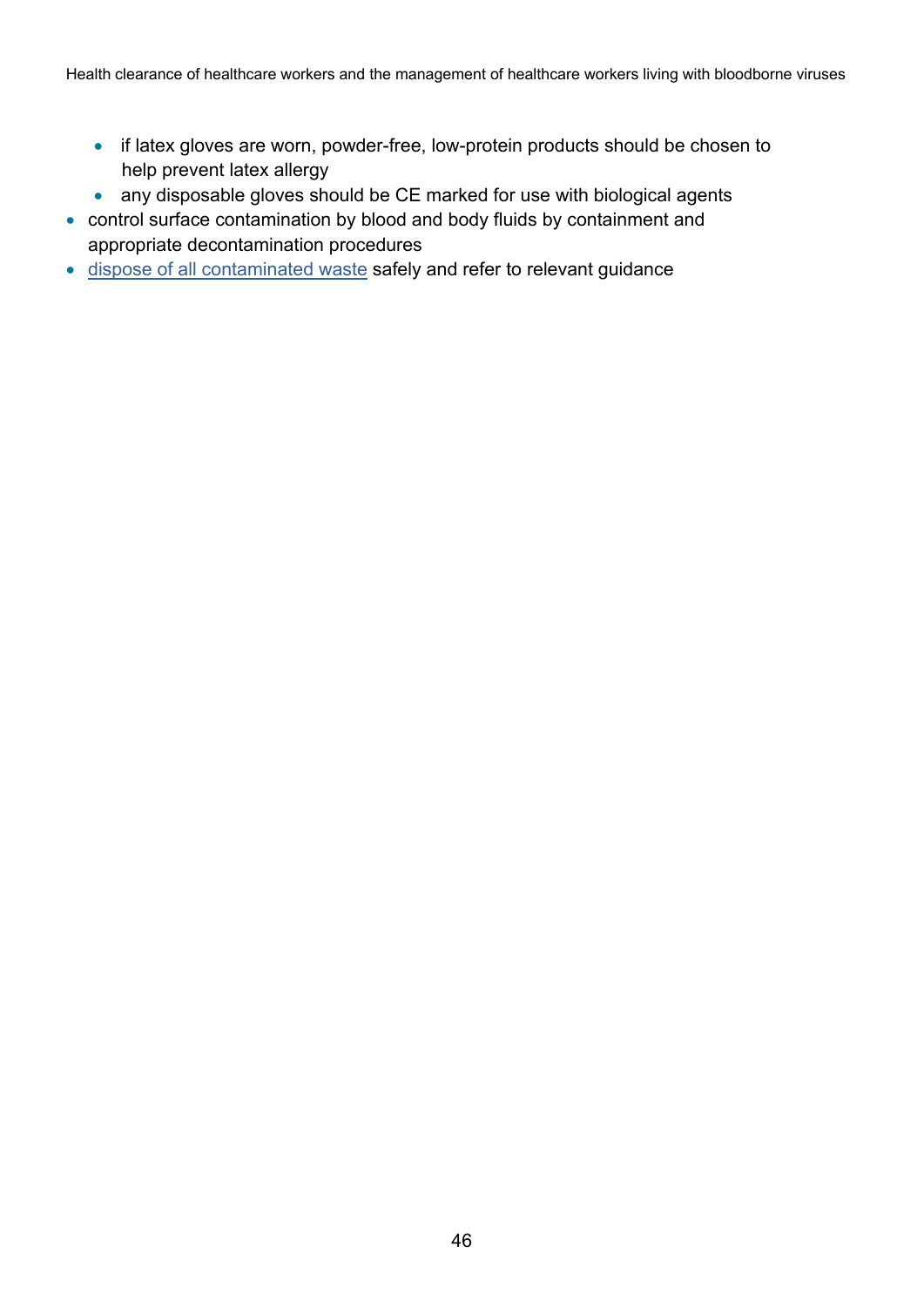- if latex gloves are worn, powder-free, low-protein products should be chosen to help prevent latex allergy
    - any disposable gloves should be CE marked for use with biological agents
- control surface contamination by blood and body fluids by containment and appropriate decontamination procedures
- dispose of all contaminated waste safely and refer to relevant guidance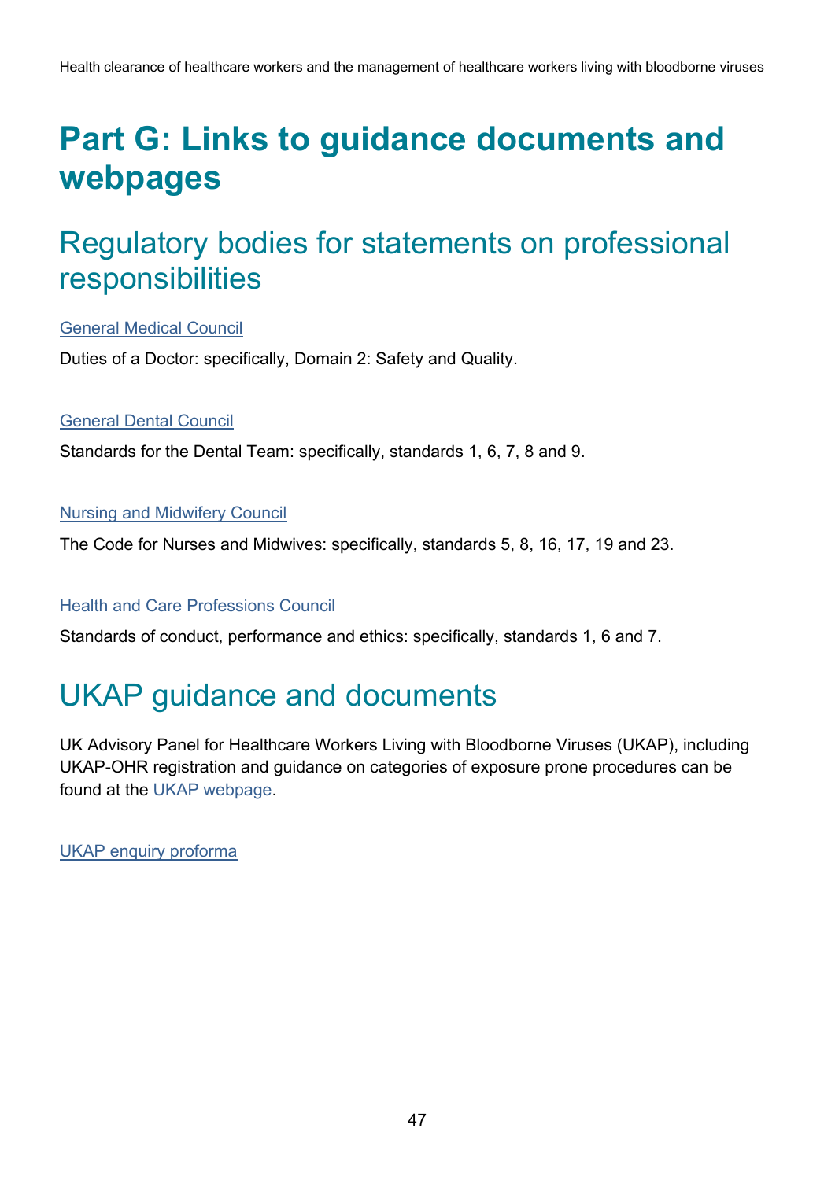# Part G: Links to guidance documents and webpages

## Regulatory bodies for statements on professional responsibilities

General Medical Council

Duties of a Doctor: specifically, Domain 2: Safety and Quality.

General Dental Council

Standards for the Dental Team: specifically, standards 1, 6, 7, 8 and 9.

Nursing and Midwifery Council

The Code for Nurses and Midwives: specifically, standards 5, 8, 16, 17, 19 and 23.

Health and Care Professions Council

Standards of conduct, performance and ethics: specifically, standards 1, 6 and 7.

## UKAP guidance and documents

UK Advisory Panel for Healthcare Workers Living with Bloodborne Viruses (UKAP), including UKAP-OHR registration and guidance on categories of exposure prone procedures can be found at the UKAP webpage.

UKAP enquiry proforma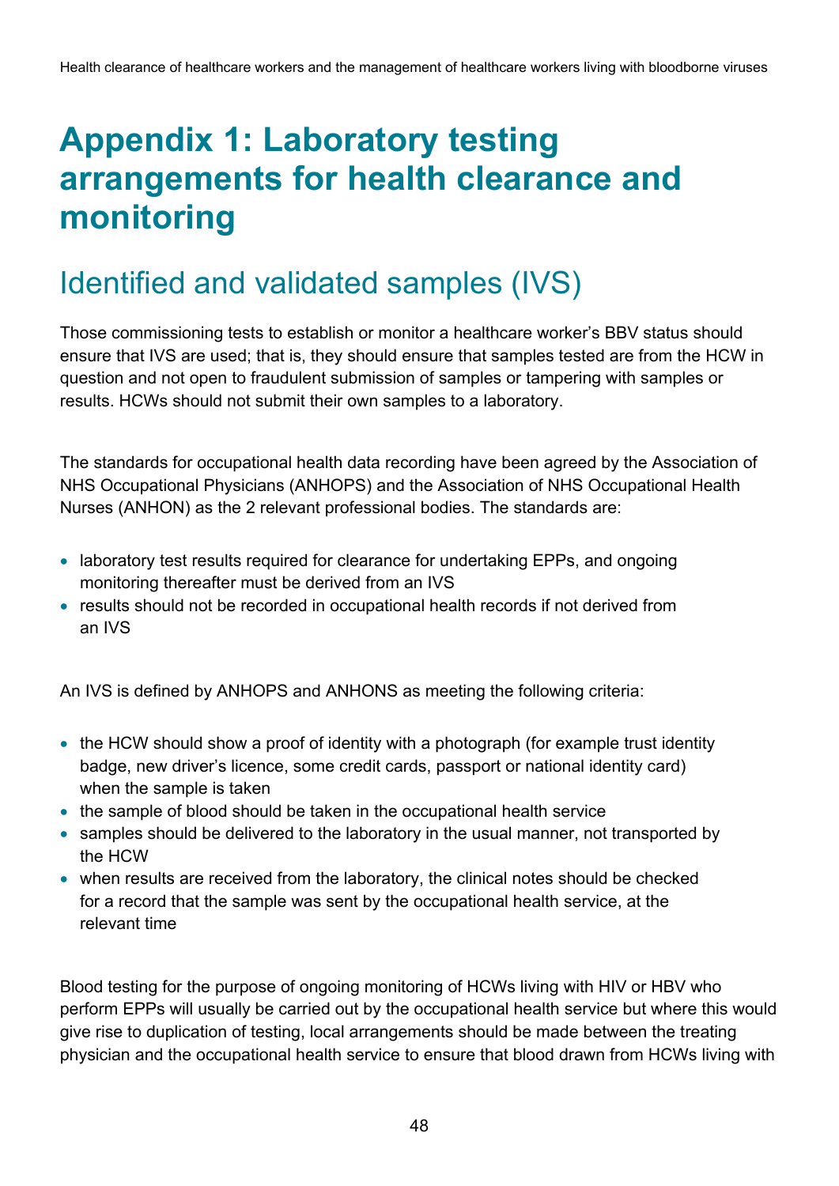# Appendix 1: Laboratory testing arrangements for health clearance and monitoring

## Identified and validated samples (IVS)

Those commissioning tests to establish or monitor a healthcare worker's BBV status should ensure that IVS are used; that is, they should ensure that samples tested are from the HCW in question and not open to fraudulent submission of samples or tampering with samples or results. HCWs should not submit their own samples to a laboratory.

The standards for occupational health data recording have been agreed by the Association of NHS Occupational Physicians (ANHOPS) and the Association of NHS Occupational Health Nurses (ANHON) as the 2 relevant professional bodies. The standards are:

- laboratory test results required for clearance for undertaking EPPs, and ongoing monitoring thereafter must be derived from an IVS
- results should not be recorded in occupational health records if not derived from an IVS

An IVS is defined by ANHOPS and ANHONS as meeting the following criteria:

- the HCW should show a proof of identity with a photograph (for example trust identity badge, new driver's licence, some credit cards, passport or national identity card) when the sample is taken
- the sample of blood should be taken in the occupational health service
- samples should be delivered to the laboratory in the usual manner, not transported by the HCW
- when results are received from the laboratory, the clinical notes should be checked for a record that the sample was sent by the occupational health service, at the relevant time

Blood testing for the purpose of ongoing monitoring of HCWs living with HIV or HBV who perform EPPs will usually be carried out by the occupational health service but where this would give rise to duplication of testing, local arrangements should be made between the treating physician and the occupational health service to ensure that blood drawn from HCWs living with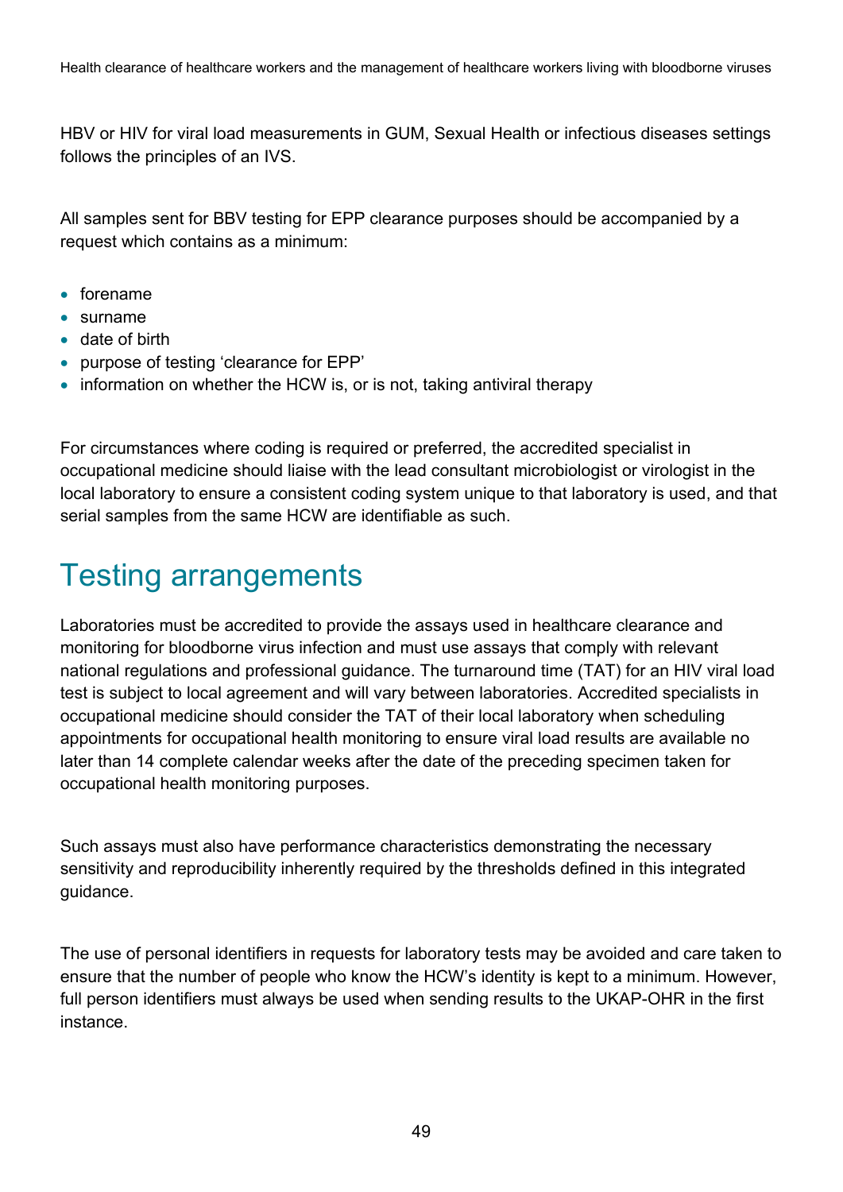HBV or HIV for viral load measurements in GUM, Sexual Health or infectious diseases settings follows the principles of an IVS.

All samples sent for BBV testing for EPP clearance purposes should be accompanied by a request which contains as a minimum:

- forename
- surname
- date of birth
- purpose of testing 'clearance for EPP'
- information on whether the HCW is, or is not, taking antiviral therapy

For circumstances where coding is required or preferred, the accredited specialist in occupational medicine should liaise with the lead consultant microbiologist or virologist in the local laboratory to ensure a consistent coding system unique to that laboratory is used, and that serial samples from the same HCW are identifiable as such.

## Testing arrangements

Laboratories must be accredited to provide the assays used in healthcare clearance and monitoring for bloodborne virus infection and must use assays that comply with relevant national regulations and professional guidance. The turnaround time (TAT) for an HIV viral load test is subject to local agreement and will vary between laboratories. Accredited specialists in occupational medicine should consider the TAT of their local laboratory when scheduling appointments for occupational health monitoring to ensure viral load results are available no later than 14 complete calendar weeks after the date of the preceding specimen taken for occupational health monitoring purposes.

Such assays must also have performance characteristics demonstrating the necessary sensitivity and reproducibility inherently required by the thresholds defined in this integrated guidance.

The use of personal identifiers in requests for laboratory tests may be avoided and care taken to ensure that the number of people who know the HCW's identity is kept to a minimum. However, full person identifiers must always be used when sending results to the UKAP-OHR in the first instance.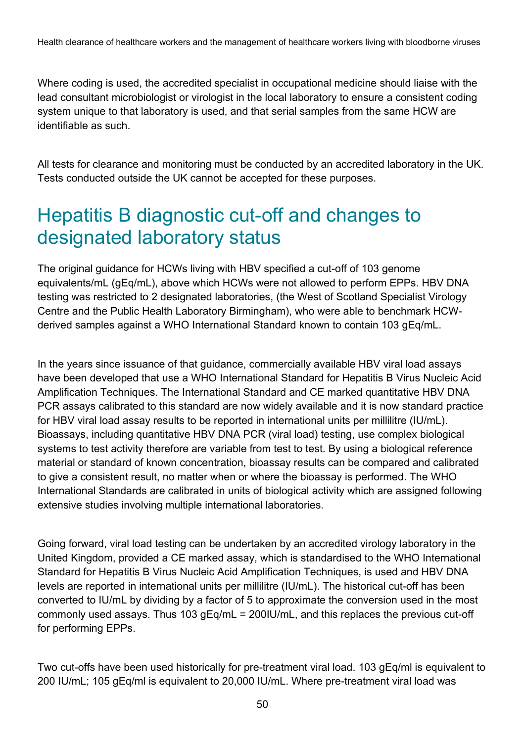Where coding is used, the accredited specialist in occupational medicine should liaise with the lead consultant microbiologist or virologist in the local laboratory to ensure a consistent coding system unique to that laboratory is used, and that serial samples from the same HCW are identifiable as such.

All tests for clearance and monitoring must be conducted by an accredited laboratory in the UK. Tests conducted outside the UK cannot be accepted for these purposes.

## Hepatitis B diagnostic cut-off and changes to designated laboratory status

The original guidance for HCWs living with HBV specified a cut-off of 103 genome equivalents/mL (gEq/mL), above which HCWs were not allowed to perform EPPs. HBV DNA testing was restricted to 2 designated laboratories, (the West of Scotland Specialist Virology Centre and the Public Health Laboratory Birmingham), who were able to benchmark HCW-derived samples against a WHO International Standard known to contain 103 gEq/mL.

In the years since issuance of that guidance, commercially available HBV viral load assays have been developed that use a WHO International Standard for Hepatitis B Virus Nucleic Acid Amplification Techniques. The International Standard and CE marked quantitative HBV DNA PCR assays calibrated to this standard are now widely available and it is now standard practice for HBV viral load assay results to be reported in international units per millilitre (IU/mL). Bioassays, including quantitative HBV DNA PCR (viral load) testing, use complex biological systems to test activity therefore are variable from test to test. By using a biological reference material or standard of known concentration, bioassay results can be compared and calibrated to give a consistent result, no matter when or where the bioassay is performed. The WHO International Standards are calibrated in units of biological activity which are assigned following extensive studies involving multiple international laboratories.

Going forward, viral load testing can be undertaken by an accredited virology laboratory in the United Kingdom, provided a CE marked assay, which is standardised to the WHO International Standard for Hepatitis B Virus Nucleic Acid Amplification Techniques, is used and HBV DNA levels are reported in international units per millilitre (IU/mL). The historical cut-off has been converted to IU/mL by dividing by a factor of 5 to approximate the conversion used in the most commonly used assays. Thus 103 gEq/mL = 200IU/mL, and this replaces the previous cut-off for performing EPPs.

Two cut-offs have been used historically for pre-treatment viral load. 103 gEq/ml is equivalent to 200 IU/mL; 105 gEq/ml is equivalent to 20,000 IU/mL. Where pre-treatment viral load was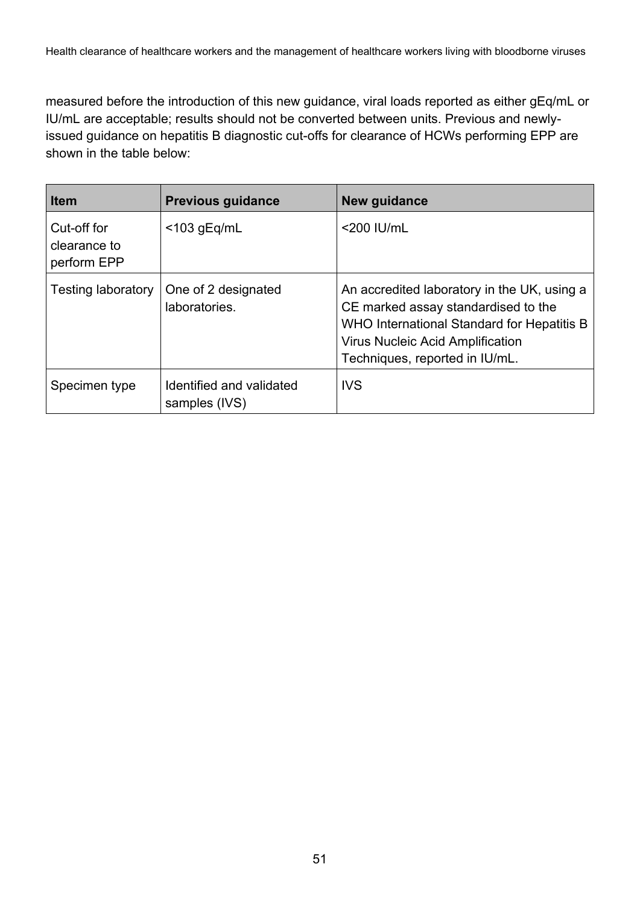measured before the introduction of this new guidance, viral loads reported as either gEq/mL or IU/mL are acceptable; results should not be converted between units. Previous and newly-issued guidance on hepatitis B diagnostic cut-offs for clearance of HCWs performing EPP are shown in the table below:

| Item | Previous guidance | New guidance |
|---|---|---|
| Cut-off for clearance to perform EPP | <103 gEq/mL | <200 IU/mL |
| Testing laboratory | One of 2 designated laboratories. | An accredited laboratory in the UK, using a CE marked assay standardised to the WHO International Standard for Hepatitis B Virus Nucleic Acid Amplification Techniques, reported in IU/mL. |
| Specimen type | Identified and validated samples (IVS) | IVS |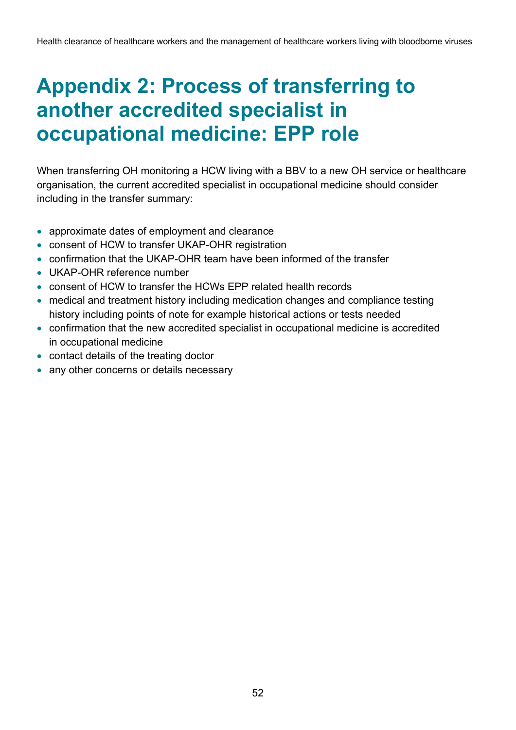# Appendix 2: Process of transferring to another accredited specialist in occupational medicine: EPP role

When transferring OH monitoring a HCW living with a BBV to a new OH service or healthcare organisation, the current accredited specialist in occupational medicine should consider including in the transfer summary:

- approximate dates of employment and clearance
- consent of HCW to transfer UKAP-OHR registration
- confirmation that the UKAP-OHR team have been informed of the transfer
- UKAP-OHR reference number
- consent of HCW to transfer the HCWs EPP related health records
- medical and treatment history including medication changes and compliance testing history including points of note for example historical actions or tests needed
- confirmation that the new accredited specialist in occupational medicine is accredited in occupational medicine
- contact details of the treating doctor
- any other concerns or details necessary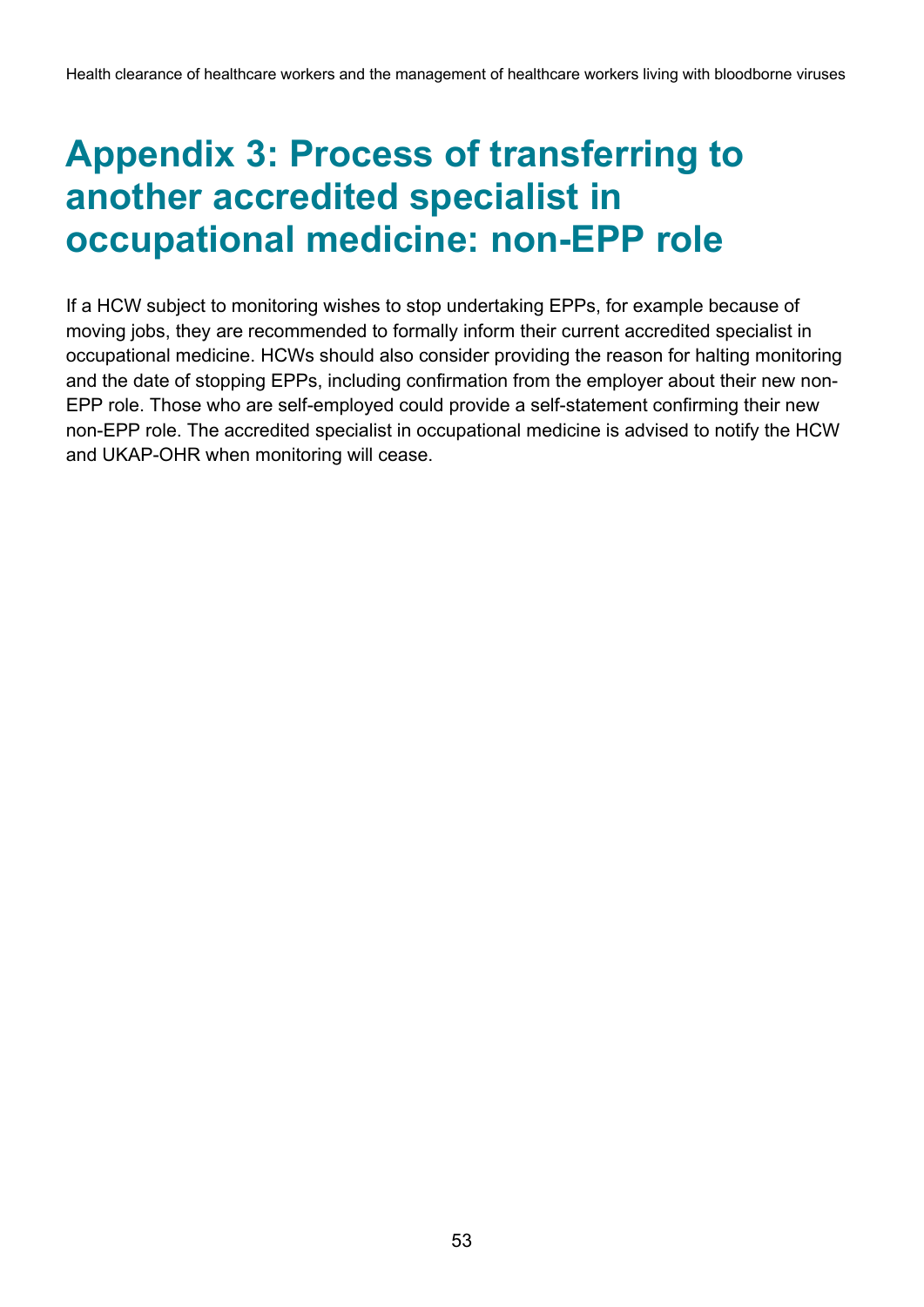# Appendix 3: Process of transferring to another accredited specialist in occupational medicine: non-EPP role

If a HCW subject to monitoring wishes to stop undertaking EPPs, for example because of moving jobs, they are recommended to formally inform their current accredited specialist in occupational medicine. HCWs should also consider providing the reason for halting monitoring and the date of stopping EPPs, including confirmation from the employer about their new non-EPP role. Those who are self-employed could provide a self-statement confirming their new non-EPP role. The accredited specialist in occupational medicine is advised to notify the HCW and UKAP-OHR when monitoring will cease.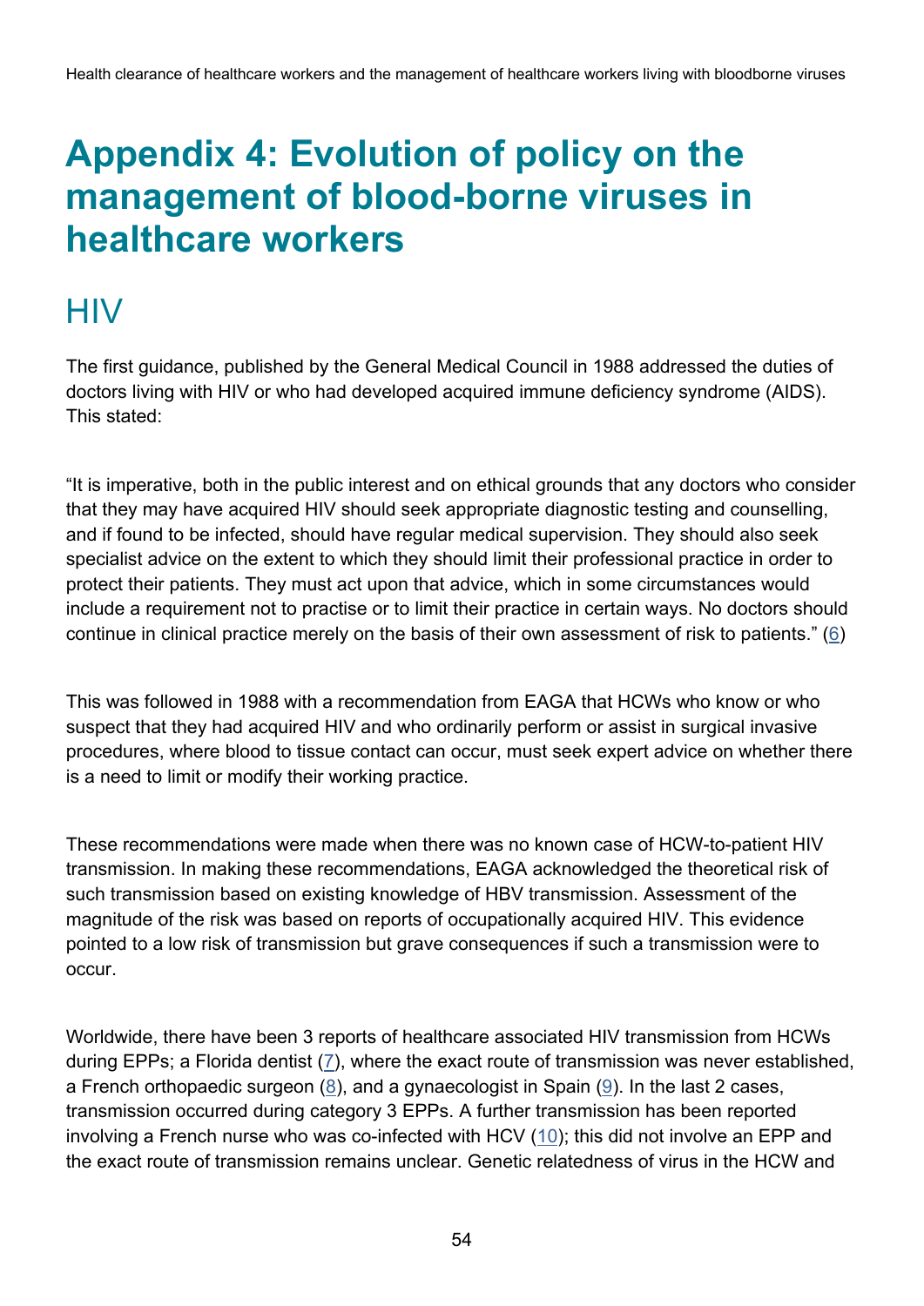# Appendix 4: Evolution of policy on the management of blood-borne viruses in healthcare workers

## HIV

The first guidance, published by the General Medical Council in 1988 addressed the duties of doctors living with HIV or who had developed acquired immune deficiency syndrome (AIDS). This stated:

"It is imperative, both in the public interest and on ethical grounds that any doctors who consider that they may have acquired HIV should seek appropriate diagnostic testing and counselling, and if found to be infected, should have regular medical supervision. They should also seek specialist advice on the extent to which they should limit their professional practice in order to protect their patients. They must act upon that advice, which in some circumstances would include a requirement not to practise or to limit their practice in certain ways. No doctors should continue in clinical practice merely on the basis of their own assessment of risk to patients." (6)

This was followed in 1988 with a recommendation from EAGA that HCWs who know or who suspect that they had acquired HIV and who ordinarily perform or assist in surgical invasive procedures, where blood to tissue contact can occur, must seek expert advice on whether there is a need to limit or modify their working practice.

These recommendations were made when there was no known case of HCW-to-patient HIV transmission. In making these recommendations, EAGA acknowledged the theoretical risk of such transmission based on existing knowledge of HBV transmission. Assessment of the magnitude of the risk was based on reports of occupationally acquired HIV. This evidence pointed to a low risk of transmission but grave consequences if such a transmission were to occur.

Worldwide, there have been 3 reports of healthcare associated HIV transmission from HCWs during EPPs; a Florida dentist (7), where the exact route of transmission was never established, a French orthopaedic surgeon (8), and a gynaecologist in Spain (9). In the last 2 cases, transmission occurred during category 3 EPPs. A further transmission has been reported involving a French nurse who was co-infected with HCV (10); this did not involve an EPP and the exact route of transmission remains unclear. Genetic relatedness of virus in the HCW and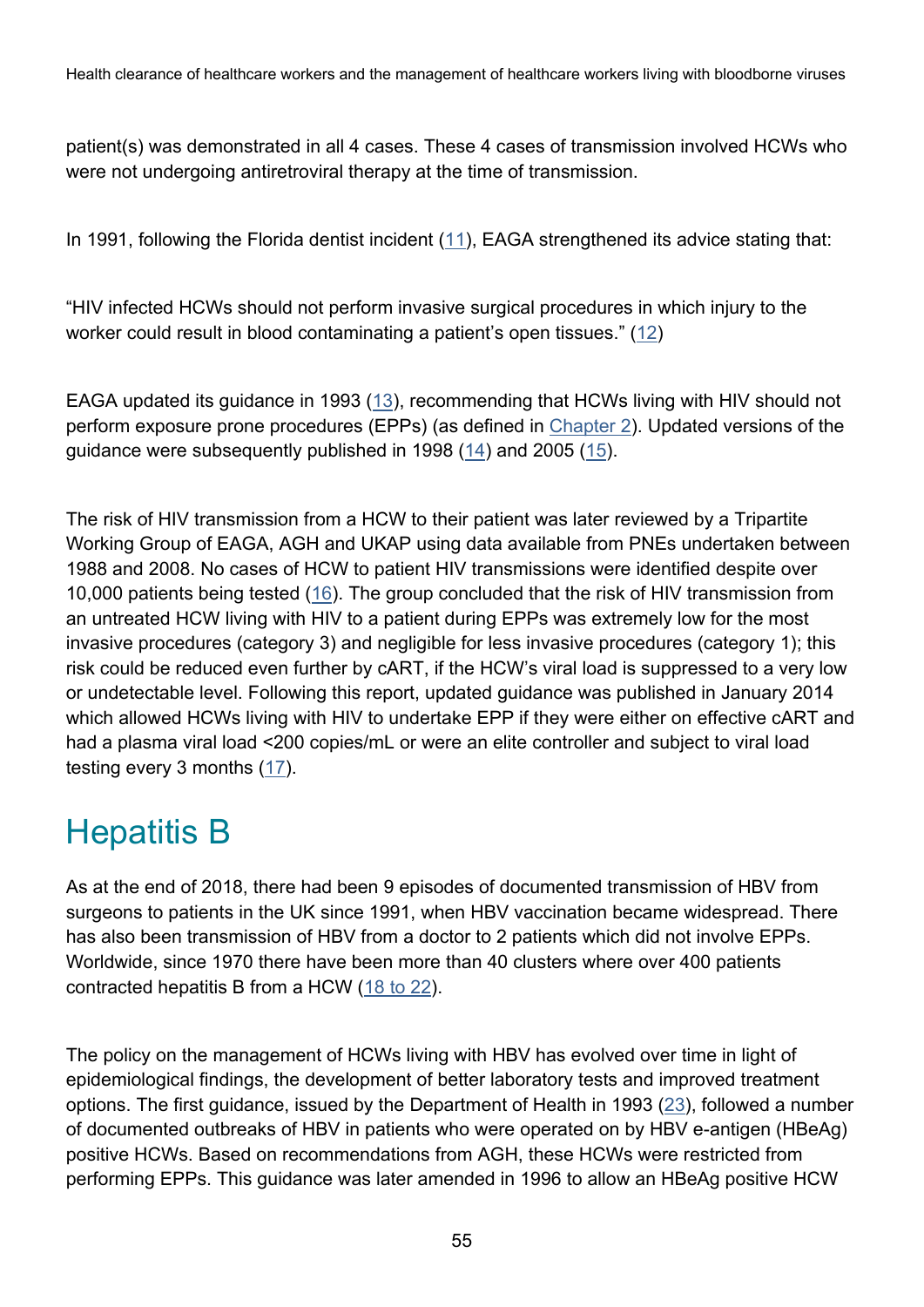patient(s) was demonstrated in all 4 cases. These 4 cases of transmission involved HCWs who were not undergoing antiretroviral therapy at the time of transmission.

In 1991, following the Florida dentist incident (11), EAGA strengthened its advice stating that:

"HIV infected HCWs should not perform invasive surgical procedures in which injury to the worker could result in blood contaminating a patient's open tissues." (12)

EAGA updated its guidance in 1993 (13), recommending that HCWs living with HIV should not perform exposure prone procedures (EPPs) (as defined in Chapter 2). Updated versions of the guidance were subsequently published in 1998 (14) and 2005 (15).

The risk of HIV transmission from a HCW to their patient was later reviewed by a Tripartite Working Group of EAGA, AGH and UKAP using data available from PNEs undertaken between 1988 and 2008. No cases of HCW to patient HIV transmissions were identified despite over 10,000 patients being tested (16). The group concluded that the risk of HIV transmission from an untreated HCW living with HIV to a patient during EPPs was extremely low for the most invasive procedures (category 3) and negligible for less invasive procedures (category 1); this risk could be reduced even further by cART, if the HCW's viral load is suppressed to a very low or undetectable level. Following this report, updated guidance was published in January 2014 which allowed HCWs living with HIV to undertake EPP if they were either on effective cART and had a plasma viral load <200 copies/mL or were an elite controller and subject to viral load testing every 3 months (17).

## Hepatitis B

As at the end of 2018, there had been 9 episodes of documented transmission of HBV from surgeons to patients in the UK since 1991, when HBV vaccination became widespread. There has also been transmission of HBV from a doctor to 2 patients which did not involve EPPs. Worldwide, since 1970 there have been more than 40 clusters where over 400 patients contracted hepatitis B from a HCW (18 to 22).

The policy on the management of HCWs living with HBV has evolved over time in light of epidemiological findings, the development of better laboratory tests and improved treatment options. The first guidance, issued by the Department of Health in 1993 (23), followed a number of documented outbreaks of HBV in patients who were operated on by HBV e-antigen (HBeAg) positive HCWs. Based on recommendations from AGH, these HCWs were restricted from performing EPPs. This guidance was later amended in 1996 to allow an HBeAg positive HCW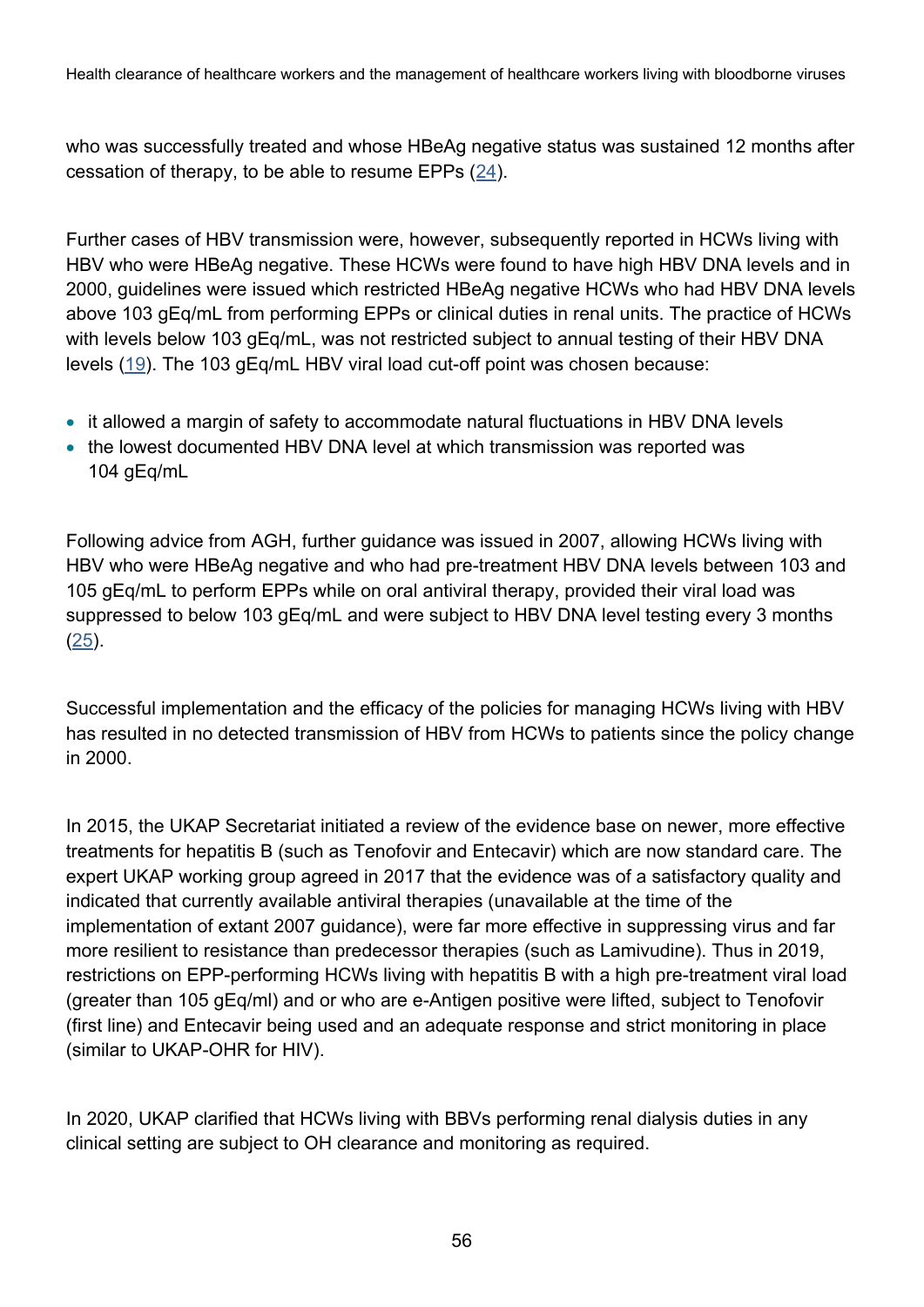who was successfully treated and whose HBeAg negative status was sustained 12 months after cessation of therapy, to be able to resume EPPs (24).

Further cases of HBV transmission were, however, subsequently reported in HCWs living with HBV who were HBeAg negative. These HCWs were found to have high HBV DNA levels and in 2000, guidelines were issued which restricted HBeAg negative HCWs who had HBV DNA levels above 103 gEq/mL from performing EPPs or clinical duties in renal units. The practice of HCWs with levels below 103 gEq/mL, was not restricted subject to annual testing of their HBV DNA levels (19). The 103 gEq/mL HBV viral load cut-off point was chosen because:

- it allowed a margin of safety to accommodate natural fluctuations in HBV DNA levels
- the lowest documented HBV DNA level at which transmission was reported was 104 gEq/mL

Following advice from AGH, further guidance was issued in 2007, allowing HCWs living with HBV who were HBeAg negative and who had pre-treatment HBV DNA levels between 103 and 105 gEq/mL to perform EPPs while on oral antiviral therapy, provided their viral load was suppressed to below 103 gEq/mL and were subject to HBV DNA level testing every 3 months (25).

Successful implementation and the efficacy of the policies for managing HCWs living with HBV has resulted in no detected transmission of HBV from HCWs to patients since the policy change in 2000.

In 2015, the UKAP Secretariat initiated a review of the evidence base on newer, more effective treatments for hepatitis B (such as Tenofovir and Entecavir) which are now standard care. The expert UKAP working group agreed in 2017 that the evidence was of a satisfactory quality and indicated that currently available antiviral therapies (unavailable at the time of the implementation of extant 2007 guidance), were far more effective in suppressing virus and far more resilient to resistance than predecessor therapies (such as Lamivudine). Thus in 2019, restrictions on EPP-performing HCWs living with hepatitis B with a high pre-treatment viral load (greater than 105 gEq/ml) and or who are e-Antigen positive were lifted, subject to Tenofovir (first line) and Entecavir being used and an adequate response and strict monitoring in place (similar to UKAP-OHR for HIV).

In 2020, UKAP clarified that HCWs living with BBVs performing renal dialysis duties in any clinical setting are subject to OH clearance and monitoring as required.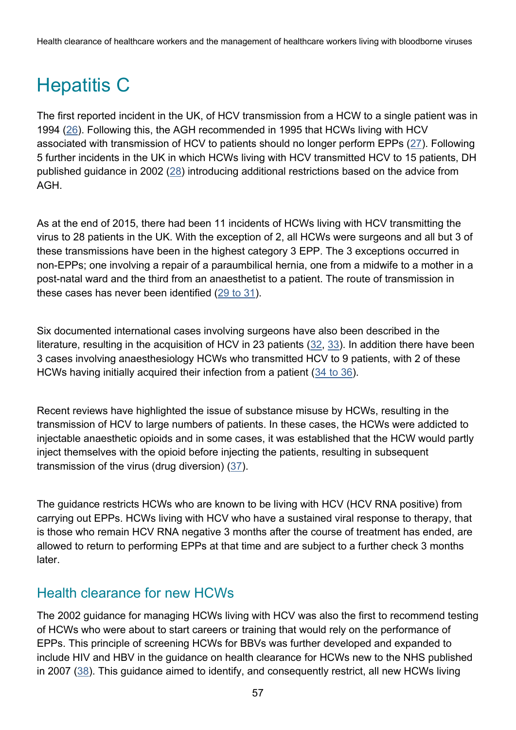# Hepatitis C

The first reported incident in the UK, of HCV transmission from a HCW to a single patient was in 1994 (26). Following this, the AGH recommended in 1995 that HCWs living with HCV associated with transmission of HCV to patients should no longer perform EPPs (27). Following 5 further incidents in the UK in which HCWs living with HCV transmitted HCV to 15 patients, DH published guidance in 2002 (28) introducing additional restrictions based on the advice from AGH.

As at the end of 2015, there had been 11 incidents of HCWs living with HCV transmitting the virus to 28 patients in the UK. With the exception of 2, all HCWs were surgeons and all but 3 of these transmissions have been in the highest category 3 EPP. The 3 exceptions occurred in non-EPPs; one involving a repair of a paraumbilical hernia, one from a midwife to a mother in a post-natal ward and the third from an anaesthetist to a patient. The route of transmission in these cases has never been identified (29 to 31).

Six documented international cases involving surgeons have also been described in the literature, resulting in the acquisition of HCV in 23 patients (32, 33). In addition there have been 3 cases involving anaesthesiology HCWs who transmitted HCV to 9 patients, with 2 of these HCWs having initially acquired their infection from a patient (34 to 36).

Recent reviews have highlighted the issue of substance misuse by HCWs, resulting in the transmission of HCV to large numbers of patients. In these cases, the HCWs were addicted to injectable anaesthetic opioids and in some cases, it was established that the HCW would partly inject themselves with the opioid before injecting the patients, resulting in subsequent transmission of the virus (drug diversion) (37).

The guidance restricts HCWs who are known to be living with HCV (HCV RNA positive) from carrying out EPPs. HCWs living with HCV who have a sustained viral response to therapy, that is those who remain HCV RNA negative 3 months after the course of treatment has ended, are allowed to return to performing EPPs at that time and are subject to a further check 3 months later.

## Health clearance for new HCWs

The 2002 guidance for managing HCWs living with HCV was also the first to recommend testing of HCWs who were about to start careers or training that would rely on the performance of EPPs. This principle of screening HCWs for BBVs was further developed and expanded to include HIV and HBV in the guidance on health clearance for HCWs new to the NHS published in 2007 (38). This guidance aimed to identify, and consequently restrict, all new HCWs living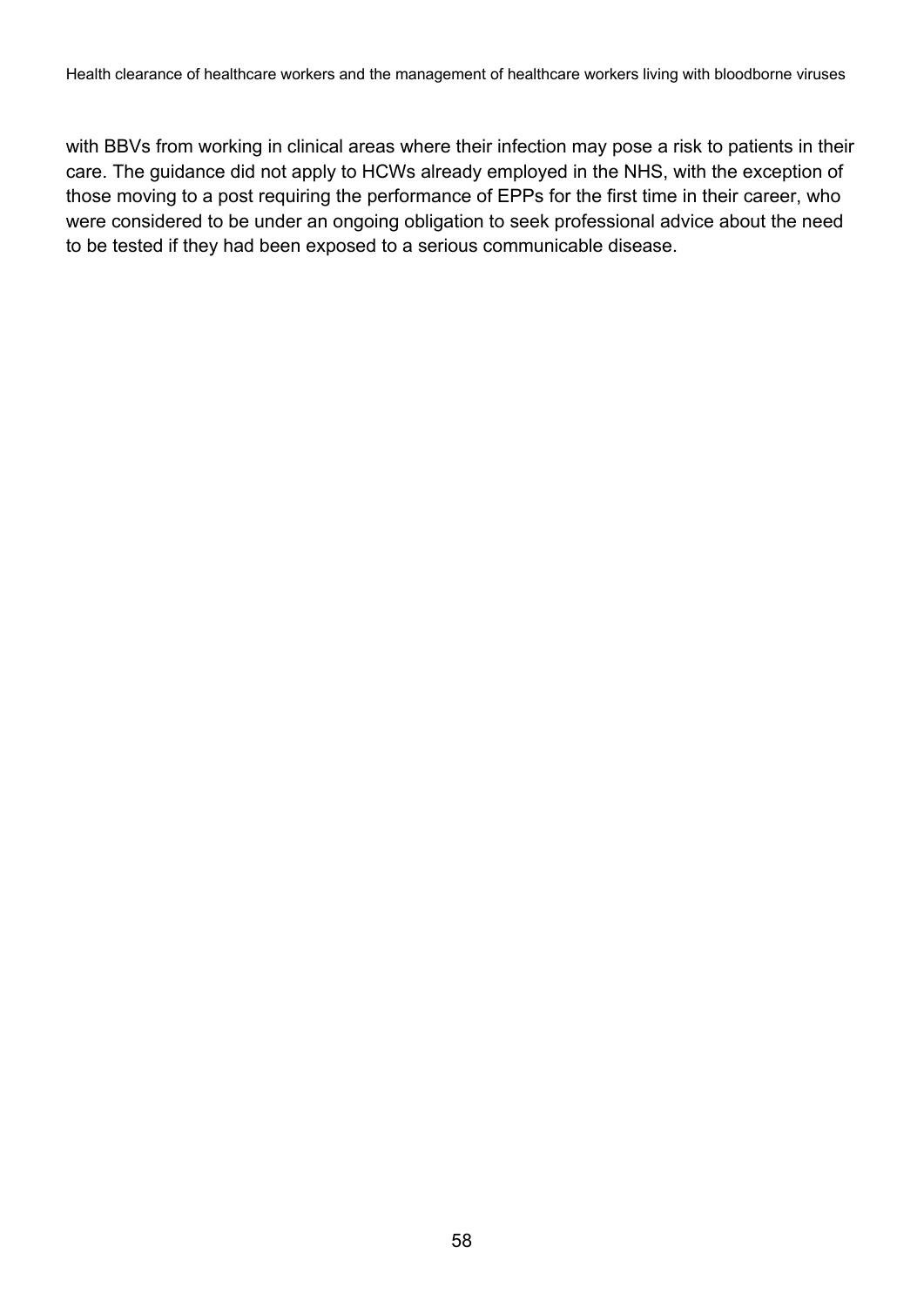with BBVs from working in clinical areas where their infection may pose a risk to patients in their care. The guidance did not apply to HCWs already employed in the NHS, with the exception of those moving to a post requiring the performance of EPPs for the first time in their career, who were considered to be under an ongoing obligation to seek professional advice about the need to be tested if they had been exposed to a serious communicable disease.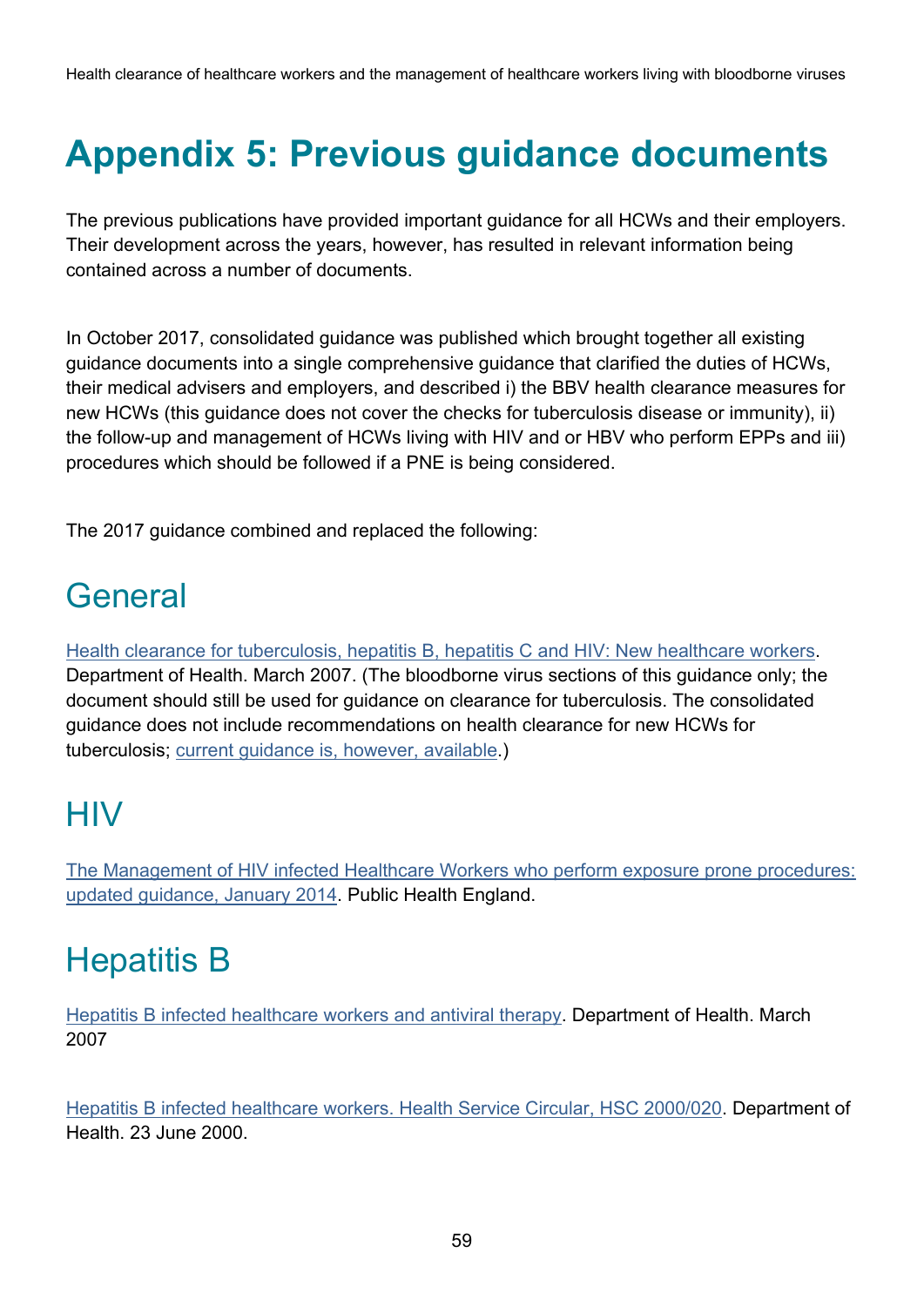# Appendix 5: Previous guidance documents

The previous publications have provided important guidance for all HCWs and their employers. Their development across the years, however, has resulted in relevant information being contained across a number of documents.

In October 2017, consolidated guidance was published which brought together all existing guidance documents into a single comprehensive guidance that clarified the duties of HCWs, their medical advisers and employers, and described i) the BBV health clearance measures for new HCWs (this guidance does not cover the checks for tuberculosis disease or immunity), ii) the follow-up and management of HCWs living with HIV and or HBV who perform EPPs and iii) procedures which should be followed if a PNE is being considered.

The 2017 guidance combined and replaced the following:

## General

Health clearance for tuberculosis, hepatitis B, hepatitis C and HIV: New healthcare workers. Department of Health. March 2007. (The bloodborne virus sections of this guidance only; the document should still be used for guidance on clearance for tuberculosis. The consolidated guidance does not include recommendations on health clearance for new HCWs for tuberculosis; current guidance is, however, available.)

## HIV

The Management of HIV infected Healthcare Workers who perform exposure prone procedures: updated guidance, January 2014. Public Health England.

## Hepatitis B

Hepatitis B infected healthcare workers and antiviral therapy. Department of Health. March 2007

Hepatitis B infected healthcare workers. Health Service Circular, HSC 2000/020. Department of Health. 23 June 2000.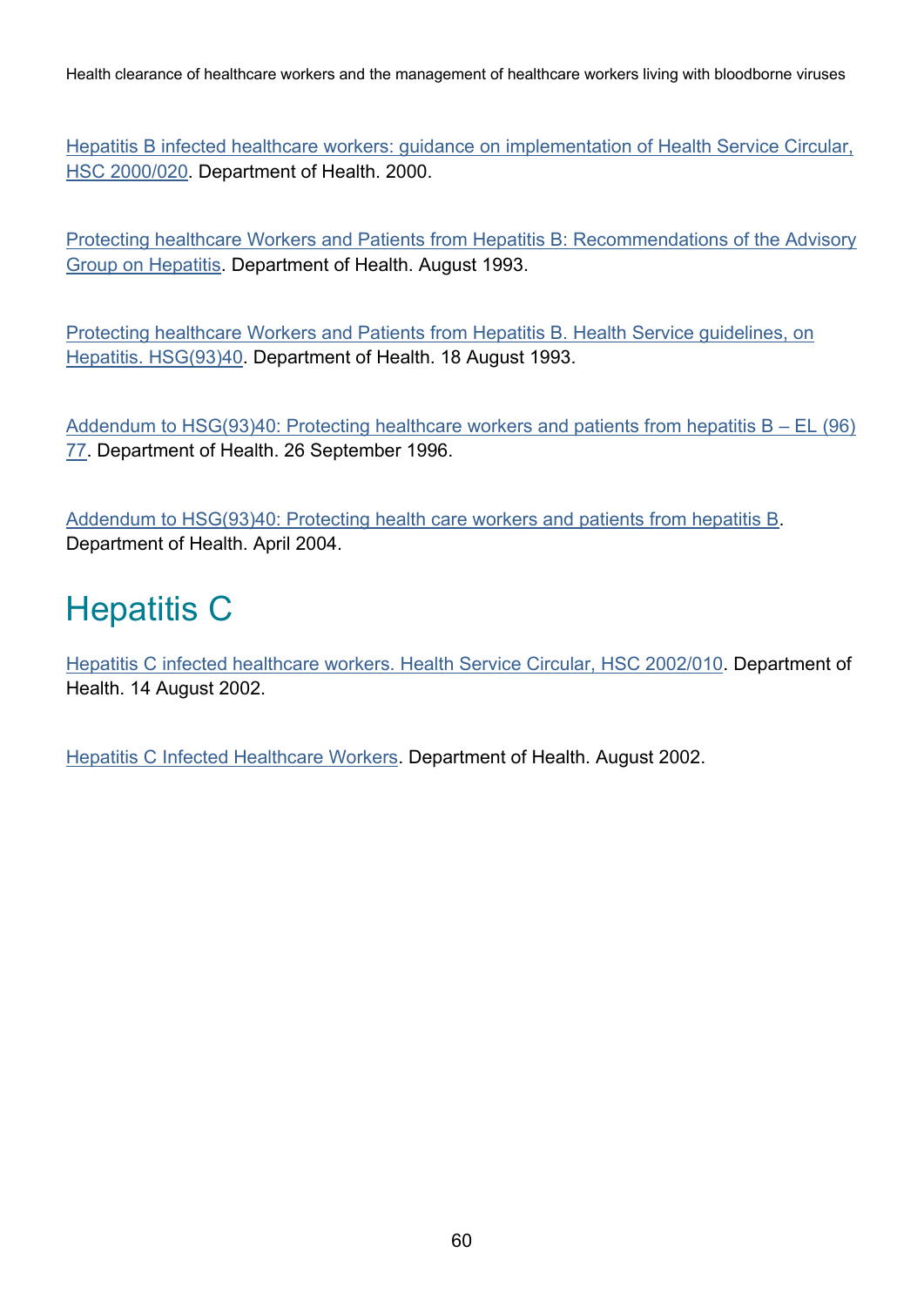Hepatitis B infected healthcare workers: guidance on implementation of Health Service Circular, HSC 2000/020. Department of Health. 2000.

Protecting healthcare Workers and Patients from Hepatitis B: Recommendations of the Advisory Group on Hepatitis. Department of Health. August 1993.

Protecting healthcare Workers and Patients from Hepatitis B. Health Service guidelines, on Hepatitis. HSG(93)40. Department of Health. 18 August 1993.

Addendum to HSG(93)40: Protecting healthcare workers and patients from hepatitis B – EL (96) 77. Department of Health. 26 September 1996.

Addendum to HSG(93)40: Protecting health care workers and patients from hepatitis B. Department of Health. April 2004.

## Hepatitis C

Hepatitis C infected healthcare workers. Health Service Circular, HSC 2002/010. Department of Health. 14 August 2002.

Hepatitis C Infected Healthcare Workers. Department of Health. August 2002.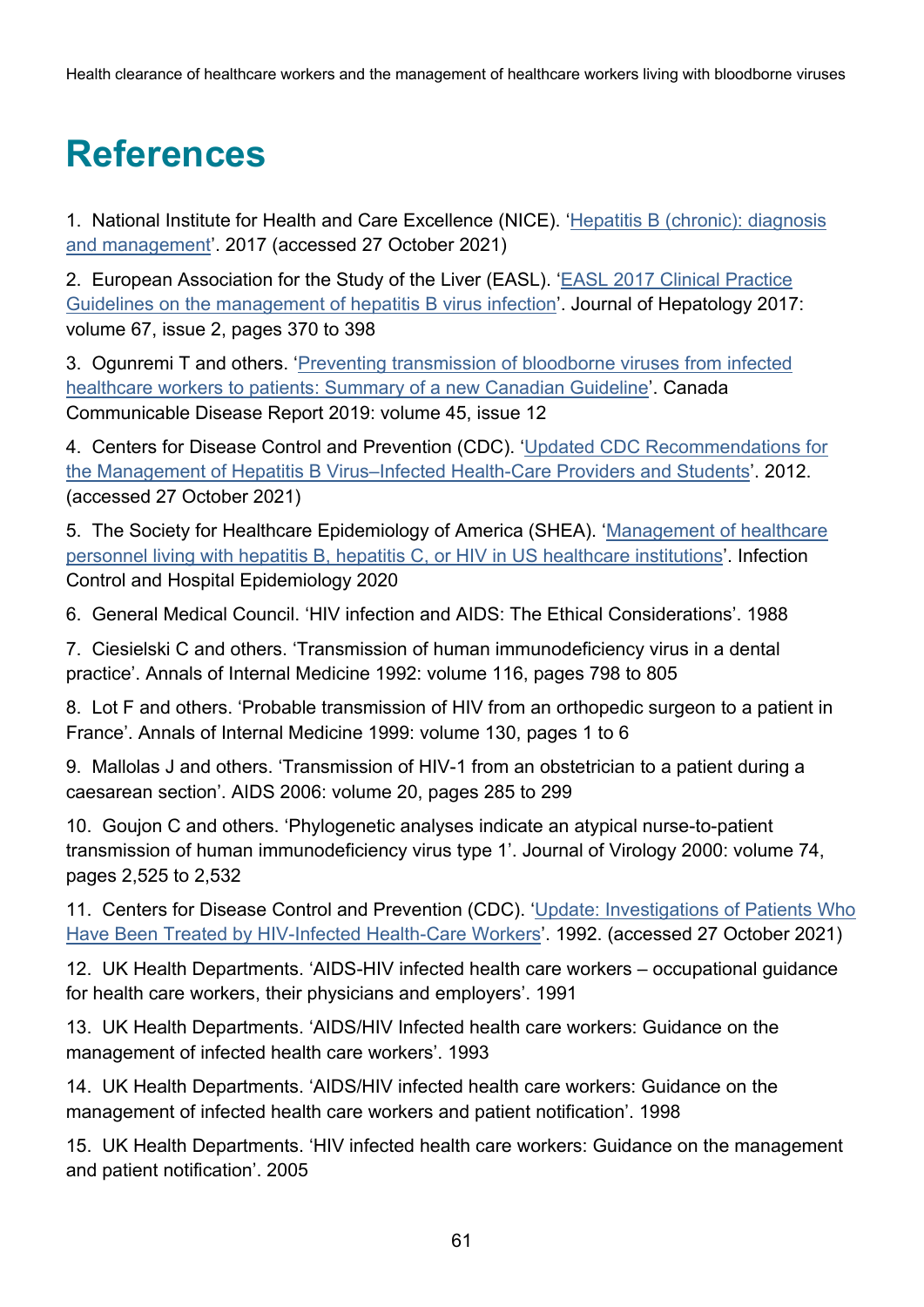# References

1. National Institute for Health and Care Excellence (NICE). 'Hepatitis B (chronic): diagnosis and management'. 2017 (accessed 27 October 2021)

2. European Association for the Study of the Liver (EASL). 'EASL 2017 Clinical Practice Guidelines on the management of hepatitis B virus infection'. Journal of Hepatology 2017: volume 67, issue 2, pages 370 to 398

3. Ogunremi T and others. 'Preventing transmission of bloodborne viruses from infected healthcare workers to patients: Summary of a new Canadian Guideline'. Canada Communicable Disease Report 2019: volume 45, issue 12

4. Centers for Disease Control and Prevention (CDC). 'Updated CDC Recommendations for the Management of Hepatitis B Virus–Infected Health-Care Providers and Students'. 2012. (accessed 27 October 2021)

5. The Society for Healthcare Epidemiology of America (SHEA). 'Management of healthcare personnel living with hepatitis B, hepatitis C, or HIV in US healthcare institutions'. Infection Control and Hospital Epidemiology 2020

6. General Medical Council. 'HIV infection and AIDS: The Ethical Considerations'. 1988

7. Ciesielski C and others. 'Transmission of human immunodeficiency virus in a dental practice'. Annals of Internal Medicine 1992: volume 116, pages 798 to 805

8. Lot F and others. 'Probable transmission of HIV from an orthopedic surgeon to a patient in France'. Annals of Internal Medicine 1999: volume 130, pages 1 to 6

9. Mallolas J and others. 'Transmission of HIV-1 from an obstetrician to a patient during a caesarean section'. AIDS 2006: volume 20, pages 285 to 299

10. Goujon C and others. 'Phylogenetic analyses indicate an atypical nurse-to-patient transmission of human immunodeficiency virus type 1'. Journal of Virology 2000: volume 74, pages 2,525 to 2,532

11. Centers for Disease Control and Prevention (CDC). 'Update: Investigations of Patients Who Have Been Treated by HIV-Infected Health-Care Workers'. 1992. (accessed 27 October 2021)

12. UK Health Departments. 'AIDS-HIV infected health care workers – occupational guidance for health care workers, their physicians and employers'. 1991

13. UK Health Departments. 'AIDS/HIV Infected health care workers: Guidance on the management of infected health care workers'. 1993

14. UK Health Departments. 'AIDS/HIV infected health care workers: Guidance on the management of infected health care workers and patient notification'. 1998

15. UK Health Departments. 'HIV infected health care workers: Guidance on the management and patient notification'. 2005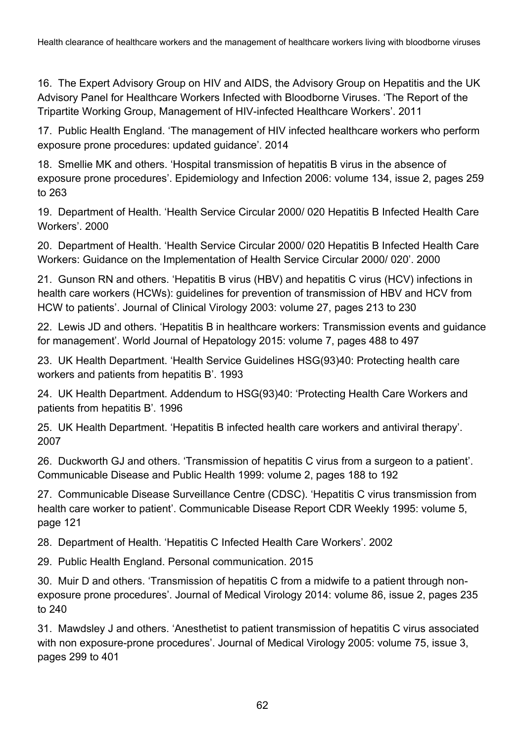16. The Expert Advisory Group on HIV and AIDS, the Advisory Group on Hepatitis and the UK Advisory Panel for Healthcare Workers Infected with Bloodborne Viruses. 'The Report of the Tripartite Working Group, Management of HIV-infected Healthcare Workers'. 2011

17. Public Health England. 'The management of HIV infected healthcare workers who perform exposure prone procedures: updated guidance'. 2014

18. Smellie MK and others. 'Hospital transmission of hepatitis B virus in the absence of exposure prone procedures'. Epidemiology and Infection 2006: volume 134, issue 2, pages 259 to 263

19. Department of Health. 'Health Service Circular 2000/ 020 Hepatitis B Infected Health Care Workers'. 2000

20. Department of Health. 'Health Service Circular 2000/ 020 Hepatitis B Infected Health Care Workers: Guidance on the Implementation of Health Service Circular 2000/ 020'. 2000

21. Gunson RN and others. 'Hepatitis B virus (HBV) and hepatitis C virus (HCV) infections in health care workers (HCWs): guidelines for prevention of transmission of HBV and HCV from HCW to patients'. Journal of Clinical Virology 2003: volume 27, pages 213 to 230

22. Lewis JD and others. 'Hepatitis B in healthcare workers: Transmission events and guidance for management'. World Journal of Hepatology 2015: volume 7, pages 488 to 497

23. UK Health Department. 'Health Service Guidelines HSG(93)40: Protecting health care workers and patients from hepatitis B'. 1993

24. UK Health Department. Addendum to HSG(93)40: 'Protecting Health Care Workers and patients from hepatitis B'. 1996

25. UK Health Department. 'Hepatitis B infected health care workers and antiviral therapy'. 2007

26. Duckworth GJ and others. 'Transmission of hepatitis C virus from a surgeon to a patient'. Communicable Disease and Public Health 1999: volume 2, pages 188 to 192

27. Communicable Disease Surveillance Centre (CDSC). 'Hepatitis C virus transmission from health care worker to patient'. Communicable Disease Report CDR Weekly 1995: volume 5, page 121

28. Department of Health. 'Hepatitis C Infected Health Care Workers'. 2002

29. Public Health England. Personal communication. 2015

30. Muir D and others. 'Transmission of hepatitis C from a midwife to a patient through non-exposure prone procedures'. Journal of Medical Virology 2014: volume 86, issue 2, pages 235 to 240

31. Mawdsley J and others. 'Anesthetist to patient transmission of hepatitis C virus associated with non exposure-prone procedures'. Journal of Medical Virology 2005: volume 75, issue 3, pages 299 to 401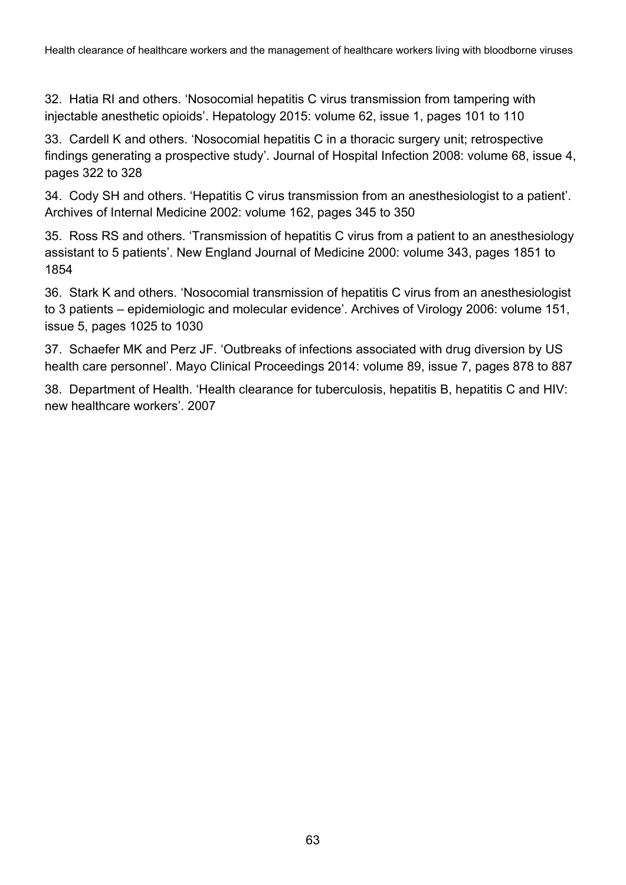32. Hatia RI and others. ‘Nosocomial hepatitis C virus transmission from tampering with injectable anesthetic opioids’. Hepatology 2015: volume 62, issue 1, pages 101 to 110

33. Cardell K and others. ‘Nosocomial hepatitis C in a thoracic surgery unit; retrospective findings generating a prospective study’. Journal of Hospital Infection 2008: volume 68, issue 4, pages 322 to 328

34. Cody SH and others. ‘Hepatitis C virus transmission from an anesthesiologist to a patient’. Archives of Internal Medicine 2002: volume 162, pages 345 to 350

35. Ross RS and others. ‘Transmission of hepatitis C virus from a patient to an anesthesiology assistant to 5 patients’. New England Journal of Medicine 2000: volume 343, pages 1851 to 1854

36. Stark K and others. ‘Nosocomial transmission of hepatitis C virus from an anesthesiologist to 3 patients – epidemiologic and molecular evidence’. Archives of Virology 2006: volume 151, issue 5, pages 1025 to 1030

37. Schaefer MK and Perz JF. ‘Outbreaks of infections associated with drug diversion by US health care personnel’. Mayo Clinical Proceedings 2014: volume 89, issue 7, pages 878 to 887

38. Department of Health. ‘Health clearance for tuberculosis, hepatitis B, hepatitis C and HIV: new healthcare workers’. 2007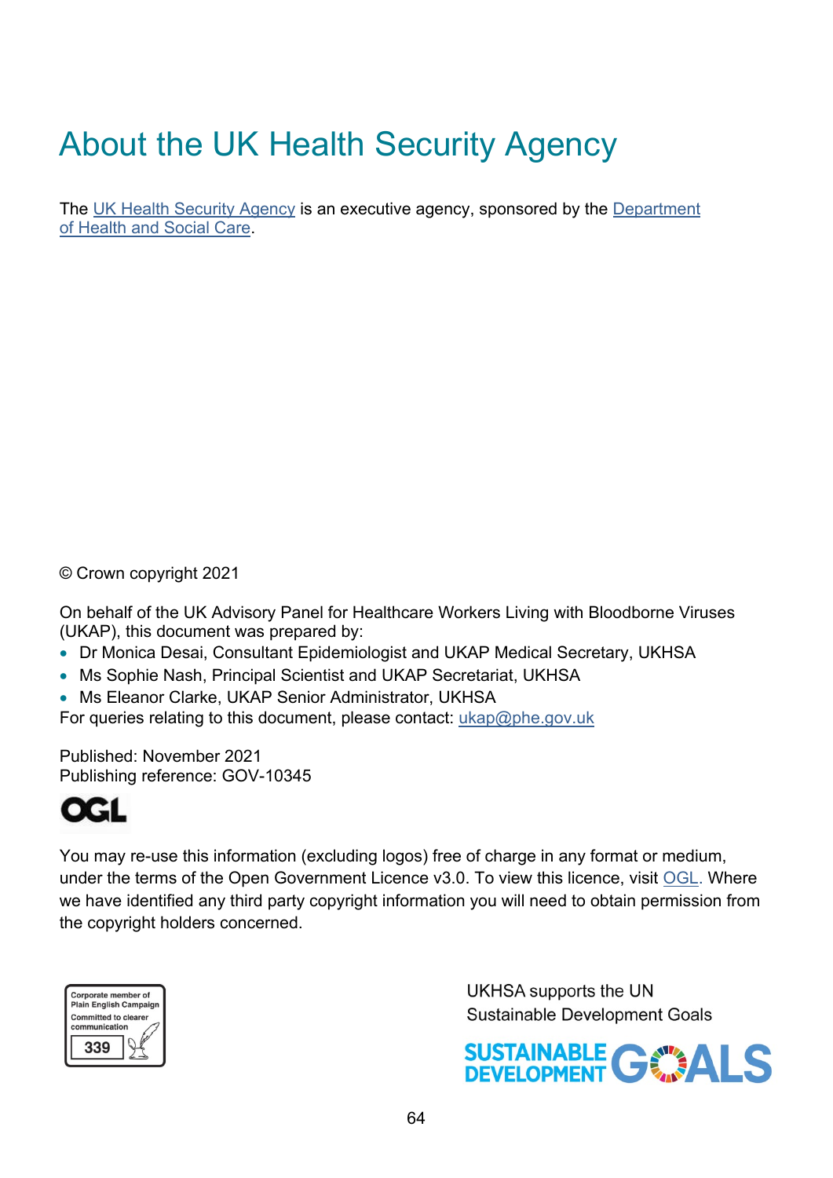# About the UK Health Security Agency

The UK Health Security Agency is an executive agency, sponsored by the Department of Health and Social Care.

© Crown copyright 2021

On behalf of the UK Advisory Panel for Healthcare Workers Living with Bloodborne Viruses (UKAP), this document was prepared by:

- Dr Monica Desai, Consultant Epidemiologist and UKAP Medical Secretary, UKHSA
- Ms Sophie Nash, Principal Scientist and UKAP Secretariat, UKHSA
- Ms Eleanor Clarke, UKAP Senior Administrator, UKHSA

For queries relating to this document, please contact: ukap@phe.gov.uk

Published: November 2021
Publishing reference: GOV-10345

You may re-use this information (excluding logos) free of charge in any format or medium, under the terms of the Open Government Licence v3.0. To view this licence, visit OGL. Where we have identified any third party copyright information you will need to obtain permission from the copyright holders concerned.

Corporate member of Plain English Campaign
Committed to clearer communication
339

UKHSA supports the UN Sustainable Development Goals